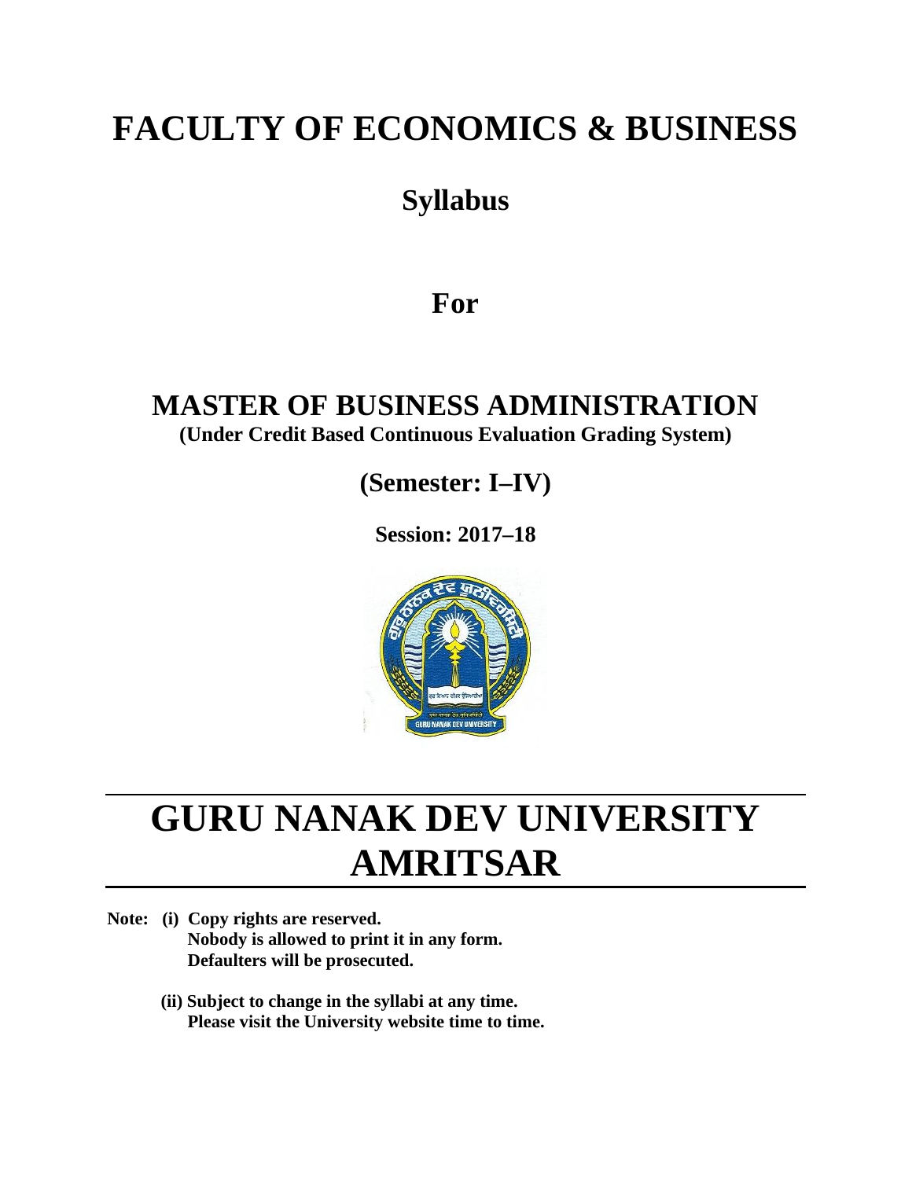# FACULTY OF ECONOMICS & BUSINESS

## Syllabus

## For

## MASTER OF BUSINESS ADMINISTRATION

**(Under Credit Based Continuous Evaluation Grading System)**

## (Semester: I–IV)

**Session: 2017–18**

# GURU NANAK DEV UNIVERSITY AMRITSAR

**Note: (i) Copy rights are reserved.**
**Nobody is allowed to print it in any form.**
**Defaulters will be prosecuted.**

**(ii) Subject to change in the syllabi at any time.**
**Please visit the University website time to time.**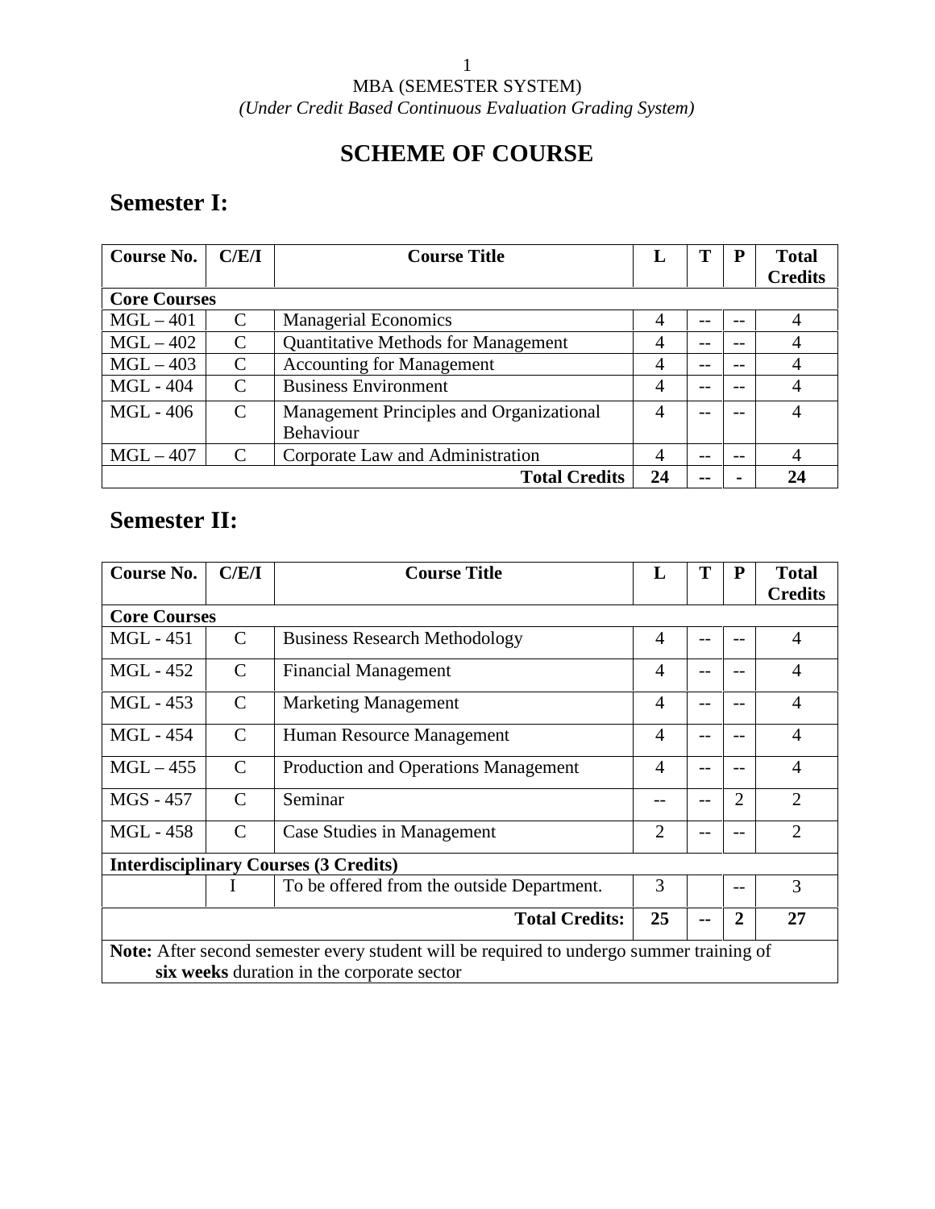MBA (SEMESTER SYSTEM)

*(Under Credit Based Continuous Evaluation Grading System)*

# SCHEME OF COURSE

## Semester I:

| Course No. | C/E/I | Course Title | L | T | P | Total Credits |
|---|---|---|---|---|---|---|
| **Core Courses** | | | | | | |
| MGL – 401 | C | Managerial Economics | 4 | -- | -- | 4 |
| MGL – 402 | C | Quantitative Methods for Management | 4 | -- | -- | 4 |
| MGL – 403 | C | Accounting for Management | 4 | -- | -- | 4 |
| MGL - 404 | C | Business Environment | 4 | -- | -- | 4 |
| MGL - 406 | C | Management Principles and Organizational Behaviour | 4 | -- | -- | 4 |
| MGL – 407 | C | Corporate Law and Administration | 4 | -- | -- | 4 |
| | | **Total Credits** | **24** | **--** | **-** | **24** |

## Semester II:

| Course No. | C/E/I | Course Title | L | T | P | Total Credits |
|---|---|---|---|---|---|---|
| **Core Courses** | | | | | | |
| MGL - 451 | C | Business Research Methodology | 4 | -- | -- | 4 |
| MGL - 452 | C | Financial Management | 4 | -- | -- | 4 |
| MGL - 453 | C | Marketing Management | 4 | -- | -- | 4 |
| MGL - 454 | C | Human Resource Management | 4 | -- | -- | 4 |
| MGL – 455 | C | Production and Operations Management | 4 | -- | -- | 4 |
| MGS - 457 | C | Seminar | -- | -- | 2 | 2 |
| MGL - 458 | C | Case Studies in Management | 2 | -- | -- | 2 |
| **Interdisciplinary Courses (3 Credits)** | | | | | | |
| | I | To be offered from the outside Department. | 3 | | -- | 3 |
| | | **Total Credits:** | **25** | **--** | **2** | **27** |

**Note:** After second semester every student will be required to undergo summer training of **six weeks** duration in the corporate sector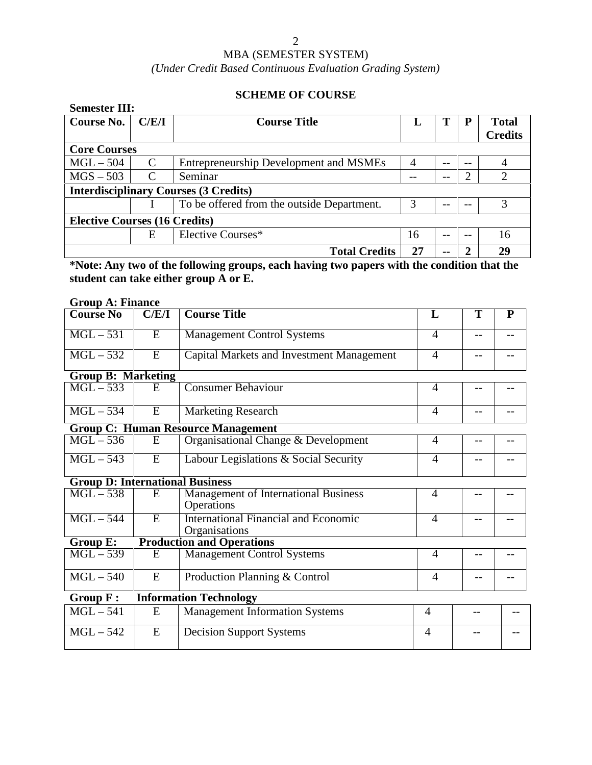MBA (SEMESTER SYSTEM)

*(Under Credit Based Continuous Evaluation Grading System)*

## SCHEME OF COURSE

**Semester III:**

| Course No. | C/E/I | Course Title | L | T | P | Total Credits |
|---|---|---|---|---|---|---|
| **Core Courses** | | | | | | |
| MGL – 504 | C | Entrepreneurship Development and MSMEs | 4 | -- | -- | 4 |
| MGS – 503 | C | Seminar | -- | -- | 2 | 2 |
| **Interdisciplinary Courses (3 Credits)** | | | | | | |
| | I | To be offered from the outside Department. | 3 | -- | -- | 3 |
| **Elective Courses (16 Credits)** | | | | | | |
| | E | Elective Courses* | 16 | -- | -- | 16 |
| | | **Total Credits** | **27** | **--** | **2** | **29** |

**\*Note: Any two of the following groups, each having two papers with the condition that the student can take either group A or E.**

**Group A: Finance**

| Course No | C/E/I | Course Title | L | T | P |
|---|---|---|---|---|---|
| MGL – 531 | E | Management Control Systems | 4 | -- | -- |
| MGL – 532 | E | Capital Markets and Investment Management | 4 | -- | -- |

**Group B: Marketing**

| Course No | C/E/I | Course Title | L | T | P |
|---|---|---|---|---|---|
| MGL – 533 | E | Consumer Behaviour | 4 | -- | -- |
| MGL – 534 | E | Marketing Research | 4 | -- | -- |

**Group C: Human Resource Management**

| Course No | C/E/I | Course Title | L | T | P |
|---|---|---|---|---|---|
| MGL – 536 | E | Organisational Change & Development | 4 | -- | -- |
| MGL – 543 | E | Labour Legislations & Social Security | 4 | -- | -- |

**Group D: International Business**

| Course No | C/E/I | Course Title | L | T | P |
|---|---|---|---|---|---|
| MGL – 538 | E | Management of International Business Operations | 4 | -- | -- |
| MGL – 544 | E | International Financial and Economic Organisations | 4 | -- | -- |

**Group E: Production and Operations**

| Course No | C/E/I | Course Title | L | T | P |
|---|---|---|---|---|---|
| MGL – 539 | E | Management Control Systems | 4 | -- | -- |
| MGL – 540 | E | Production Planning & Control | 4 | -- | -- |

**Group F : Information Technology**

| Course No | C/E/I | Course Title | L | T | P |
|---|---|---|---|---|---|
| MGL – 541 | E | Management Information Systems | 4 | -- | -- |
| MGL – 542 | E | Decision Support Systems | 4 | -- | -- |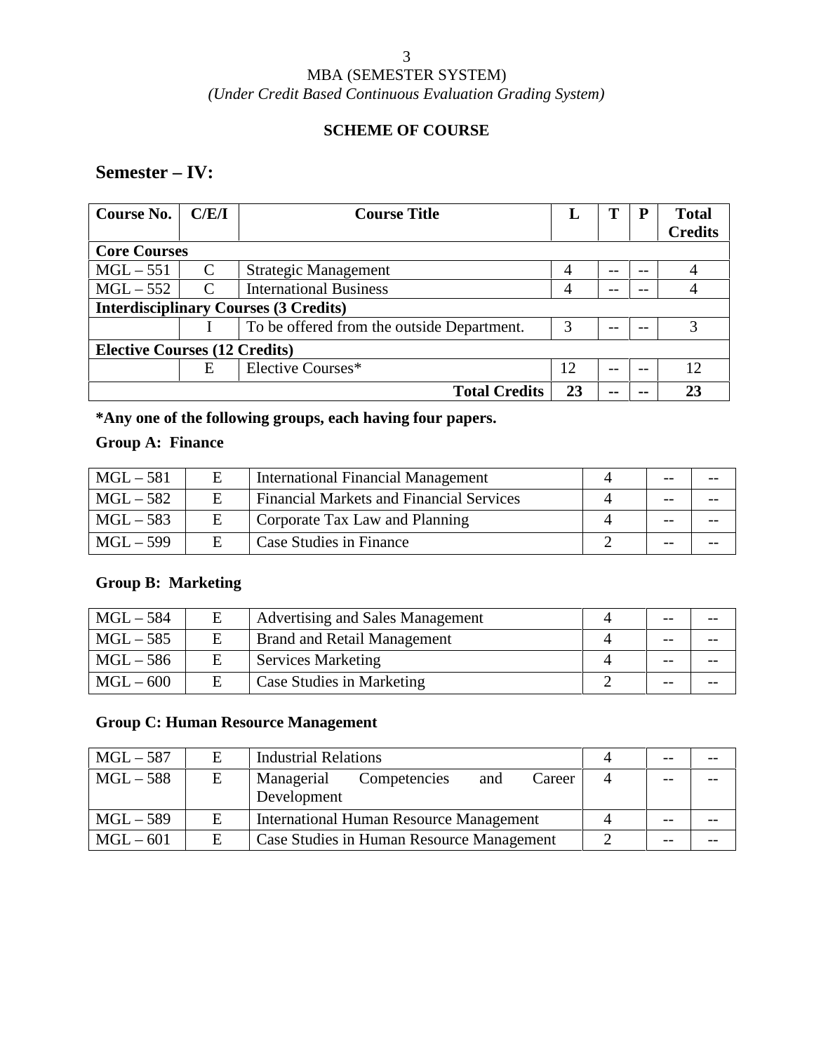MBA (SEMESTER SYSTEM)

*(Under Credit Based Continuous Evaluation Grading System)*

**SCHEME OF COURSE**

## Semester – IV:

| Course No. | C/E/I | Course Title | L | T | P | Total Credits |
|---|---|---|---|---|---|---|
| **Core Courses** | | | | | | |
| MGL – 551 | C | Strategic Management | 4 | -- | -- | 4 |
| MGL – 552 | C | International Business | 4 | -- | -- | 4 |
| **Interdisciplinary Courses (3 Credits)** | | | | | | |
| | I | To be offered from the outside Department. | 3 | -- | -- | 3 |
| **Elective Courses (12 Credits)** | | | | | | |
| | E | Elective Courses* | 12 | -- | -- | 12 |
| | | **Total Credits** | **23** | **--** | **--** | **23** |

***Any one of the following groups, each having four papers.**

**Group A: Finance**

| | | | | | |
|---|---|---|---|---|---|
| MGL – 581 | E | International Financial Management | 4 | -- | -- |
| MGL – 582 | E | Financial Markets and Financial Services | 4 | -- | -- |
| MGL – 583 | E | Corporate Tax Law and Planning | 4 | -- | -- |
| MGL – 599 | E | Case Studies in Finance | 2 | -- | -- |

**Group B: Marketing**

| | | | | | |
|---|---|---|---|---|---|
| MGL – 584 | E | Advertising and Sales Management | 4 | -- | -- |
| MGL – 585 | E | Brand and Retail Management | 4 | -- | -- |
| MGL – 586 | E | Services Marketing | 4 | -- | -- |
| MGL – 600 | E | Case Studies in Marketing | 2 | -- | -- |

**Group C: Human Resource Management**

| | | | | | |
|---|---|---|---|---|---|
| MGL – 587 | E | Industrial Relations | 4 | -- | -- |
| MGL – 588 | E | Managerial Competencies and Career Development | 4 | -- | -- |
| MGL – 589 | E | International Human Resource Management | 4 | -- | -- |
| MGL – 601 | E | Case Studies in Human Resource Management | 2 | -- | -- |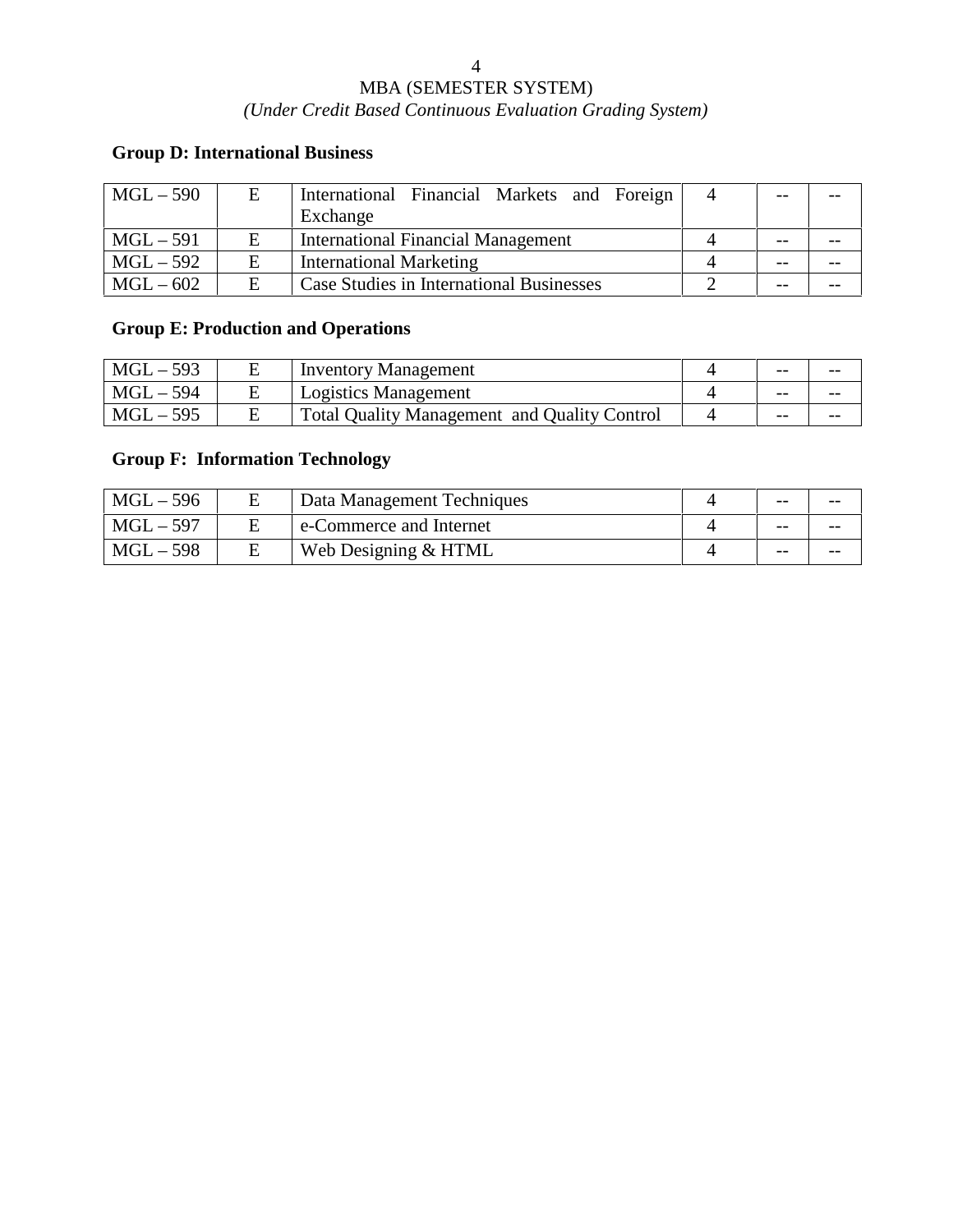MBA (SEMESTER SYSTEM)

*(Under Credit Based Continuous Evaluation Grading System)*

**Group D: International Business**

| | | | | | |
|---|---|---|---|---|---|
| MGL – 590 | E | International Financial Markets and Foreign Exchange | 4 | -- | -- |
| MGL – 591 | E | International Financial Management | 4 | -- | -- |
| MGL – 592 | E | International Marketing | 4 | -- | -- |
| MGL – 602 | E | Case Studies in International Businesses | 2 | -- | -- |

**Group E: Production and Operations**

| | | | | | |
|---|---|---|---|---|---|
| MGL – 593 | E | Inventory Management | 4 | -- | -- |
| MGL – 594 | E | Logistics Management | 4 | -- | -- |
| MGL – 595 | E | Total Quality Management and Quality Control | 4 | -- | -- |

**Group F: Information Technology**

| | | | | | |
|---|---|---|---|---|---|
| MGL – 596 | E | Data Management Techniques | 4 | -- | -- |
| MGL – 597 | E | e-Commerce and Internet | 4 | -- | -- |
| MGL – 598 | E | Web Designing & HTML | 4 | -- | -- |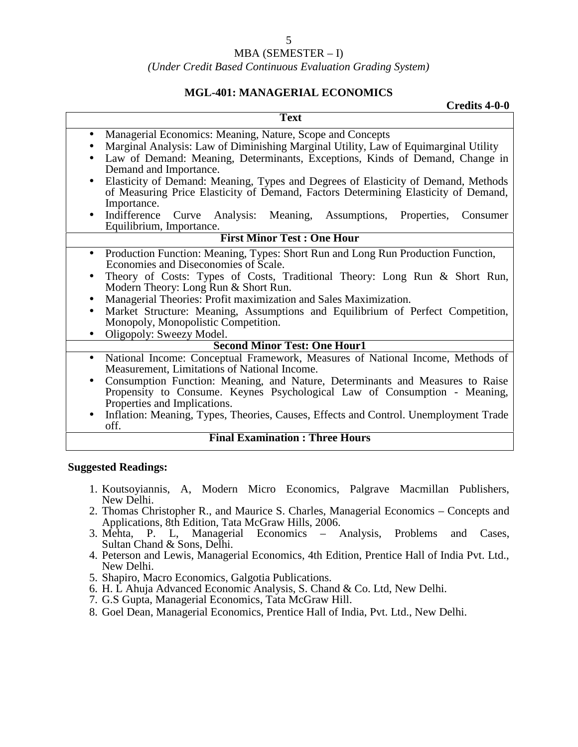MBA (SEMESTER – I)

*(Under Credit Based Continuous Evaluation Grading System)*

## MGL-401: MANAGERIAL ECONOMICS

**Credits 4-0-0**

| **Text** |
|---|
| • Managerial Economics: Meaning, Nature, Scope and Concepts<br>• Marginal Analysis: Law of Diminishing Marginal Utility, Law of Equimarginal Utility<br>• Law of Demand: Meaning, Determinants, Exceptions, Kinds of Demand, Change in Demand and Importance.<br>• Elasticity of Demand: Meaning, Types and Degrees of Elasticity of Demand, Methods of Measuring Price Elasticity of Demand, Factors Determining Elasticity of Demand, Importance.<br>• Indifference Curve Analysis: Meaning, Assumptions, Properties, Consumer Equilibrium, Importance. |
| **First Minor Test : One Hour** |
| • Production Function: Meaning, Types: Short Run and Long Run Production Function, Economies and Diseconomies of Scale.<br>• Theory of Costs: Types of Costs, Traditional Theory: Long Run & Short Run, Modern Theory: Long Run & Short Run.<br>• Managerial Theories: Profit maximization and Sales Maximization.<br>• Market Structure: Meaning, Assumptions and Equilibrium of Perfect Competition, Monopoly, Monopolistic Competition.<br>• Oligopoly: Sweezy Model. |
| **Second Minor Test: One Hour1** |
| • National Income: Conceptual Framework, Measures of National Income, Methods of Measurement, Limitations of National Income.<br>• Consumption Function: Meaning, and Nature, Determinants and Measures to Raise Propensity to Consume. Keynes Psychological Law of Consumption - Meaning, Properties and Implications.<br>• Inflation: Meaning, Types, Theories, Causes, Effects and Control. Unemployment Trade off. |
| **Final Examination : Three Hours** |

**Suggested Readings:**

1. Koutsoyiannis, A, Modern Micro Economics, Palgrave Macmillan Publishers, New Delhi.
2. Thomas Christopher R., and Maurice S. Charles, Managerial Economics – Concepts and Applications, 8th Edition, Tata McGraw Hills, 2006.
3. Mehta, P. L, Managerial Economics – Analysis, Problems and Cases, Sultan Chand & Sons, Delhi.
4. Peterson and Lewis, Managerial Economics, 4th Edition, Prentice Hall of India Pvt. Ltd., New Delhi.
5. Shapiro, Macro Economics, Galgotia Publications.
6. H. L Ahuja Advanced Economic Analysis, S. Chand & Co. Ltd, New Delhi.
7. G.S Gupta, Managerial Economics, Tata McGraw Hill.
8. Goel Dean, Managerial Economics, Prentice Hall of India, Pvt. Ltd., New Delhi.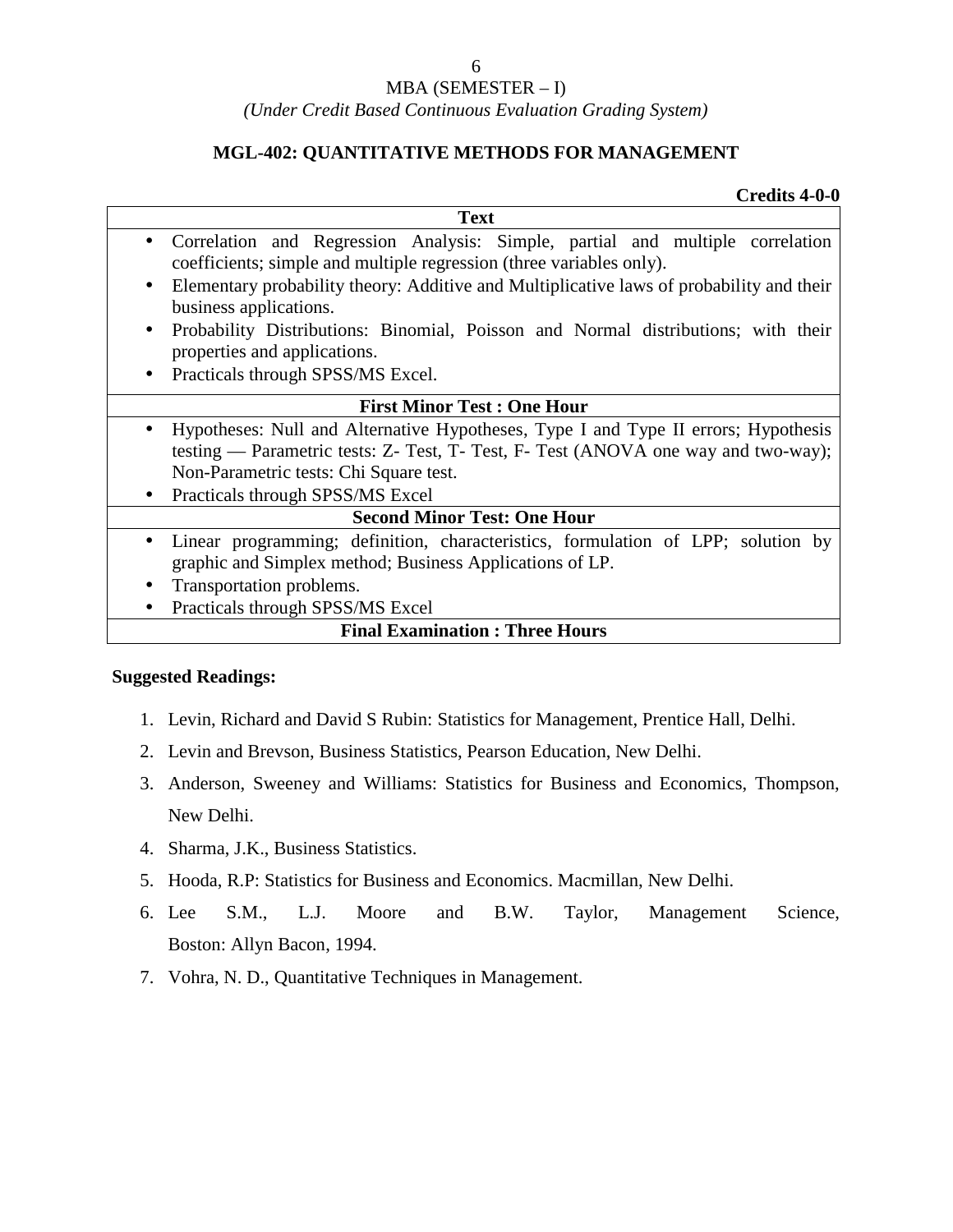MBA (SEMESTER – I)

*(Under Credit Based Continuous Evaluation Grading System)*

## MGL-402: QUANTITATIVE METHODS FOR MANAGEMENT

**Credits 4-0-0**

| **Text** |
|---|
| • Correlation and Regression Analysis: Simple, partial and multiple correlation coefficients; simple and multiple regression (three variables only).<br>• Elementary probability theory: Additive and Multiplicative laws of probability and their business applications.<br>• Probability Distributions: Binomial, Poisson and Normal distributions; with their properties and applications.<br>• Practicals through SPSS/MS Excel. |
| **First Minor Test : One Hour** |
| • Hypotheses: Null and Alternative Hypotheses, Type I and Type II errors; Hypothesis testing — Parametric tests: Z- Test, T- Test, F- Test (ANOVA one way and two-way); Non-Parametric tests: Chi Square test.<br>• Practicals through SPSS/MS Excel |
| **Second Minor Test: One Hour** |
| • Linear programming; definition, characteristics, formulation of LPP; solution by graphic and Simplex method; Business Applications of LP.<br>• Transportation problems.<br>• Practicals through SPSS/MS Excel |
| **Final Examination : Three Hours** |

**Suggested Readings:**

1. Levin, Richard and David S Rubin: Statistics for Management, Prentice Hall, Delhi.
2. Levin and Brevson, Business Statistics, Pearson Education, New Delhi.
3. Anderson, Sweeney and Williams: Statistics for Business and Economics, Thompson, New Delhi.
4. Sharma, J.K., Business Statistics.
5. Hooda, R.P: Statistics for Business and Economics. Macmillan, New Delhi.
6. Lee S.M., L.J. Moore and B.W. Taylor, Management Science, Boston: Allyn Bacon, 1994.
7. Vohra, N. D., Quantitative Techniques in Management.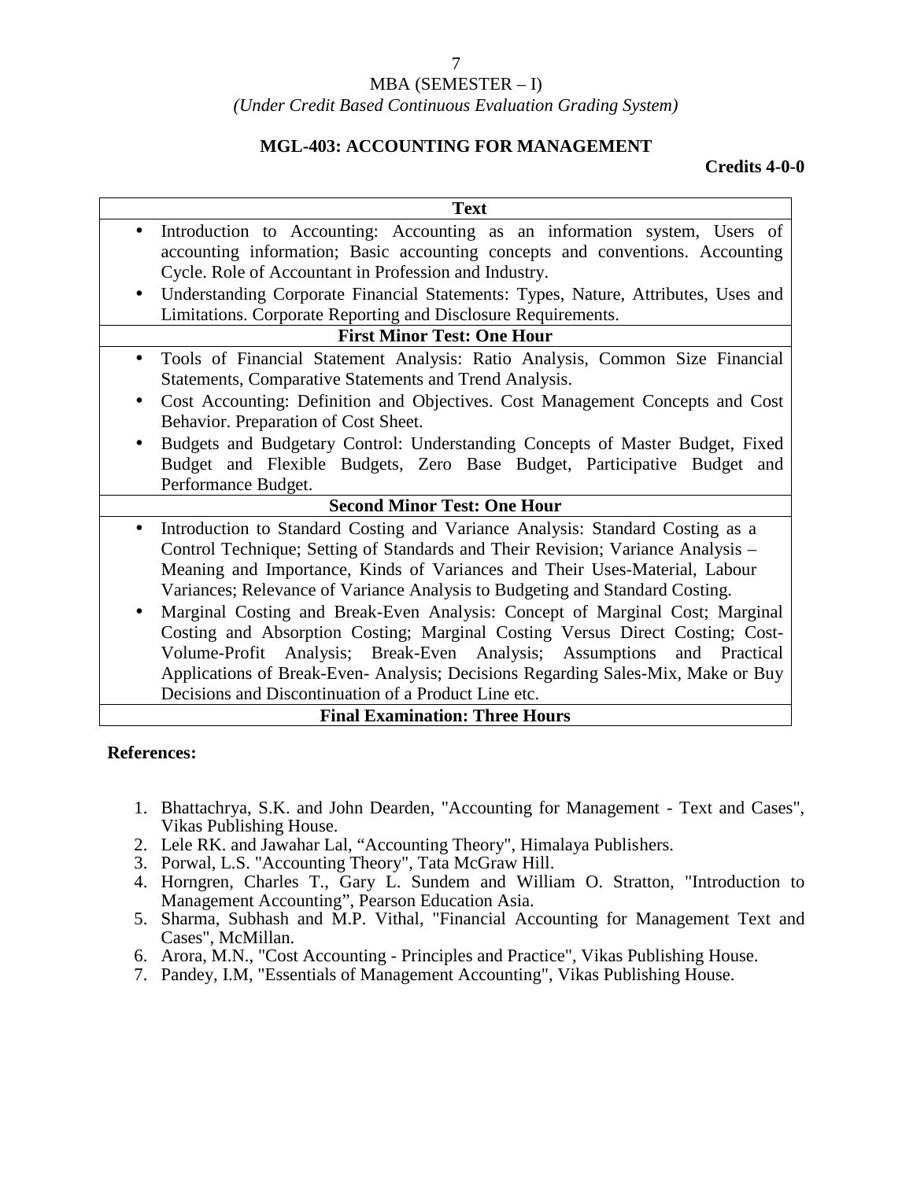MBA (SEMESTER – I)

*(Under Credit Based Continuous Evaluation Grading System)*

**MGL-403: ACCOUNTING FOR MANAGEMENT**

**Credits 4-0-0**

| **Text** |
|---|
| • Introduction to Accounting: Accounting as an information system, Users of accounting information; Basic accounting concepts and conventions. Accounting Cycle. Role of Accountant in Profession and Industry.<br>• Understanding Corporate Financial Statements: Types, Nature, Attributes, Uses and Limitations. Corporate Reporting and Disclosure Requirements. |
| **First Minor Test: One Hour** |
| • Tools of Financial Statement Analysis: Ratio Analysis, Common Size Financial Statements, Comparative Statements and Trend Analysis.<br>• Cost Accounting: Definition and Objectives. Cost Management Concepts and Cost Behavior. Preparation of Cost Sheet.<br>• Budgets and Budgetary Control: Understanding Concepts of Master Budget, Fixed Budget and Flexible Budgets, Zero Base Budget, Participative Budget and Performance Budget. |
| **Second Minor Test: One Hour** |
| • Introduction to Standard Costing and Variance Analysis: Standard Costing as a Control Technique; Setting of Standards and Their Revision; Variance Analysis – Meaning and Importance, Kinds of Variances and Their Uses-Material, Labour Variances; Relevance of Variance Analysis to Budgeting and Standard Costing.<br>• Marginal Costing and Break-Even Analysis: Concept of Marginal Cost; Marginal Costing and Absorption Costing; Marginal Costing Versus Direct Costing; Cost-Volume-Profit Analysis; Break-Even Analysis; Assumptions and Practical Applications of Break-Even- Analysis; Decisions Regarding Sales-Mix, Make or Buy Decisions and Discontinuation of a Product Line etc. |
| **Final Examination: Three Hours** |

**References:**

1. Bhattachrya, S.K. and John Dearden, "Accounting for Management - Text and Cases", Vikas Publishing House.
2. Lele RK. and Jawahar Lal, "Accounting Theory", Himalaya Publishers.
3. Porwal, L.S. "Accounting Theory", Tata McGraw Hill.
4. Horngren, Charles T., Gary L. Sundem and William O. Stratton, "Introduction to Management Accounting", Pearson Education Asia.
5. Sharma, Subhash and M.P. Vithal, "Financial Accounting for Management Text and Cases", McMillan.
6. Arora, M.N., "Cost Accounting - Principles and Practice", Vikas Publishing House.
7. Pandey, I.M, "Essentials of Management Accounting", Vikas Publishing House.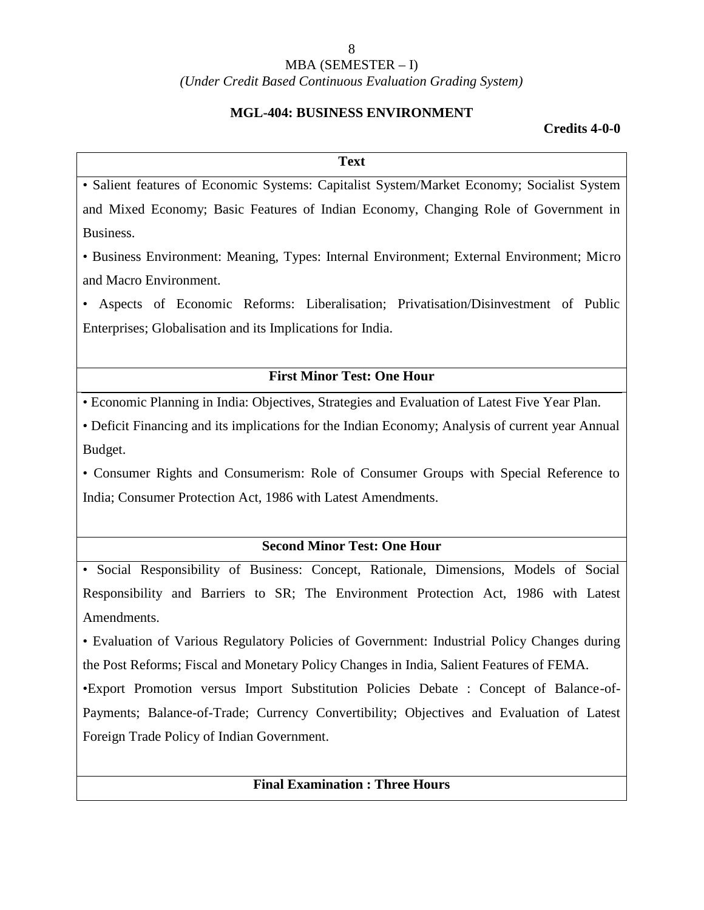MBA (SEMESTER – I)

*(Under Credit Based Continuous Evaluation Grading System)*

**MGL-404: BUSINESS ENVIRONMENT**

**Credits 4-0-0**

**Text**

• Salient features of Economic Systems: Capitalist System/Market Economy; Socialist System and Mixed Economy; Basic Features of Indian Economy, Changing Role of Government in Business.

• Business Environment: Meaning, Types: Internal Environment; External Environment; Micro and Macro Environment.

• Aspects of Economic Reforms: Liberalisation; Privatisation/Disinvestment of Public Enterprises; Globalisation and its Implications for India.

**First Minor Test: One Hour**

• Economic Planning in India: Objectives, Strategies and Evaluation of Latest Five Year Plan.

• Deficit Financing and its implications for the Indian Economy; Analysis of current year Annual Budget.

• Consumer Rights and Consumerism: Role of Consumer Groups with Special Reference to India; Consumer Protection Act, 1986 with Latest Amendments.

**Second Minor Test: One Hour**

• Social Responsibility of Business: Concept, Rationale, Dimensions, Models of Social Responsibility and Barriers to SR; The Environment Protection Act, 1986 with Latest Amendments.

• Evaluation of Various Regulatory Policies of Government: Industrial Policy Changes during the Post Reforms; Fiscal and Monetary Policy Changes in India, Salient Features of FEMA.

•Export Promotion versus Import Substitution Policies Debate : Concept of Balance-of-Payments; Balance-of-Trade; Currency Convertibility; Objectives and Evaluation of Latest Foreign Trade Policy of Indian Government.

**Final Examination : Three Hours**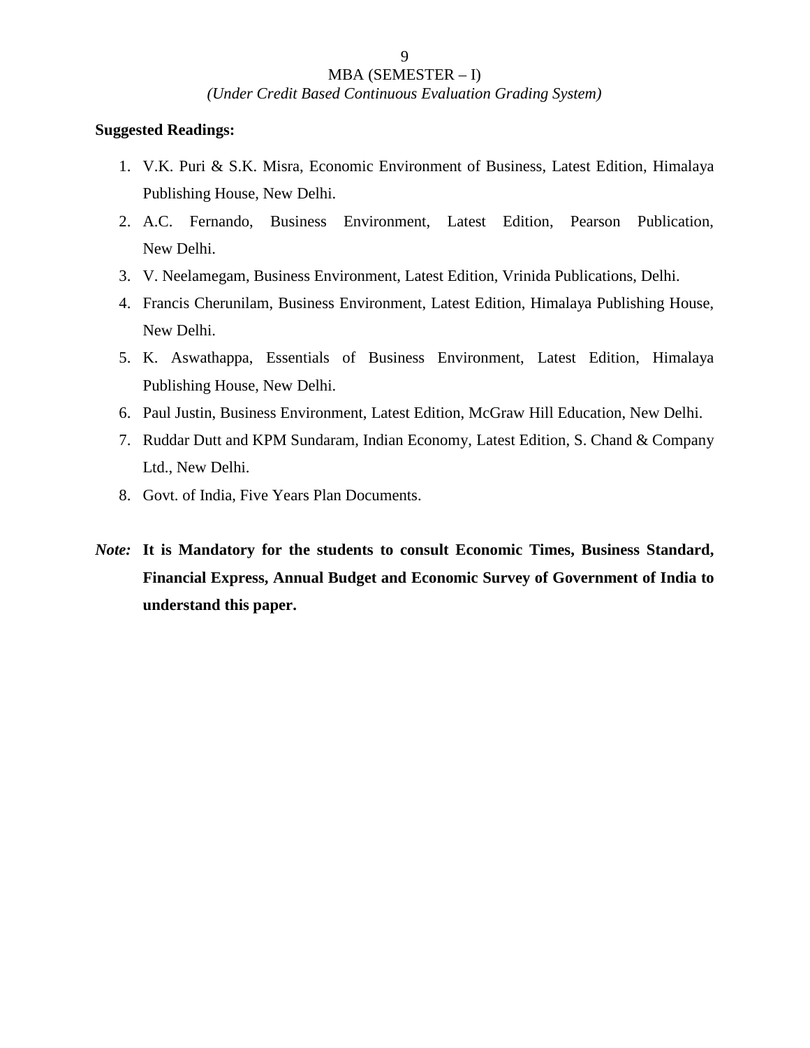**Suggested Readings:**

1. V.K. Puri & S.K. Misra, Economic Environment of Business, Latest Edition, Himalaya Publishing House, New Delhi.
2. A.C. Fernando, Business Environment, Latest Edition, Pearson Publication, New Delhi.
3. V. Neelamegam, Business Environment, Latest Edition, Vrinida Publications, Delhi.
4. Francis Cherunilam, Business Environment, Latest Edition, Himalaya Publishing House, New Delhi.
5. K. Aswathappa, Essentials of Business Environment, Latest Edition, Himalaya Publishing House, New Delhi.
6. Paul Justin, Business Environment, Latest Edition, McGraw Hill Education, New Delhi.
7. Ruddar Dutt and KPM Sundaram, Indian Economy, Latest Edition, S. Chand & Company Ltd., New Delhi.
8. Govt. of India, Five Years Plan Documents.

***Note:*** **It is Mandatory for the students to consult Economic Times, Business Standard, Financial Express, Annual Budget and Economic Survey of Government of India to understand this paper.**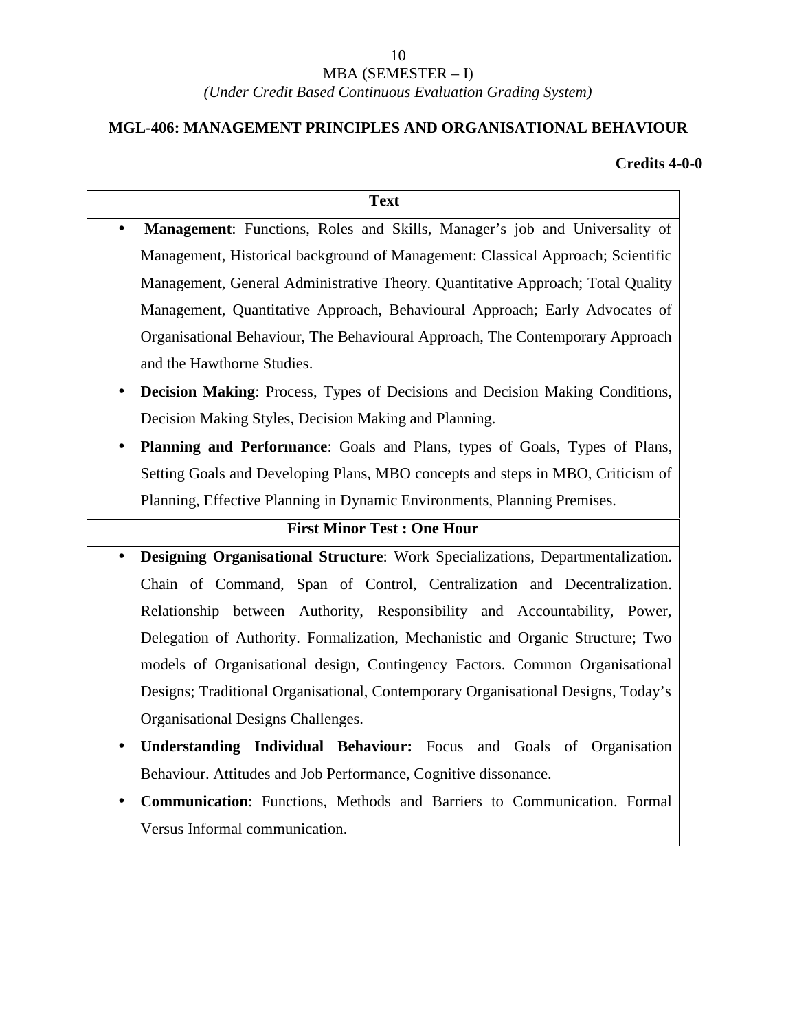MBA (SEMESTER – I)

*(Under Credit Based Continuous Evaluation Grading System)*

## MGL-406: MANAGEMENT PRINCIPLES AND ORGANISATIONAL BEHAVIOUR

**Credits 4-0-0**

### Text

- **Management**: Functions, Roles and Skills, Manager's job and Universality of Management, Historical background of Management: Classical Approach; Scientific Management, General Administrative Theory. Quantitative Approach; Total Quality Management, Quantitative Approach, Behavioural Approach; Early Advocates of Organisational Behaviour, The Behavioural Approach, The Contemporary Approach and the Hawthorne Studies.
- **Decision Making**: Process, Types of Decisions and Decision Making Conditions, Decision Making Styles, Decision Making and Planning.
- **Planning and Performance**: Goals and Plans, types of Goals, Types of Plans, Setting Goals and Developing Plans, MBO concepts and steps in MBO, Criticism of Planning, Effective Planning in Dynamic Environments, Planning Premises.

### First Minor Test : One Hour

- **Designing Organisational Structure**: Work Specializations, Departmentalization. Chain of Command, Span of Control, Centralization and Decentralization. Relationship between Authority, Responsibility and Accountability, Power, Delegation of Authority. Formalization, Mechanistic and Organic Structure; Two models of Organisational design, Contingency Factors. Common Organisational Designs; Traditional Organisational, Contemporary Organisational Designs, Today's Organisational Designs Challenges.
- **Understanding Individual Behaviour:** Focus and Goals of Organisation Behaviour. Attitudes and Job Performance, Cognitive dissonance.
- **Communication**: Functions, Methods and Barriers to Communication. Formal Versus Informal communication.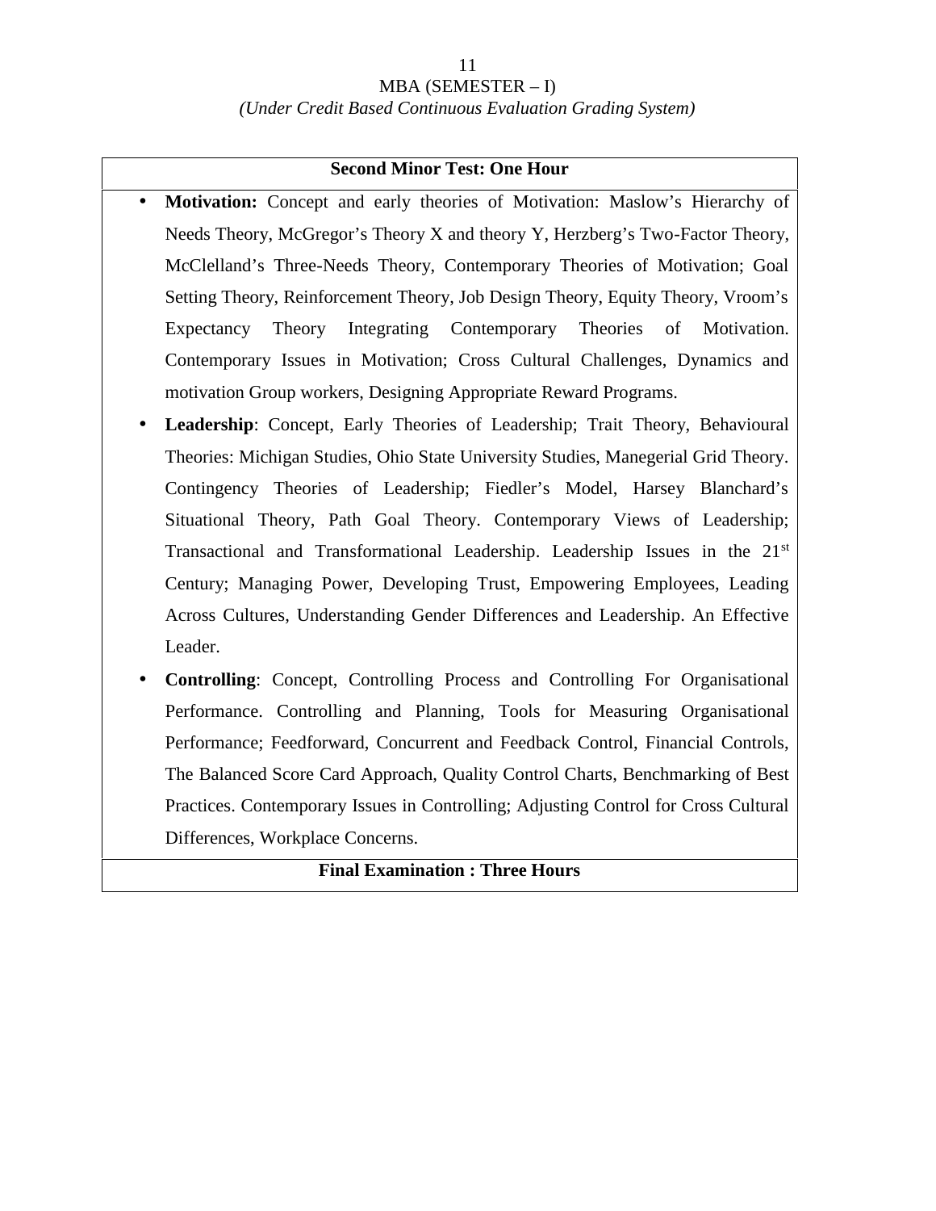MBA (SEMESTER – I)

*(Under Credit Based Continuous Evaluation Grading System)*

**Second Minor Test: One Hour**

- **Motivation:** Concept and early theories of Motivation: Maslow's Hierarchy of Needs Theory, McGregor's Theory X and theory Y, Herzberg's Two-Factor Theory, McClelland's Three-Needs Theory, Contemporary Theories of Motivation; Goal Setting Theory, Reinforcement Theory, Job Design Theory, Equity Theory, Vroom's Expectancy Theory Integrating Contemporary Theories of Motivation. Contemporary Issues in Motivation; Cross Cultural Challenges, Dynamics and motivation Group workers, Designing Appropriate Reward Programs.
- **Leadership**: Concept, Early Theories of Leadership; Trait Theory, Behavioural Theories: Michigan Studies, Ohio State University Studies, Manegerial Grid Theory. Contingency Theories of Leadership; Fiedler's Model, Harsey Blanchard's Situational Theory, Path Goal Theory. Contemporary Views of Leadership; Transactional and Transformational Leadership. Leadership Issues in the 21st Century; Managing Power, Developing Trust, Empowering Employees, Leading Across Cultures, Understanding Gender Differences and Leadership. An Effective Leader.
- **Controlling**: Concept, Controlling Process and Controlling For Organisational Performance. Controlling and Planning, Tools for Measuring Organisational Performance; Feedforward, Concurrent and Feedback Control, Financial Controls, The Balanced Score Card Approach, Quality Control Charts, Benchmarking of Best Practices. Contemporary Issues in Controlling; Adjusting Control for Cross Cultural Differences, Workplace Concerns.

**Final Examination : Three Hours**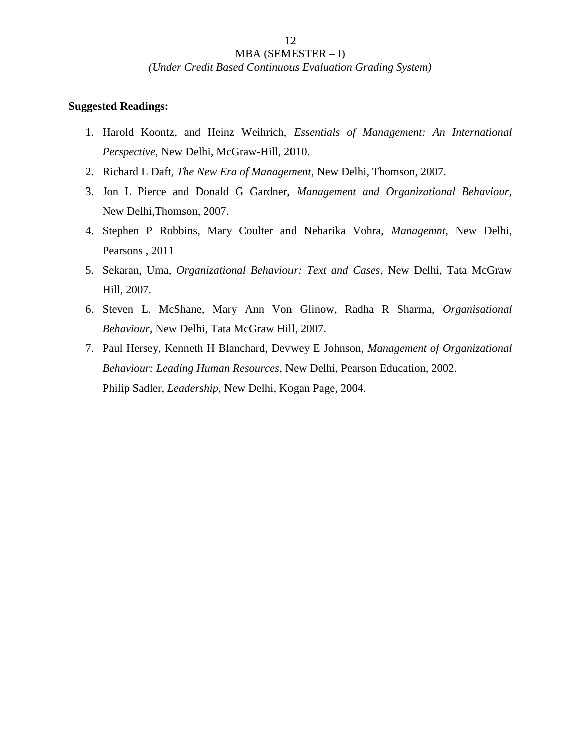MBA (SEMESTER – I)

*(Under Credit Based Continuous Evaluation Grading System)*

**Suggested Readings:**

1. Harold Koontz, and Heinz Weihrich, *Essentials of Management: An International Perspective,* New Delhi, McGraw-Hill, 2010.
2. Richard L Daft, *The New Era of Management*, New Delhi, Thomson, 2007.
3. Jon L Pierce and Donald G Gardner, *Management and Organizational Behaviour,* New Delhi,Thomson, 2007.
4. Stephen P Robbins, Mary Coulter and Neharika Vohra, *Managemnt,* New Delhi, Pearsons , 2011
5. Sekaran, Uma, *Organizational Behaviour: Text and Cases*, New Delhi, Tata McGraw Hill, 2007.
6. Steven L. McShane, Mary Ann Von Glinow, Radha R Sharma, *Organisational Behaviour,* New Delhi, Tata McGraw Hill, 2007.
7. Paul Hersey, Kenneth H Blanchard, Devwey E Johnson, *Management of Organizational Behaviour: Leading Human Resources*, New Delhi, Pearson Education, 2002.
   Philip Sadler, *Leadership,* New Delhi, Kogan Page, 2004.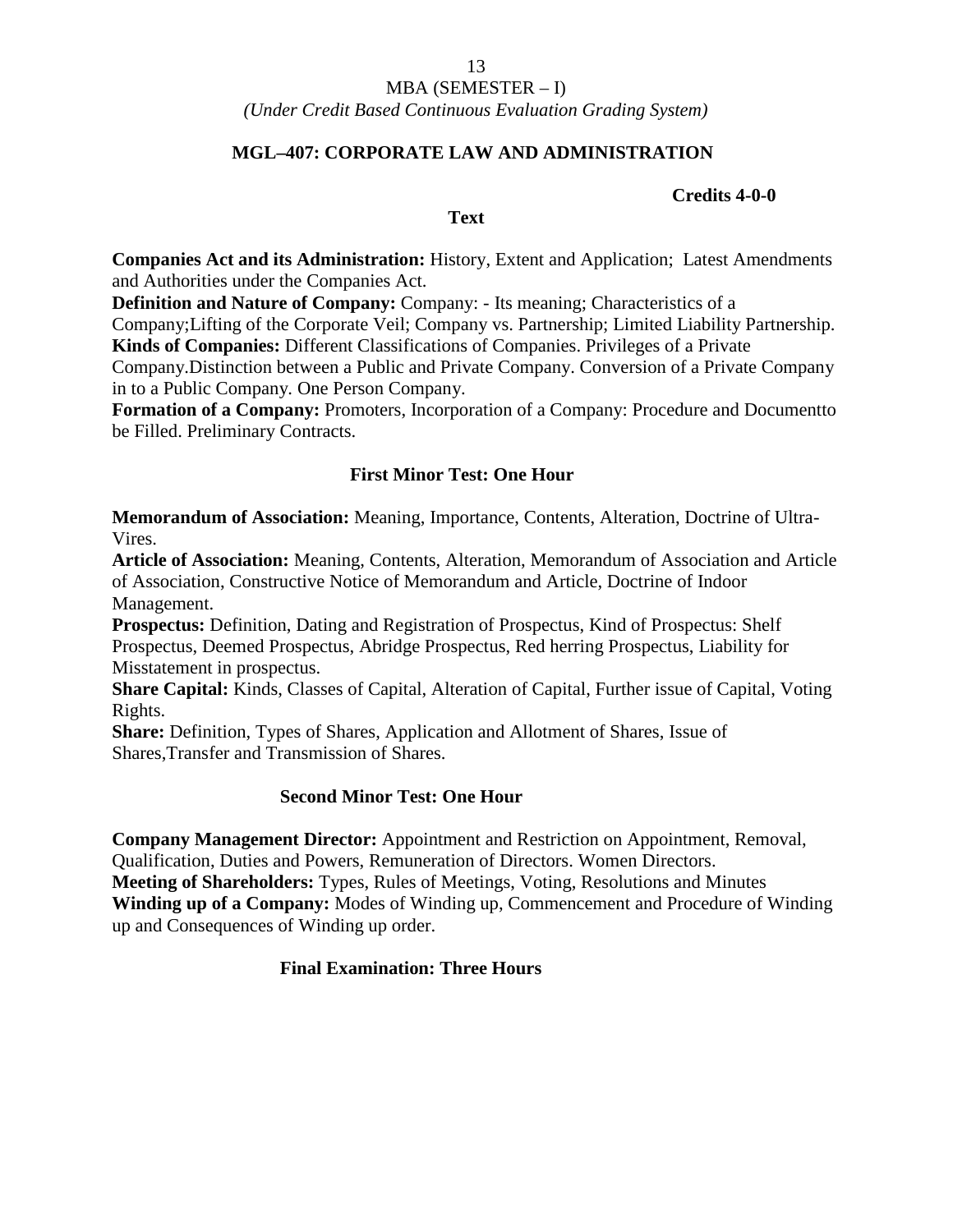MBA (SEMESTER – I)

*(Under Credit Based Continuous Evaluation Grading System)*

## MGL–407: CORPORATE LAW AND ADMINISTRATION

**Credits 4-0-0**

**Text**

**Companies Act and its Administration:** History, Extent and Application; Latest Amendments and Authorities under the Companies Act.

**Definition and Nature of Company:** Company: - Its meaning; Characteristics of a Company;Lifting of the Corporate Veil; Company vs. Partnership; Limited Liability Partnership.

**Kinds of Companies:** Different Classifications of Companies. Privileges of a Private Company.Distinction between a Public and Private Company. Conversion of a Private Company in to a Public Company. One Person Company.

**Formation of a Company:** Promoters, Incorporation of a Company: Procedure and Documentto be Filled. Preliminary Contracts.

**First Minor Test: One Hour**

**Memorandum of Association:** Meaning, Importance, Contents, Alteration, Doctrine of Ultra-Vires.

**Article of Association:** Meaning, Contents, Alteration, Memorandum of Association and Article of Association, Constructive Notice of Memorandum and Article, Doctrine of Indoor Management.

**Prospectus:** Definition, Dating and Registration of Prospectus, Kind of Prospectus: Shelf Prospectus, Deemed Prospectus, Abridge Prospectus, Red herring Prospectus, Liability for Misstatement in prospectus.

**Share Capital:** Kinds, Classes of Capital, Alteration of Capital, Further issue of Capital, Voting Rights.

**Share:** Definition, Types of Shares, Application and Allotment of Shares, Issue of Shares,Transfer and Transmission of Shares.

**Second Minor Test: One Hour**

**Company Management Director:** Appointment and Restriction on Appointment, Removal, Qualification, Duties and Powers, Remuneration of Directors. Women Directors.

**Meeting of Shareholders:** Types, Rules of Meetings, Voting, Resolutions and Minutes

**Winding up of a Company:** Modes of Winding up, Commencement and Procedure of Winding up and Consequences of Winding up order.

**Final Examination: Three Hours**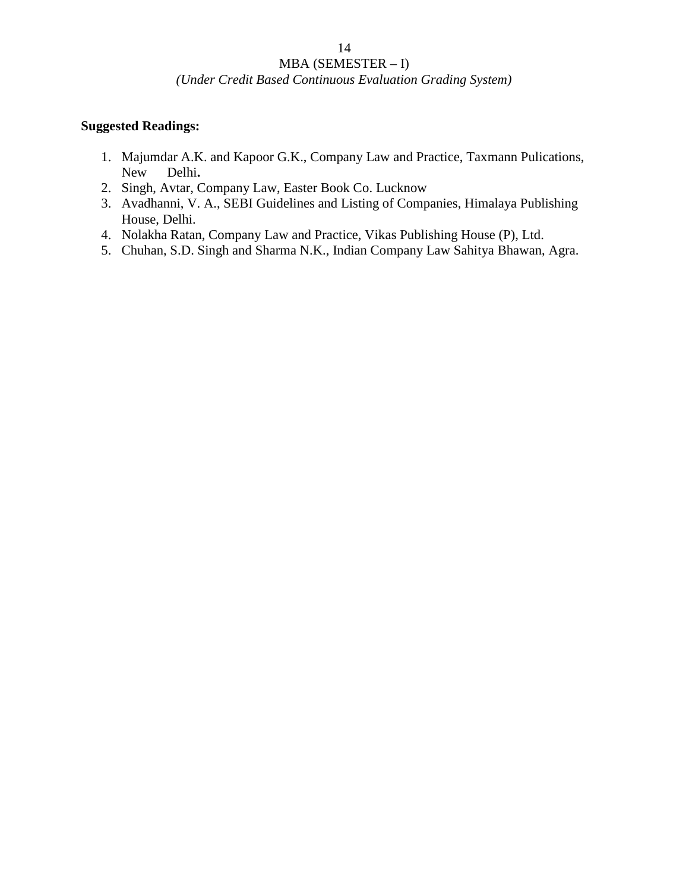**Suggested Readings:**

1. Majumdar A.K. and Kapoor G.K., Company Law and Practice, Taxmann Pulications, New Delhi**.**
2. Singh, Avtar, Company Law, Easter Book Co. Lucknow
3. Avadhanni, V. A., SEBI Guidelines and Listing of Companies, Himalaya Publishing House, Delhi.
4. Nolakha Ratan, Company Law and Practice, Vikas Publishing House (P), Ltd.
5. Chuhan, S.D. Singh and Sharma N.K., Indian Company Law Sahitya Bhawan, Agra.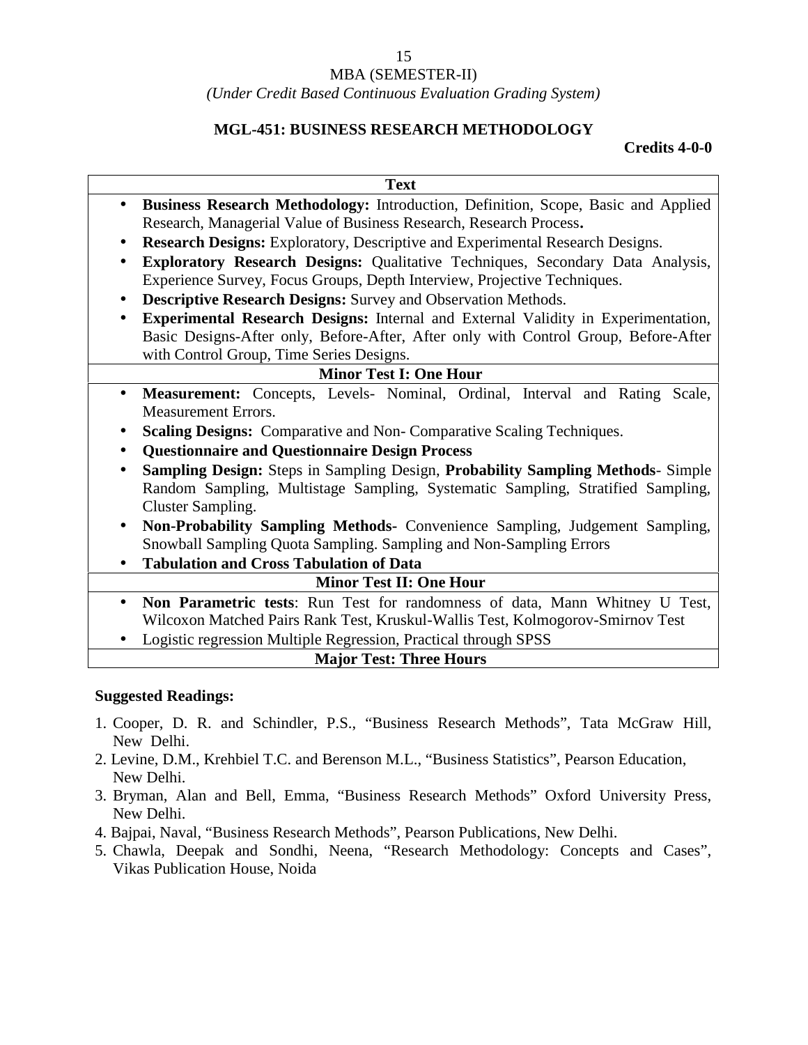MBA (SEMESTER-II)

*(Under Credit Based Continuous Evaluation Grading System)*

## MGL-451: BUSINESS RESEARCH METHODOLOGY

**Credits 4-0-0**

| Text |
| --- |
| • **Business Research Methodology:** Introduction, Definition, Scope, Basic and Applied Research, Managerial Value of Business Research, Research Process**.**<br>• **Research Designs:** Exploratory, Descriptive and Experimental Research Designs.<br>• **Exploratory Research Designs:** Qualitative Techniques, Secondary Data Analysis, Experience Survey, Focus Groups, Depth Interview, Projective Techniques.<br>• **Descriptive Research Designs:** Survey and Observation Methods.<br>• **Experimental Research Designs:** Internal and External Validity in Experimentation, Basic Designs-After only, Before-After, After only with Control Group, Before-After with Control Group, Time Series Designs. |
| **Minor Test I: One Hour** |
| • **Measurement:** Concepts, Levels- Nominal, Ordinal, Interval and Rating Scale, Measurement Errors.<br>• **Scaling Designs:** Comparative and Non- Comparative Scaling Techniques.<br>• **Questionnaire and Questionnaire Design Process**<br>• **Sampling Design:** Steps in Sampling Design, **Probability Sampling Methods**- Simple Random Sampling, Multistage Sampling, Systematic Sampling, Stratified Sampling, Cluster Sampling.<br>• **Non-Probability Sampling Methods-** Convenience Sampling, Judgement Sampling, Snowball Sampling Quota Sampling. Sampling and Non-Sampling Errors<br>• **Tabulation and Cross Tabulation of Data** |
| **Minor Test II: One Hour** |
| • **Non Parametric tests**: Run Test for randomness of data, Mann Whitney U Test, Wilcoxon Matched Pairs Rank Test, Kruskul-Wallis Test, Kolmogorov-Smirnov Test<br>• Logistic regression Multiple Regression, Practical through SPSS |
| **Major Test: Three Hours** |

**Suggested Readings:**

1. Cooper, D. R. and Schindler, P.S., "Business Research Methods", Tata McGraw Hill, New Delhi.
2. Levine, D.M., Krehbiel T.C. and Berenson M.L., "Business Statistics", Pearson Education, New Delhi.
3. Bryman, Alan and Bell, Emma, "Business Research Methods" Oxford University Press, New Delhi.
4. Bajpai, Naval, "Business Research Methods", Pearson Publications, New Delhi.
5. Chawla, Deepak and Sondhi, Neena, "Research Methodology: Concepts and Cases", Vikas Publication House, Noida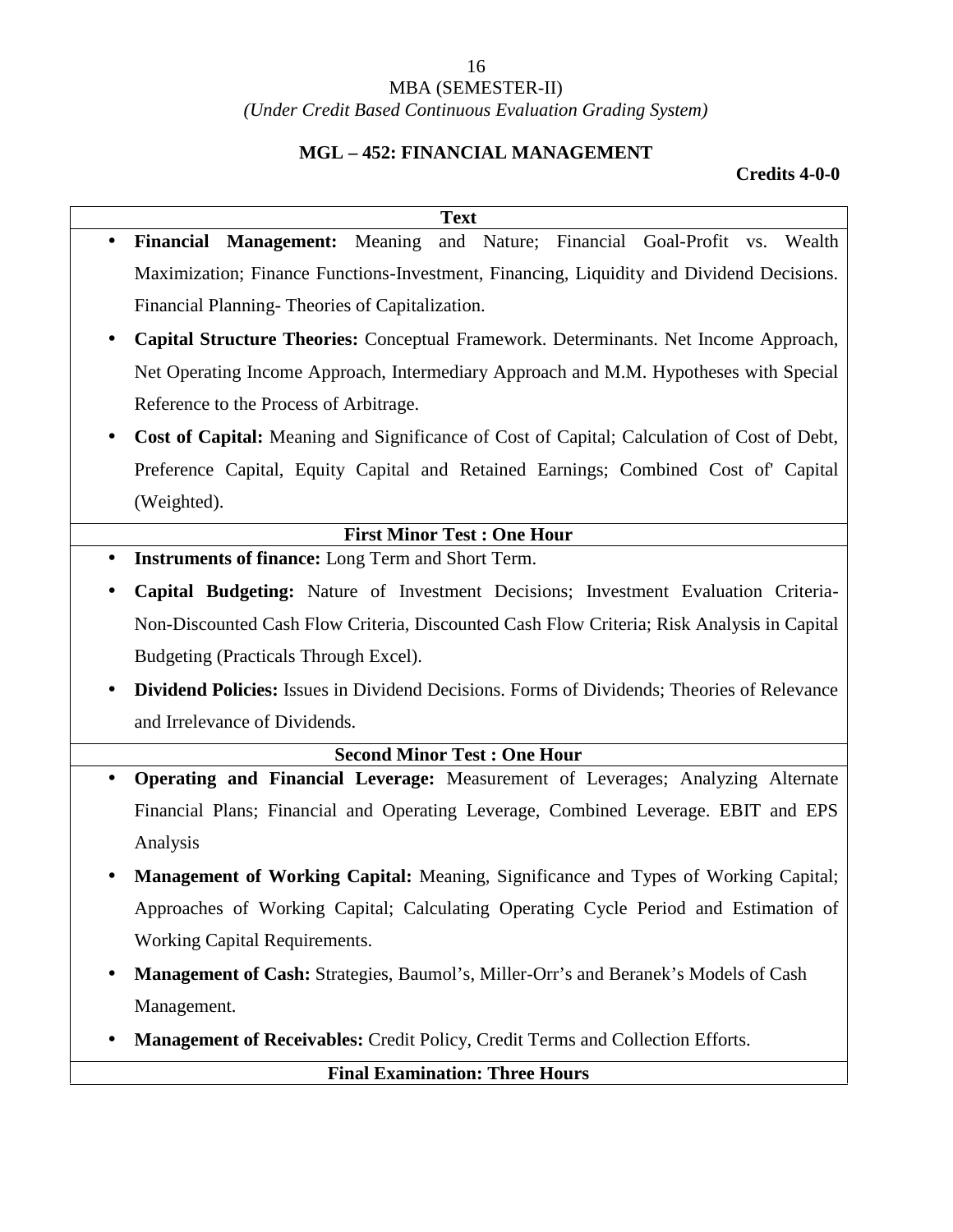MBA (SEMESTER-II)

*(Under Credit Based Continuous Evaluation Grading System)*

## MGL – 452: FINANCIAL MANAGEMENT

**Credits 4-0-0**

**Text**

- **Financial Management:** Meaning and Nature; Financial Goal-Profit vs. Wealth Maximization; Finance Functions-Investment, Financing, Liquidity and Dividend Decisions. Financial Planning- Theories of Capitalization.
- **Capital Structure Theories:** Conceptual Framework. Determinants. Net Income Approach, Net Operating Income Approach, Intermediary Approach and M.M. Hypotheses with Special Reference to the Process of Arbitrage.
- **Cost of Capital:** Meaning and Significance of Cost of Capital; Calculation of Cost of Debt, Preference Capital, Equity Capital and Retained Earnings; Combined Cost of' Capital (Weighted).

**First Minor Test : One Hour**

- **Instruments of finance:** Long Term and Short Term.
- **Capital Budgeting:** Nature of Investment Decisions; Investment Evaluation Criteria-Non-Discounted Cash Flow Criteria, Discounted Cash Flow Criteria; Risk Analysis in Capital Budgeting (Practicals Through Excel).
- **Dividend Policies:** Issues in Dividend Decisions. Forms of Dividends; Theories of Relevance and Irrelevance of Dividends.

**Second Minor Test : One Hour**

- **Operating and Financial Leverage:** Measurement of Leverages; Analyzing Alternate Financial Plans; Financial and Operating Leverage, Combined Leverage. EBIT and EPS Analysis
- **Management of Working Capital:** Meaning, Significance and Types of Working Capital; Approaches of Working Capital; Calculating Operating Cycle Period and Estimation of Working Capital Requirements.
- **Management of Cash:** Strategies, Baumol's, Miller-Orr's and Beranek's Models of Cash Management.
- **Management of Receivables:** Credit Policy, Credit Terms and Collection Efforts.

**Final Examination: Three Hours**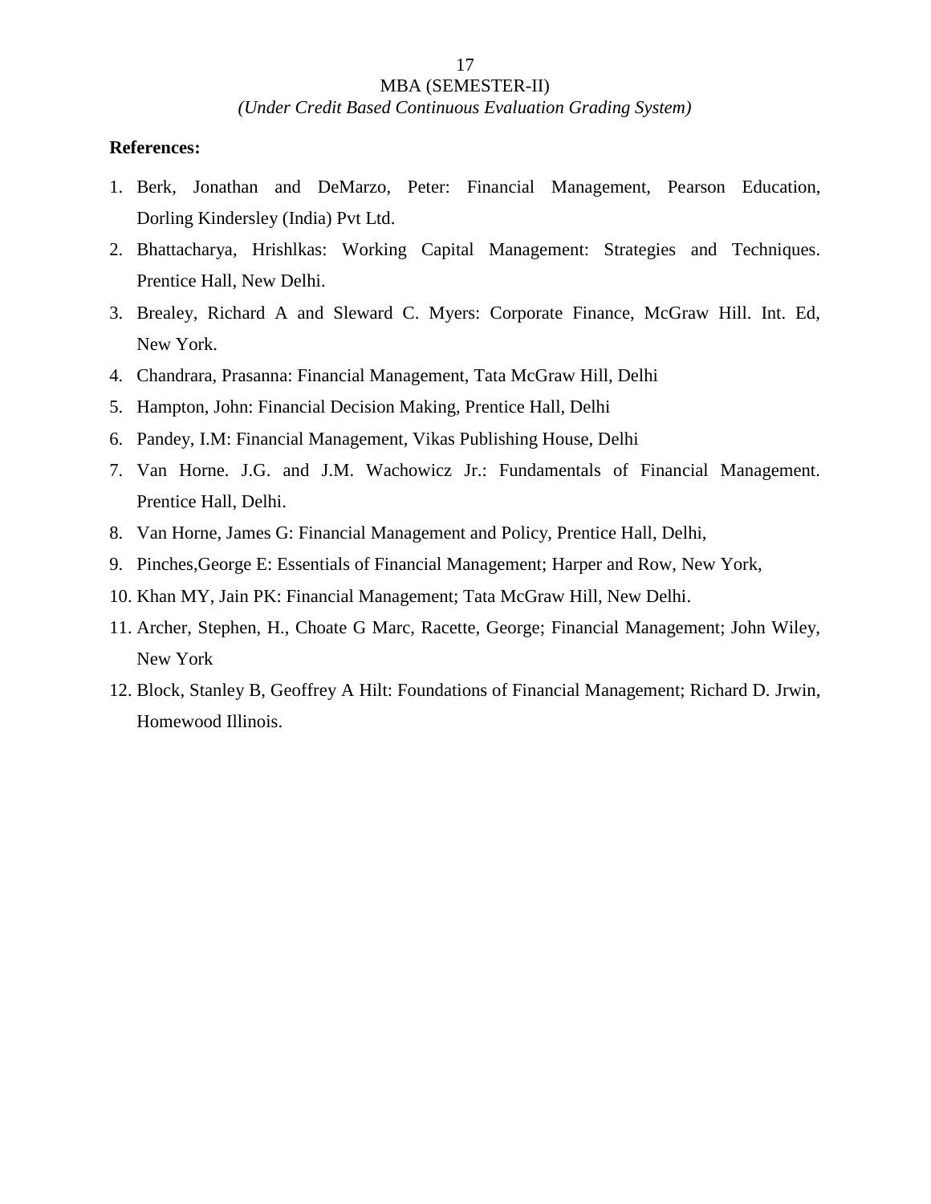**References:**

1. Berk, Jonathan and DeMarzo, Peter: Financial Management, Pearson Education, Dorling Kindersley (India) Pvt Ltd.
2. Bhattacharya, Hrishlkas: Working Capital Management: Strategies and Techniques. Prentice Hall, New Delhi.
3. Brealey, Richard A and Sleward C. Myers: Corporate Finance, McGraw Hill. Int. Ed, New York.
4. Chandrara, Prasanna: Financial Management, Tata McGraw Hill, Delhi
5. Hampton, John: Financial Decision Making, Prentice Hall, Delhi
6. Pandey, I.M: Financial Management, Vikas Publishing House, Delhi
7. Van Horne. J.G. and J.M. Wachowicz Jr.: Fundamentals of Financial Management. Prentice Hall, Delhi.
8. Van Horne, James G: Financial Management and Policy, Prentice Hall, Delhi,
9. Pinches,George E: Essentials of Financial Management; Harper and Row, New York,
10. Khan MY, Jain PK: Financial Management; Tata McGraw Hill, New Delhi.
11. Archer, Stephen, H., Choate G Marc, Racette, George; Financial Management; John Wiley, New York
12. Block, Stanley B, Geoffrey A Hilt: Foundations of Financial Management; Richard D. Jrwin, Homewood Illinois.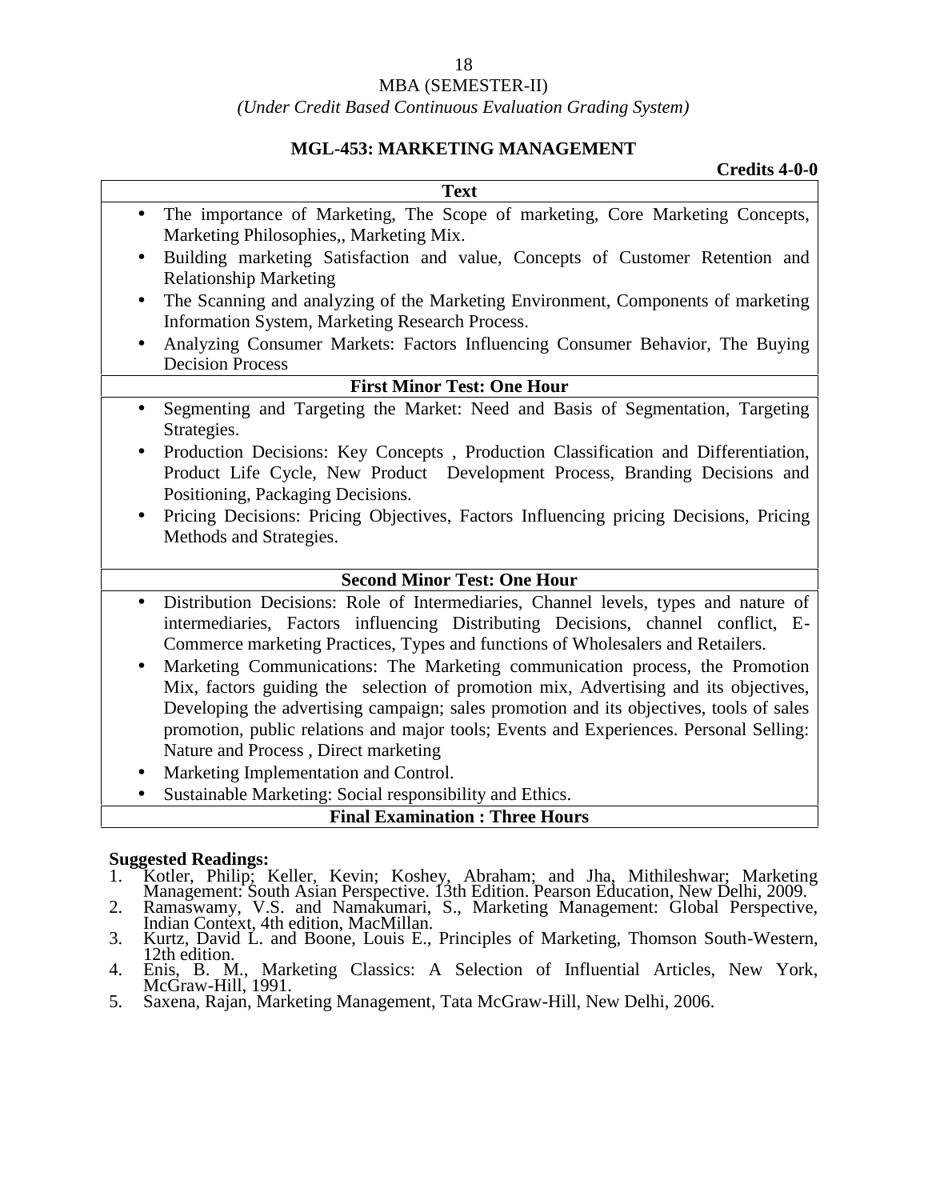MBA (SEMESTER-II)

*(Under Credit Based Continuous Evaluation Grading System)*

## MGL-453: MARKETING MANAGEMENT

**Credits 4-0-0**

| **Text** |
|---|
| • The importance of Marketing, The Scope of marketing, Core Marketing Concepts, Marketing Philosophies,, Marketing Mix.<br>• Building marketing Satisfaction and value, Concepts of Customer Retention and Relationship Marketing<br>• The Scanning and analyzing of the Marketing Environment, Components of marketing Information System, Marketing Research Process.<br>• Analyzing Consumer Markets: Factors Influencing Consumer Behavior, The Buying Decision Process |
| **First Minor Test: One Hour** |
| • Segmenting and Targeting the Market: Need and Basis of Segmentation, Targeting Strategies.<br>• Production Decisions: Key Concepts , Production Classification and Differentiation, Product Life Cycle, New Product Development Process, Branding Decisions and Positioning, Packaging Decisions.<br>• Pricing Decisions: Pricing Objectives, Factors Influencing pricing Decisions, Pricing Methods and Strategies. |
| **Second Minor Test: One Hour** |
| • Distribution Decisions: Role of Intermediaries, Channel levels, types and nature of intermediaries, Factors influencing Distributing Decisions, channel conflict, E-Commerce marketing Practices, Types and functions of Wholesalers and Retailers.<br>• Marketing Communications: The Marketing communication process, the Promotion Mix, factors guiding the selection of promotion mix, Advertising and its objectives, Developing the advertising campaign; sales promotion and its objectives, tools of sales promotion, public relations and major tools; Events and Experiences. Personal Selling: Nature and Process , Direct marketing<br>• Marketing Implementation and Control.<br>• Sustainable Marketing: Social responsibility and Ethics. |
| **Final Examination : Three Hours** |

**Suggested Readings:**

1. Kotler, Philip; Keller, Kevin; Koshey, Abraham; and Jha, Mithileshwar; Marketing Management: South Asian Perspective. 13th Edition. Pearson Education, New Delhi, 2009.
2. Ramaswamy, V.S. and Namakumari, S., Marketing Management: Global Perspective, Indian Context, 4th edition, MacMillan.
3. Kurtz, David L. and Boone, Louis E., Principles of Marketing, Thomson South-Western, 12th edition.
4. Enis, B. M., Marketing Classics: A Selection of Influential Articles, New York, McGraw-Hill, 1991.
5. Saxena, Rajan, Marketing Management, Tata McGraw-Hill, New Delhi, 2006.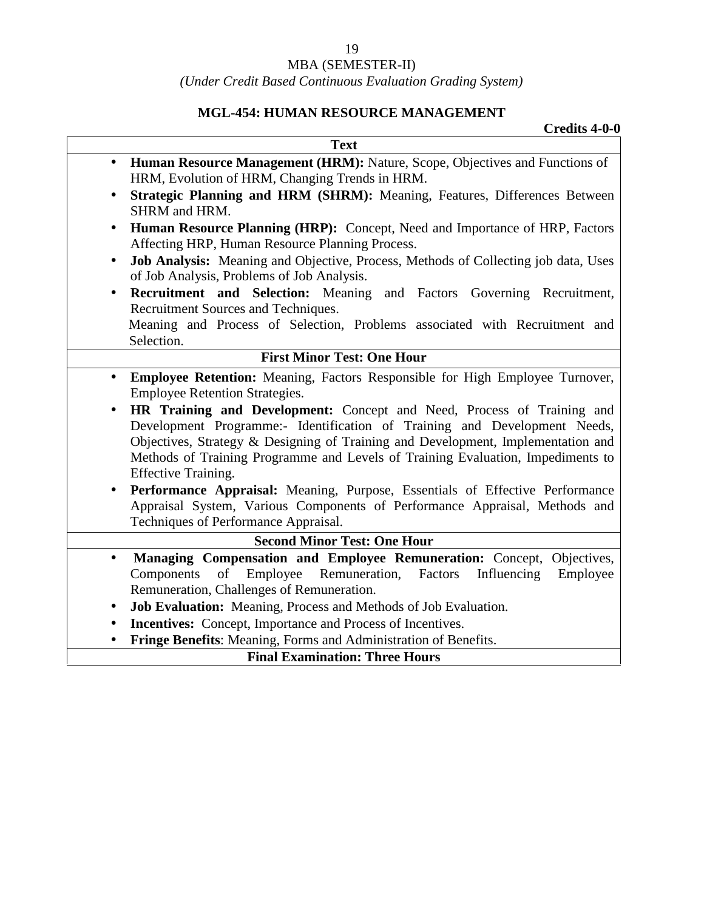MBA (SEMESTER-II)

*(Under Credit Based Continuous Evaluation Grading System)*

## MGL-454: HUMAN RESOURCE MANAGEMENT

**Credits 4-0-0**

**Text**

- **Human Resource Management (HRM):** Nature, Scope, Objectives and Functions of HRM, Evolution of HRM, Changing Trends in HRM.
- **Strategic Planning and HRM (SHRM):** Meaning, Features, Differences Between SHRM and HRM.
- **Human Resource Planning (HRP):** Concept, Need and Importance of HRP, Factors Affecting HRP, Human Resource Planning Process.
- **Job Analysis:** Meaning and Objective, Process, Methods of Collecting job data, Uses of Job Analysis, Problems of Job Analysis.
- **Recruitment and Selection:** Meaning and Factors Governing Recruitment, Recruitment Sources and Techniques.

  Meaning and Process of Selection, Problems associated with Recruitment and Selection.

**First Minor Test: One Hour**

- **Employee Retention:** Meaning, Factors Responsible for High Employee Turnover, Employee Retention Strategies.
- **HR Training and Development:** Concept and Need, Process of Training and Development Programme:- Identification of Training and Development Needs, Objectives, Strategy & Designing of Training and Development, Implementation and Methods of Training Programme and Levels of Training Evaluation, Impediments to Effective Training.
- **Performance Appraisal:** Meaning, Purpose, Essentials of Effective Performance Appraisal System, Various Components of Performance Appraisal, Methods and Techniques of Performance Appraisal.

**Second Minor Test: One Hour**

- **Managing Compensation and Employee Remuneration:** Concept, Objectives, Components of Employee Remuneration, Factors Influencing Employee Remuneration, Challenges of Remuneration.
- **Job Evaluation:** Meaning, Process and Methods of Job Evaluation.
- **Incentives:** Concept, Importance and Process of Incentives.
- **Fringe Benefits**: Meaning, Forms and Administration of Benefits.

**Final Examination: Three Hours**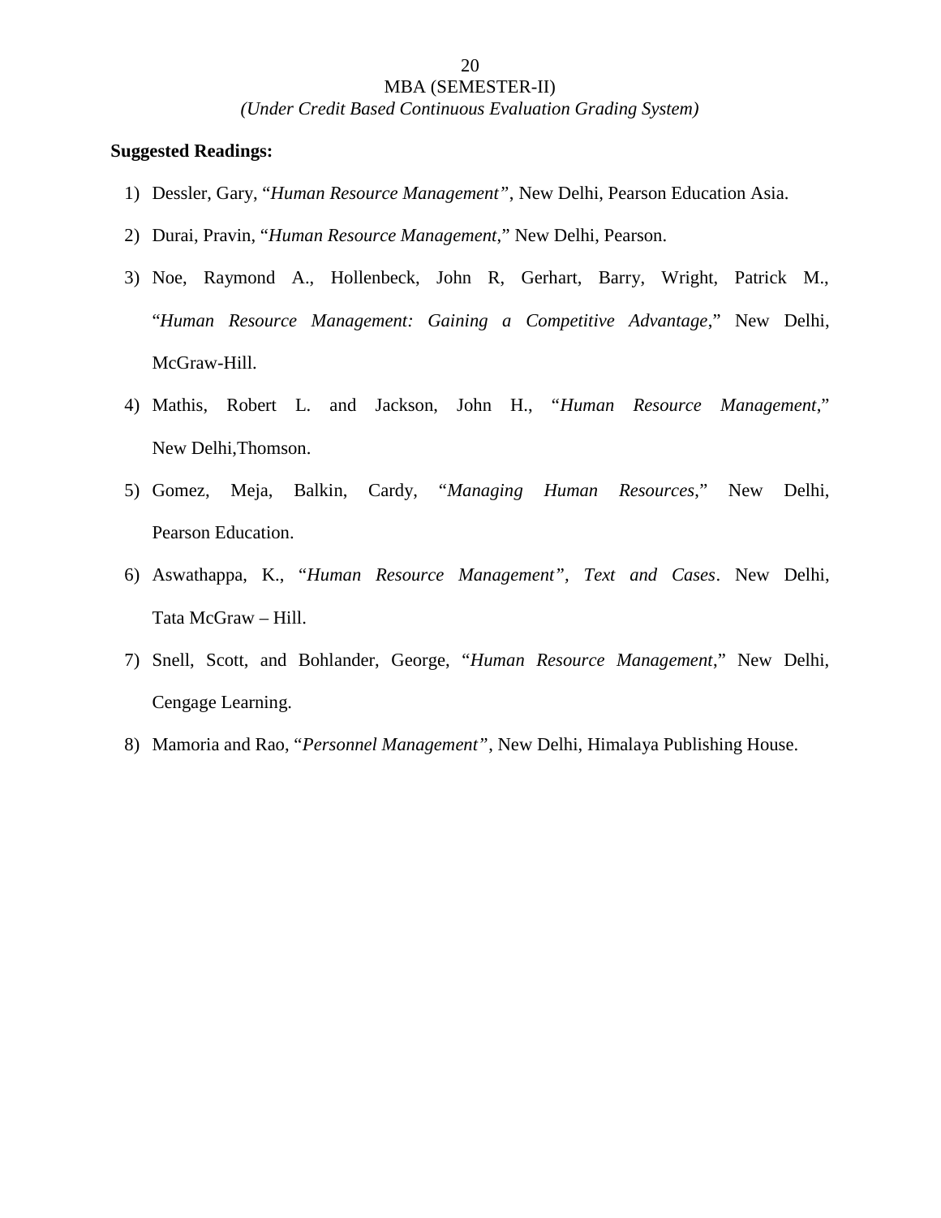**Suggested Readings:**

1) Dessler, Gary, "*Human Resource Management"*, New Delhi, Pearson Education Asia.
2) Durai, Pravin, "*Human Resource Management*," New Delhi, Pearson.
3) Noe, Raymond A., Hollenbeck, John R, Gerhart, Barry, Wright, Patrick M., "*Human Resource Management: Gaining a Competitive Advantage*," New Delhi, McGraw-Hill.
4) Mathis, Robert L. and Jackson, John H., "*Human Resource Management*," New Delhi,Thomson.
5) Gomez, Meja, Balkin, Cardy, "*Managing Human Resources*," New Delhi, Pearson Education.
6) Aswathappa, K., "*Human Resource Management", Text and Cases*. New Delhi, Tata McGraw – Hill.
7) Snell, Scott, and Bohlander, George, "*Human Resource Management*," New Delhi, Cengage Learning.
8) Mamoria and Rao, "*Personnel Management"*, New Delhi, Himalaya Publishing House.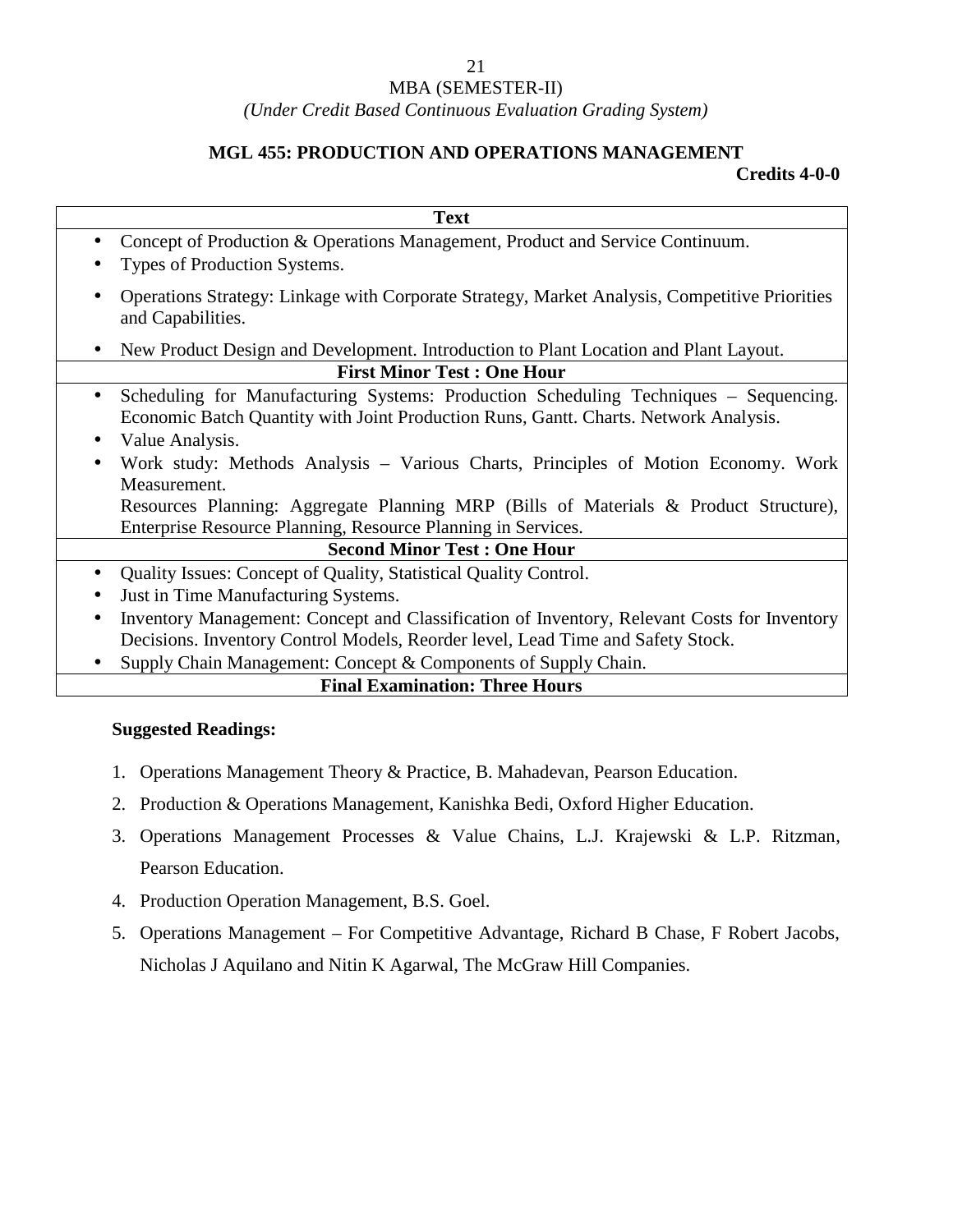MBA (SEMESTER-II)

*(Under Credit Based Continuous Evaluation Grading System)*

## MGL 455: PRODUCTION AND OPERATIONS MANAGEMENT

**Credits 4-0-0**

| Text |
|---|
| • Concept of Production & Operations Management, Product and Service Continuum.<br>• Types of Production Systems.<br>• Operations Strategy: Linkage with Corporate Strategy, Market Analysis, Competitive Priorities and Capabilities.<br>• New Product Design and Development. Introduction to Plant Location and Plant Layout. |
| **First Minor Test : One Hour** |
| • Scheduling for Manufacturing Systems: Production Scheduling Techniques – Sequencing. Economic Batch Quantity with Joint Production Runs, Gantt. Charts. Network Analysis.<br>• Value Analysis.<br>• Work study: Methods Analysis – Various Charts, Principles of Motion Economy. Work Measurement.<br>Resources Planning: Aggregate Planning MRP (Bills of Materials & Product Structure), Enterprise Resource Planning, Resource Planning in Services. |
| **Second Minor Test : One Hour** |
| • Quality Issues: Concept of Quality, Statistical Quality Control.<br>• Just in Time Manufacturing Systems.<br>• Inventory Management: Concept and Classification of Inventory, Relevant Costs for Inventory Decisions. Inventory Control Models, Reorder level, Lead Time and Safety Stock.<br>• Supply Chain Management: Concept & Components of Supply Chain. |
| **Final Examination: Three Hours** |

**Suggested Readings:**

1. Operations Management Theory & Practice, B. Mahadevan, Pearson Education.
2. Production & Operations Management, Kanishka Bedi, Oxford Higher Education.
3. Operations Management Processes & Value Chains, L.J. Krajewski & L.P. Ritzman, Pearson Education.
4. Production Operation Management, B.S. Goel.
5. Operations Management – For Competitive Advantage, Richard B Chase, F Robert Jacobs, Nicholas J Aquilano and Nitin K Agarwal, The McGraw Hill Companies.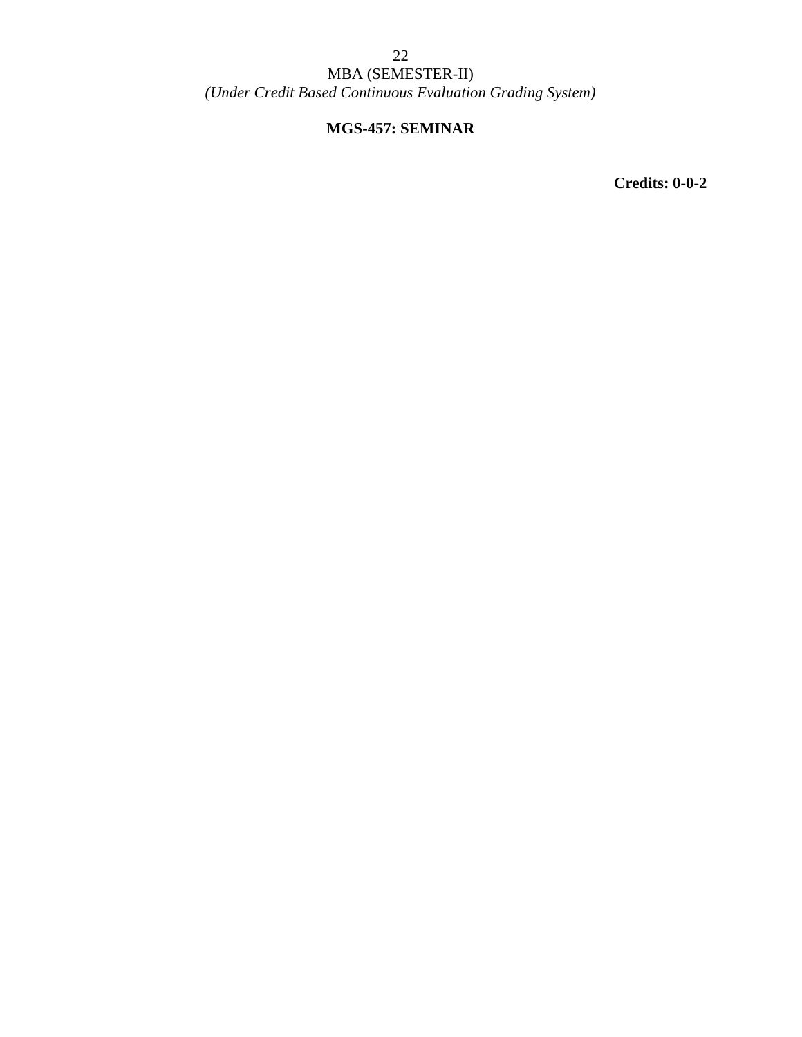MBA (SEMESTER-II)

*(Under Credit Based Continuous Evaluation Grading System)*

**MGS-457: SEMINAR**

**Credits: 0-0-2**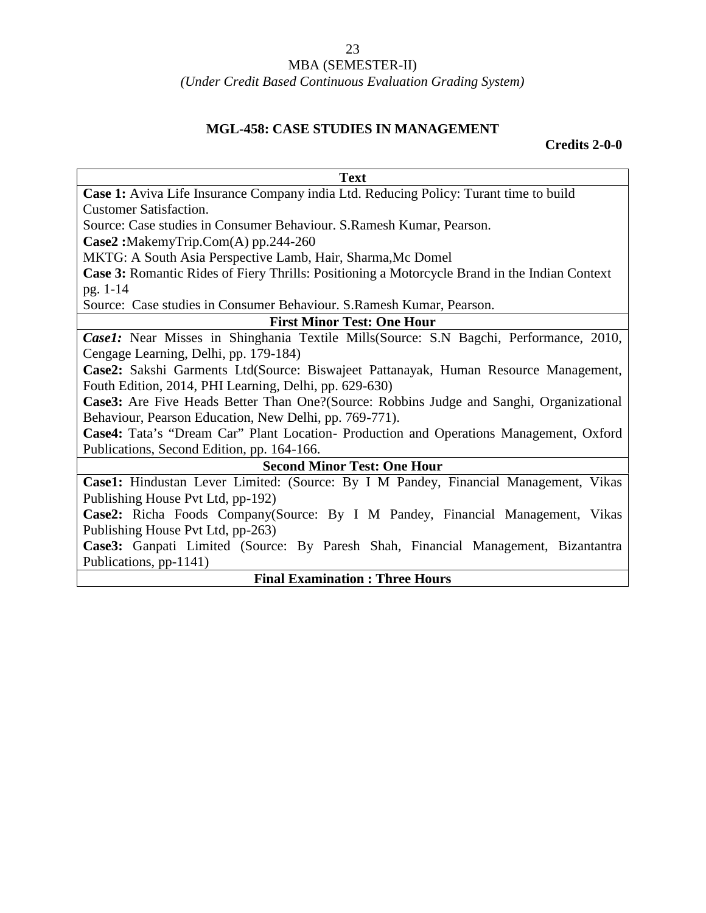MBA (SEMESTER-II)

*(Under Credit Based Continuous Evaluation Grading System)*

## MGL-458: CASE STUDIES IN MANAGEMENT

**Credits 2-0-0**

| **Text** |
|---|
| **Case 1:** Aviva Life Insurance Company india Ltd. Reducing Policy: Turant time to build Customer Satisfaction.<br>Source: Case studies in Consumer Behaviour. S.Ramesh Kumar, Pearson.<br>**Case2 :**MakemyTrip.Com(A) pp.244-260<br>MKTG: A South Asia Perspective Lamb, Hair, Sharma,Mc Domel<br>**Case 3:** Romantic Rides of Fiery Thrills: Positioning a Motorcycle Brand in the Indian Context pg. 1-14<br>Source: Case studies in Consumer Behaviour. S.Ramesh Kumar, Pearson. |
| **First Minor Test: One Hour** |
| ***Case1:*** Near Misses in Shinghania Textile Mills(Source: S.N Bagchi, Performance, 2010, Cengage Learning, Delhi, pp. 179-184)<br>**Case2:** Sakshi Garments Ltd(Source: Biswajeet Pattanayak, Human Resource Management, Fouth Edition, 2014, PHI Learning, Delhi, pp. 629-630)<br>**Case3:** Are Five Heads Better Than One?(Source: Robbins Judge and Sanghi, Organizational Behaviour, Pearson Education, New Delhi, pp. 769-771).<br>**Case4:** Tata's "Dream Car" Plant Location- Production and Operations Management, Oxford Publications, Second Edition, pp. 164-166. |
| **Second Minor Test: One Hour** |
| **Case1:** Hindustan Lever Limited: (Source: By I M Pandey, Financial Management, Vikas Publishing House Pvt Ltd, pp-192)<br>**Case2:** Richa Foods Company(Source: By I M Pandey, Financial Management, Vikas Publishing House Pvt Ltd, pp-263)<br>**Case3:** Ganpati Limited (Source: By Paresh Shah, Financial Management, Bizantantra Publications, pp-1141) |
| **Final Examination : Three Hours** |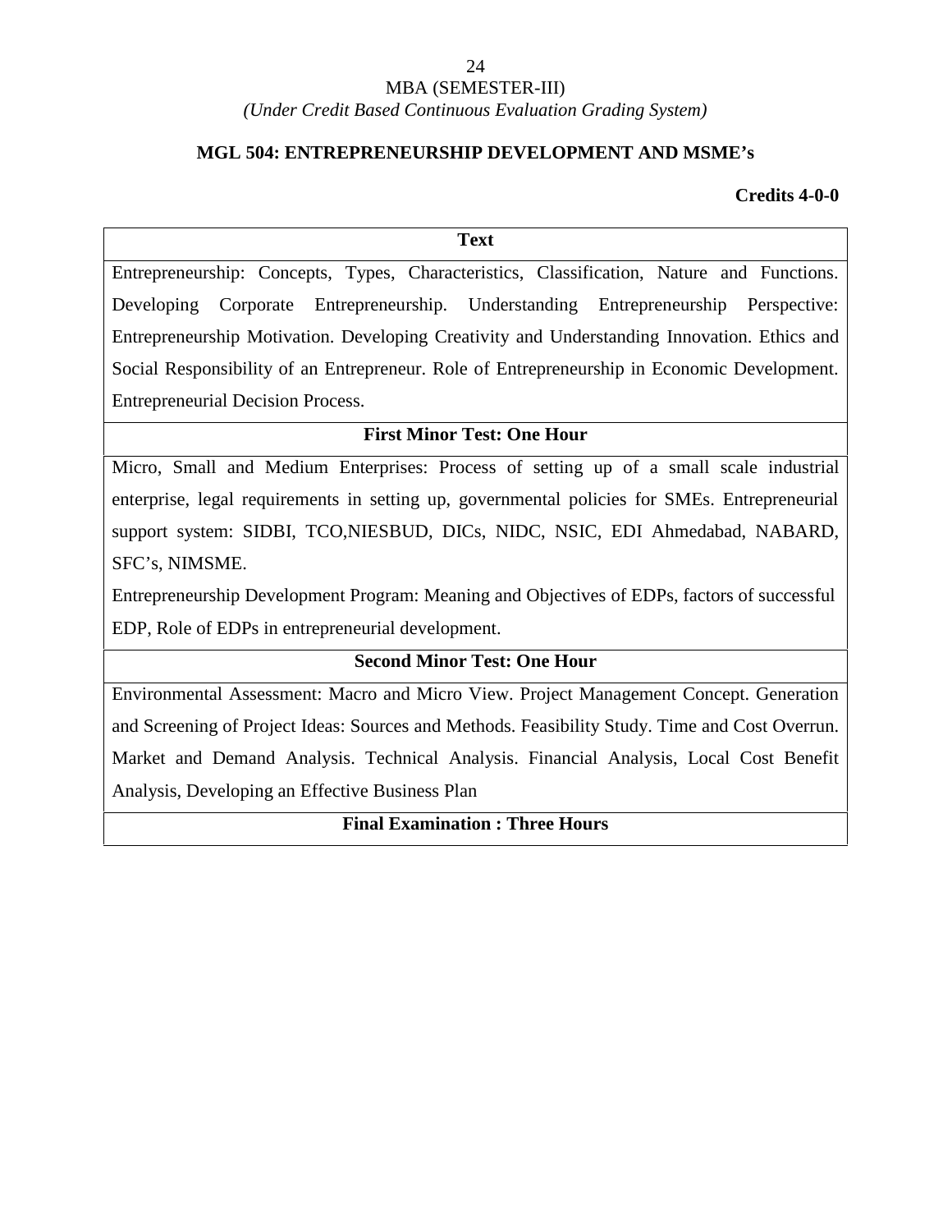MBA (SEMESTER-III)

*(Under Credit Based Continuous Evaluation Grading System)*

## MGL 504: ENTREPRENEURSHIP DEVELOPMENT AND MSME's

**Credits 4-0-0**

| Text |
|---|
| Entrepreneurship: Concepts, Types, Characteristics, Classification, Nature and Functions. Developing Corporate Entrepreneurship. Understanding Entrepreneurship Perspective: Entrepreneurship Motivation. Developing Creativity and Understanding Innovation. Ethics and Social Responsibility of an Entrepreneur. Role of Entrepreneurship in Economic Development. Entrepreneurial Decision Process. |
| **First Minor Test: One Hour** |
| Micro, Small and Medium Enterprises: Process of setting up of a small scale industrial enterprise, legal requirements in setting up, governmental policies for SMEs. Entrepreneurial support system: SIDBI, TCO,NIESBUD, DICs, NIDC, NSIC, EDI Ahmedabad, NABARD, SFC's, NIMSME. Entrepreneurship Development Program: Meaning and Objectives of EDPs, factors of successful EDP, Role of EDPs in entrepreneurial development. |
| **Second Minor Test: One Hour** |
| Environmental Assessment: Macro and Micro View. Project Management Concept. Generation and Screening of Project Ideas: Sources and Methods. Feasibility Study. Time and Cost Overrun. Market and Demand Analysis. Technical Analysis. Financial Analysis, Local Cost Benefit Analysis, Developing an Effective Business Plan |
| **Final Examination : Three Hours** |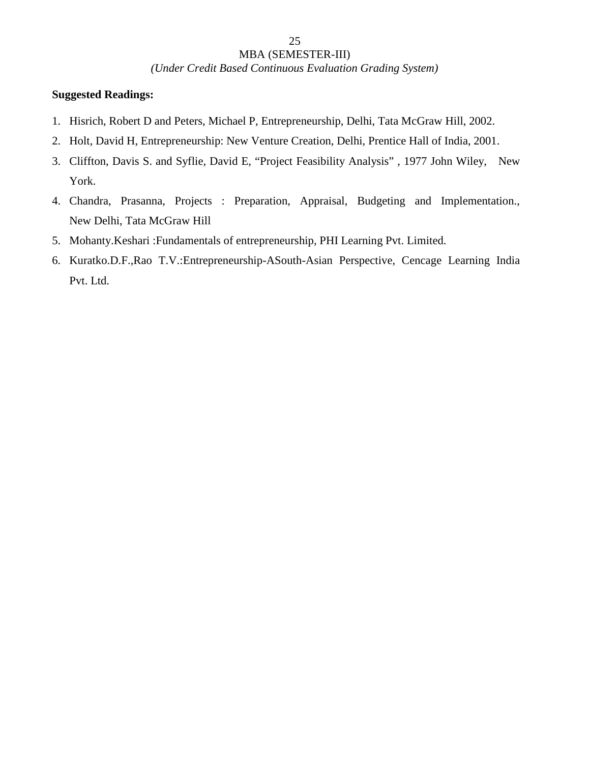**Suggested Readings:**

1. Hisrich, Robert D and Peters, Michael P, Entrepreneurship, Delhi, Tata McGraw Hill, 2002.
2. Holt, David H, Entrepreneurship: New Venture Creation, Delhi, Prentice Hall of India, 2001.
3. Cliffton, Davis S. and Syflie, David E, "Project Feasibility Analysis" , 1977 John Wiley, New York.
4. Chandra, Prasanna, Projects : Preparation, Appraisal, Budgeting and Implementation., New Delhi, Tata McGraw Hill
5. Mohanty.Keshari :Fundamentals of entrepreneurship, PHI Learning Pvt. Limited.
6. Kuratko.D.F.,Rao T.V.:Entrepreneurship-ASouth-Asian Perspective, Cencage Learning India Pvt. Ltd.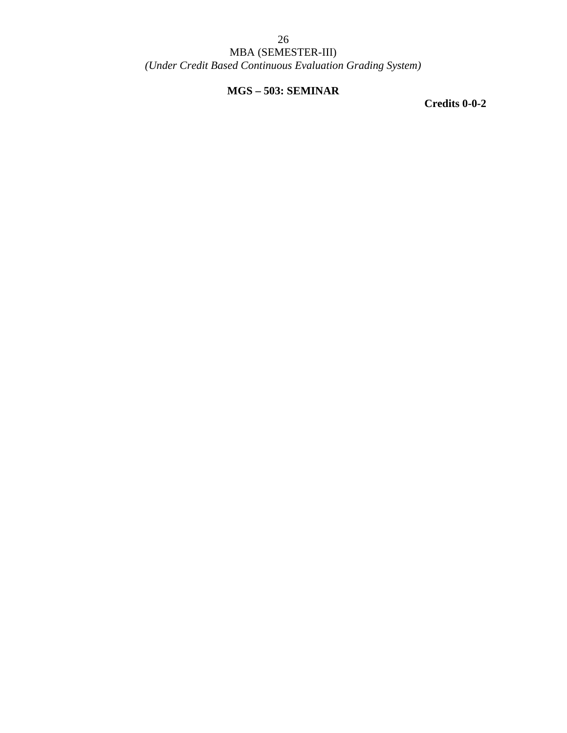MBA (SEMESTER-III)

*(Under Credit Based Continuous Evaluation Grading System)*

**MGS – 503: SEMINAR**

**Credits 0-0-2**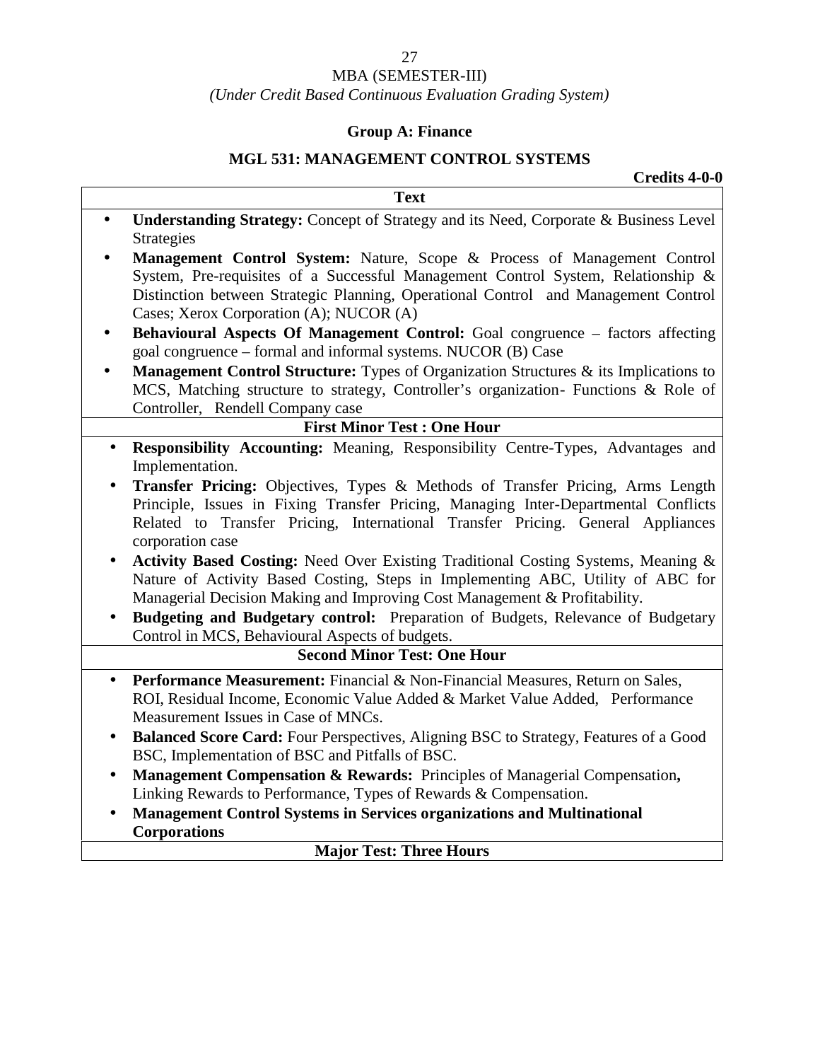MBA (SEMESTER-III)

*(Under Credit Based Continuous Evaluation Grading System)*

## Group A: Finance

## MGL 531: MANAGEMENT CONTROL SYSTEMS

**Credits 4-0-0**

| Text |
|---|
| • **Understanding Strategy:** Concept of Strategy and its Need, Corporate & Business Level Strategies<br>• **Management Control System:** Nature, Scope & Process of Management Control System, Pre-requisites of a Successful Management Control System, Relationship & Distinction between Strategic Planning, Operational Control and Management Control Cases; Xerox Corporation (A); NUCOR (A)<br>• **Behavioural Aspects Of Management Control:** Goal congruence – factors affecting goal congruence – formal and informal systems. NUCOR (B) Case<br>• **Management Control Structure:** Types of Organization Structures & its Implications to MCS, Matching structure to strategy, Controller's organization- Functions & Role of Controller, Rendell Company case |
| **First Minor Test : One Hour** |
| • **Responsibility Accounting:** Meaning, Responsibility Centre-Types, Advantages and Implementation.<br>• **Transfer Pricing:** Objectives, Types & Methods of Transfer Pricing, Arms Length Principle, Issues in Fixing Transfer Pricing, Managing Inter-Departmental Conflicts Related to Transfer Pricing, International Transfer Pricing. General Appliances corporation case<br>• **Activity Based Costing:** Need Over Existing Traditional Costing Systems, Meaning & Nature of Activity Based Costing, Steps in Implementing ABC, Utility of ABC for Managerial Decision Making and Improving Cost Management & Profitability.<br>• **Budgeting and Budgetary control:** Preparation of Budgets, Relevance of Budgetary Control in MCS, Behavioural Aspects of budgets. |
| **Second Minor Test: One Hour** |
| • **Performance Measurement:** Financial & Non-Financial Measures, Return on Sales, ROI, Residual Income, Economic Value Added & Market Value Added, Performance Measurement Issues in Case of MNCs.<br>• **Balanced Score Card:** Four Perspectives, Aligning BSC to Strategy, Features of a Good BSC, Implementation of BSC and Pitfalls of BSC.<br>• **Management Compensation & Rewards:** Principles of Managerial Compensation**,** Linking Rewards to Performance, Types of Rewards & Compensation.<br>• **Management Control Systems in Services organizations and Multinational Corporations** |
| **Major Test: Three Hours** |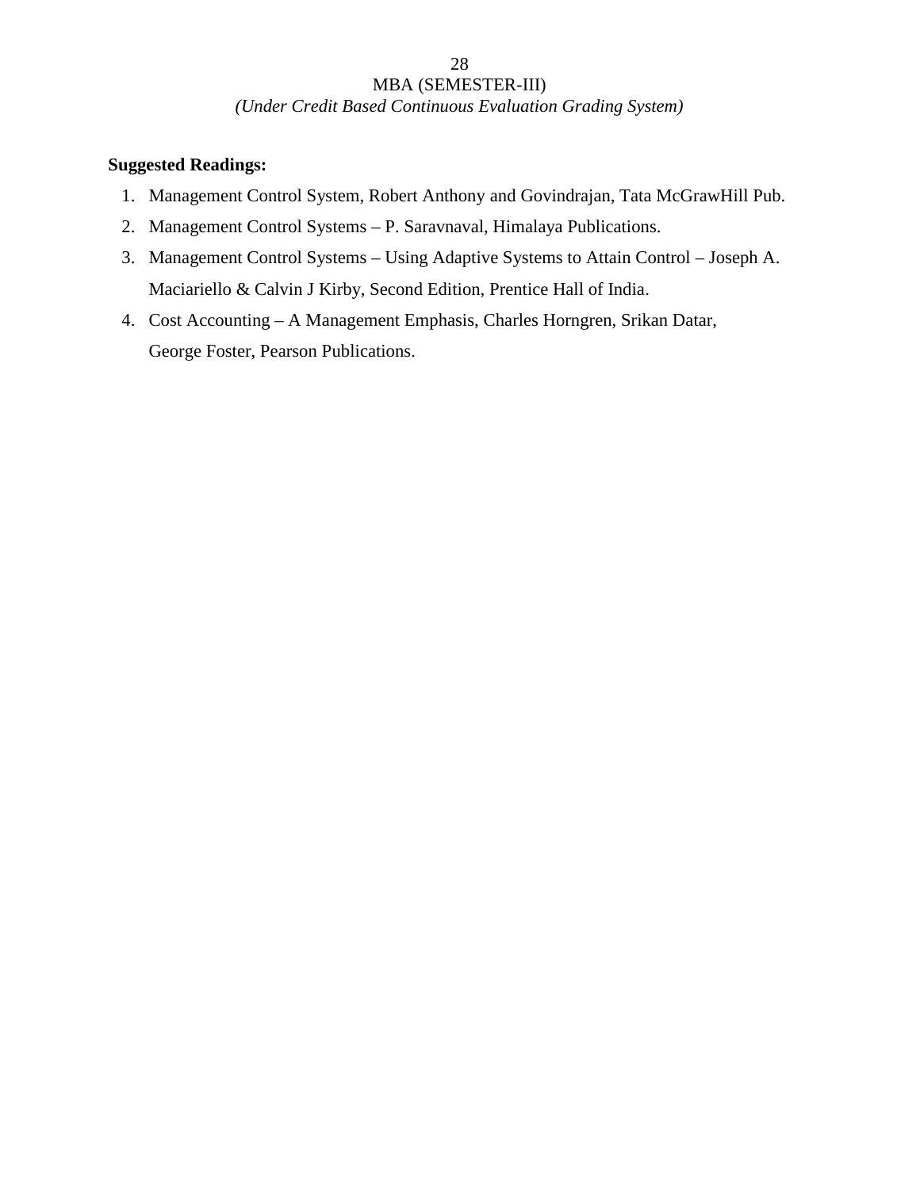**Suggested Readings:**

1. Management Control System, Robert Anthony and Govindrajan, Tata McGrawHill Pub.
2. Management Control Systems – P. Saravnaval, Himalaya Publications.
3. Management Control Systems – Using Adaptive Systems to Attain Control – Joseph A. Maciariello & Calvin J Kirby, Second Edition, Prentice Hall of India.
4. Cost Accounting – A Management Emphasis, Charles Horngren, Srikan Datar, George Foster, Pearson Publications.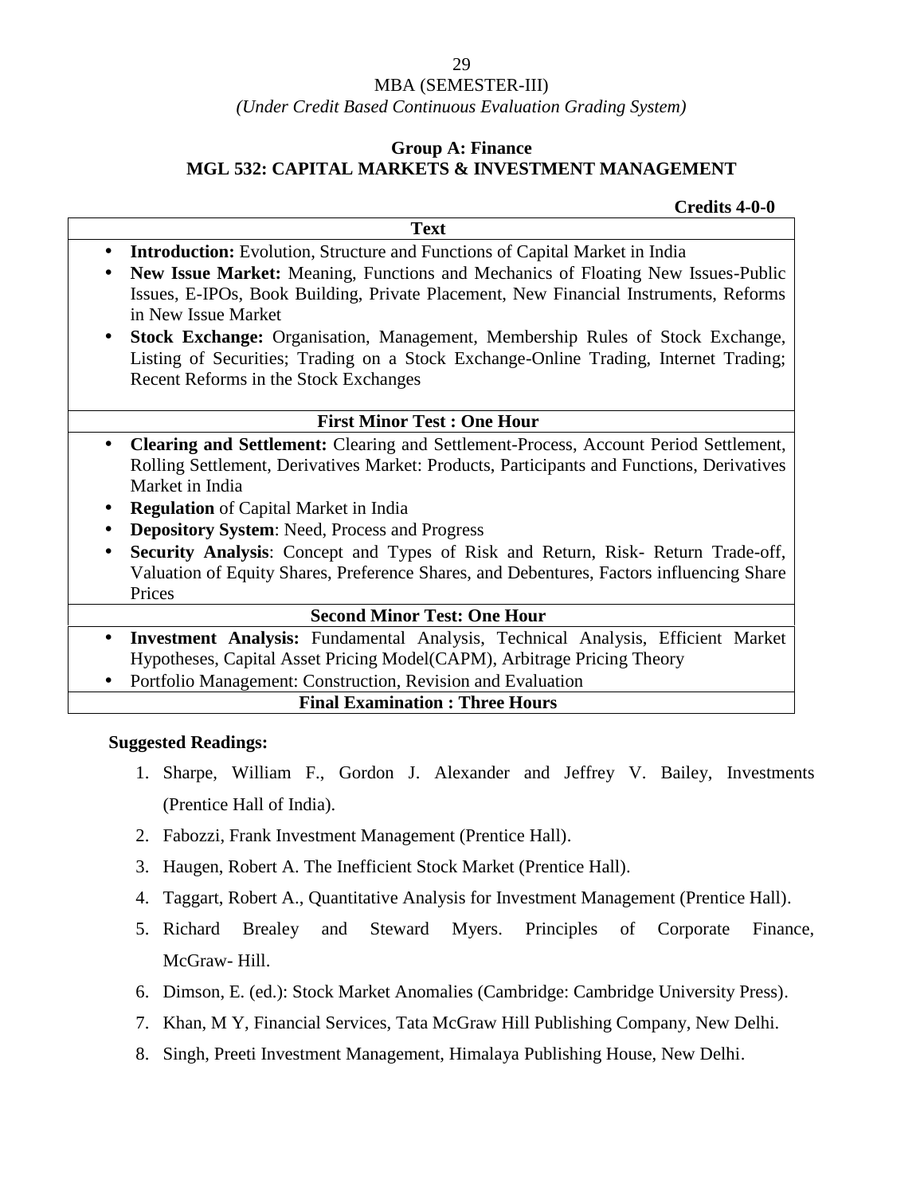MBA (SEMESTER-III)

*(Under Credit Based Continuous Evaluation Grading System)*

**Group A: Finance**

**MGL 532: CAPITAL MARKETS & INVESTMENT MANAGEMENT**

**Credits 4-0-0**

| **Text** |
|---|
| • **Introduction:** Evolution, Structure and Functions of Capital Market in India<br>• **New Issue Market:** Meaning, Functions and Mechanics of Floating New Issues-Public Issues, E-IPOs, Book Building, Private Placement, New Financial Instruments, Reforms in New Issue Market<br>• **Stock Exchange:** Organisation, Management, Membership Rules of Stock Exchange, Listing of Securities; Trading on a Stock Exchange-Online Trading, Internet Trading; Recent Reforms in the Stock Exchanges |
| **First Minor Test : One Hour** |
| • **Clearing and Settlement:** Clearing and Settlement-Process, Account Period Settlement, Rolling Settlement, Derivatives Market: Products, Participants and Functions, Derivatives Market in India<br>• **Regulation** of Capital Market in India<br>• **Depository System**: Need, Process and Progress<br>• **Security Analysis**: Concept and Types of Risk and Return, Risk- Return Trade-off, Valuation of Equity Shares, Preference Shares, and Debentures, Factors influencing Share Prices |
| **Second Minor Test: One Hour** |
| • **Investment Analysis:** Fundamental Analysis, Technical Analysis, Efficient Market Hypotheses, Capital Asset Pricing Model(CAPM), Arbitrage Pricing Theory<br>• Portfolio Management: Construction, Revision and Evaluation |
| **Final Examination : Three Hours** |

**Suggested Readings:**

1. Sharpe, William F., Gordon J. Alexander and Jeffrey V. Bailey, Investments (Prentice Hall of India).
2. Fabozzi, Frank Investment Management (Prentice Hall).
3. Haugen, Robert A. The Inefficient Stock Market (Prentice Hall).
4. Taggart, Robert A., Quantitative Analysis for Investment Management (Prentice Hall).
5. Richard Brealey and Steward Myers. Principles of Corporate Finance, McGraw- Hill.
6. Dimson, E. (ed.): Stock Market Anomalies (Cambridge: Cambridge University Press).
7. Khan, M Y, Financial Services, Tata McGraw Hill Publishing Company, New Delhi.
8. Singh, Preeti Investment Management, Himalaya Publishing House, New Delhi.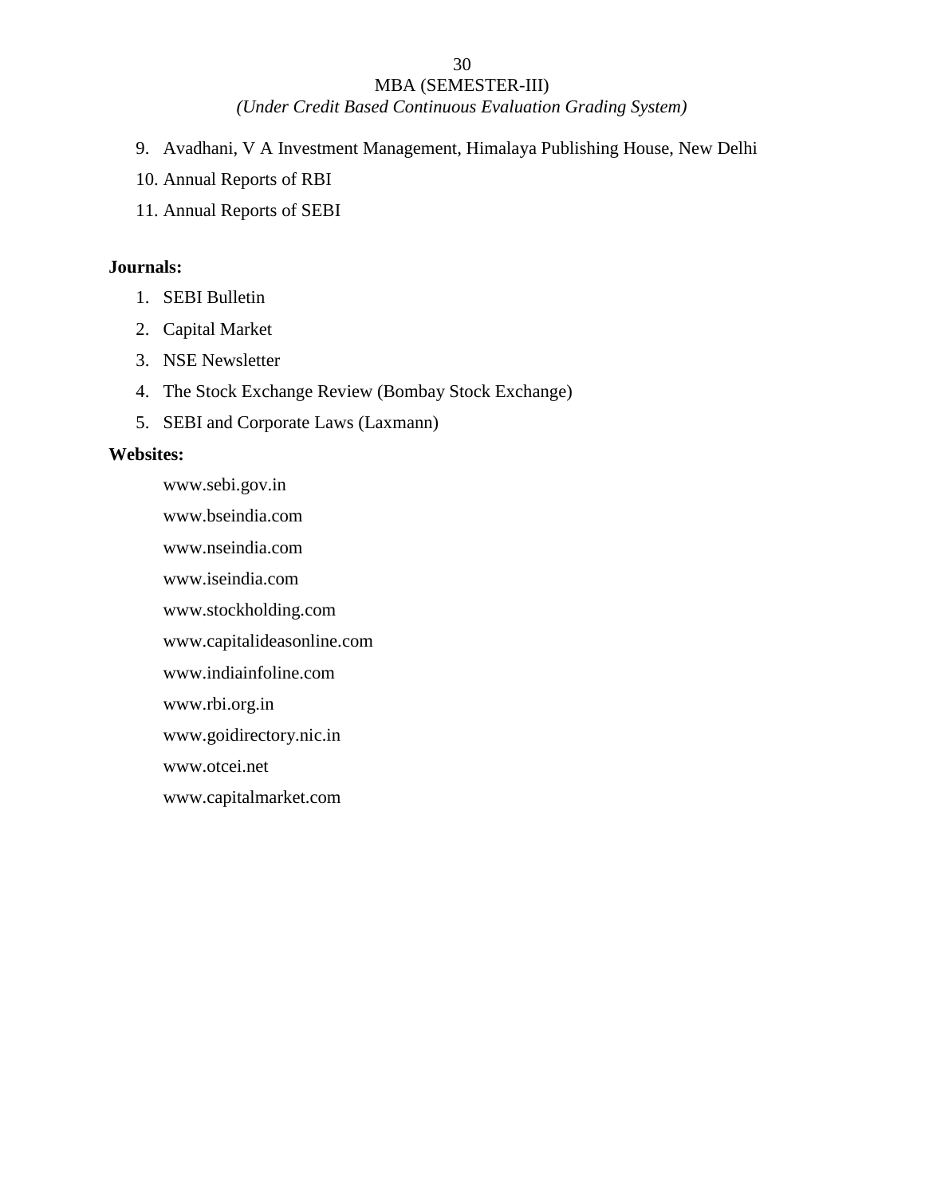9. Avadhani, V A Investment Management, Himalaya Publishing House, New Delhi
10. Annual Reports of RBI
11. Annual Reports of SEBI

**Journals:**

1. SEBI Bulletin
2. Capital Market
3. NSE Newsletter
4. The Stock Exchange Review (Bombay Stock Exchange)
5. SEBI and Corporate Laws (Laxmann)

**Websites:**

www.sebi.gov.in

www.bseindia.com

www.nseindia.com

www.iseindia.com

www.stockholding.com

www.capitalideasonline.com

www.indiainfoline.com

www.rbi.org.in

www.goidirectory.nic.in

www.otcei.net

www.capitalmarket.com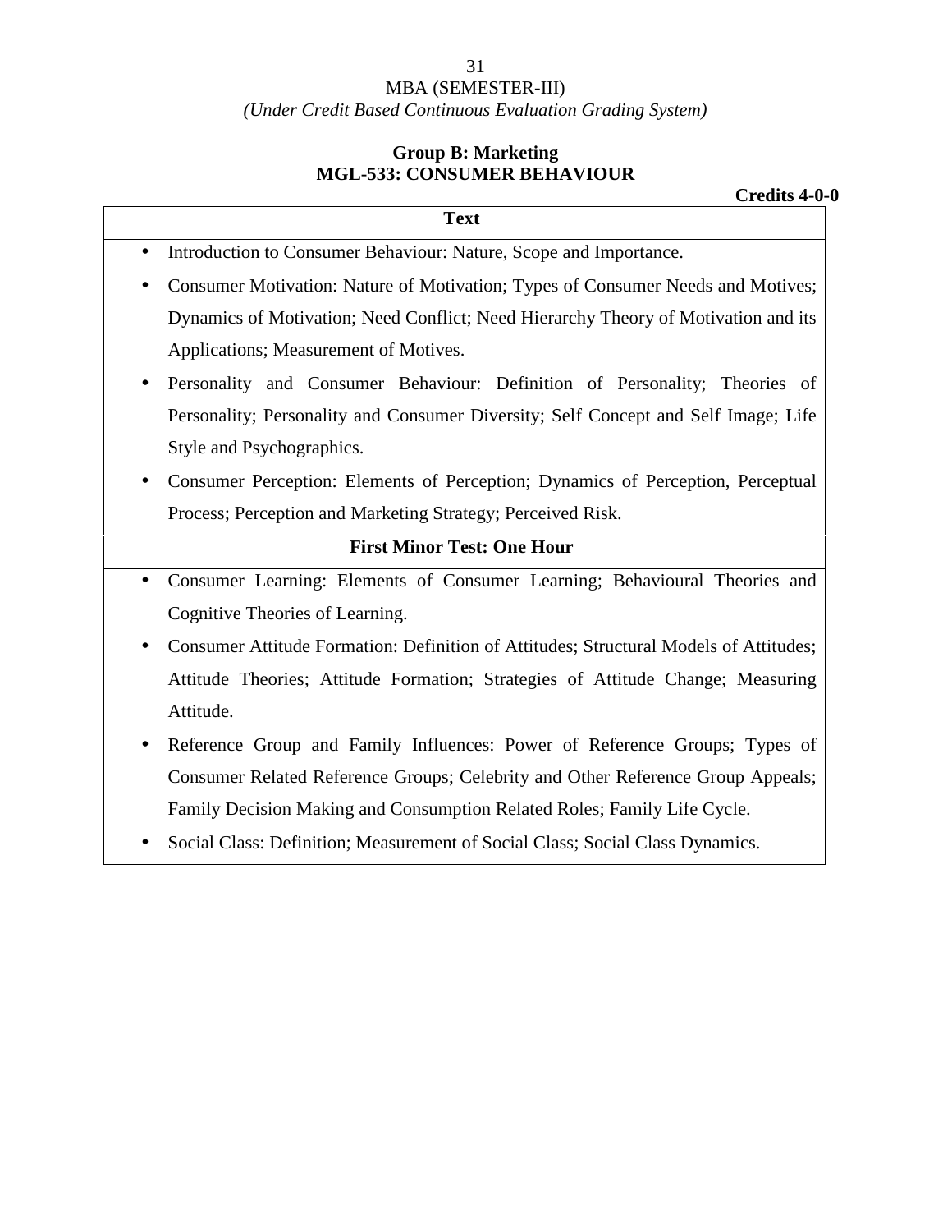MBA (SEMESTER-III)

*(Under Credit Based Continuous Evaluation Grading System)*

**Group B: Marketing**

**MGL-533: CONSUMER BEHAVIOUR**

**Credits 4-0-0**

| **Text** |
|---|
| • Introduction to Consumer Behaviour: Nature, Scope and Importance.<br>• Consumer Motivation: Nature of Motivation; Types of Consumer Needs and Motives; Dynamics of Motivation; Need Conflict; Need Hierarchy Theory of Motivation and its Applications; Measurement of Motives.<br>• Personality and Consumer Behaviour: Definition of Personality; Theories of Personality; Personality and Consumer Diversity; Self Concept and Self Image; Life Style and Psychographics.<br>• Consumer Perception: Elements of Perception; Dynamics of Perception, Perceptual Process; Perception and Marketing Strategy; Perceived Risk. |
| **First Minor Test: One Hour** |
| • Consumer Learning: Elements of Consumer Learning; Behavioural Theories and Cognitive Theories of Learning.<br>• Consumer Attitude Formation: Definition of Attitudes; Structural Models of Attitudes; Attitude Theories; Attitude Formation; Strategies of Attitude Change; Measuring Attitude.<br>• Reference Group and Family Influences: Power of Reference Groups; Types of Consumer Related Reference Groups; Celebrity and Other Reference Group Appeals; Family Decision Making and Consumption Related Roles; Family Life Cycle.<br>• Social Class: Definition; Measurement of Social Class; Social Class Dynamics. |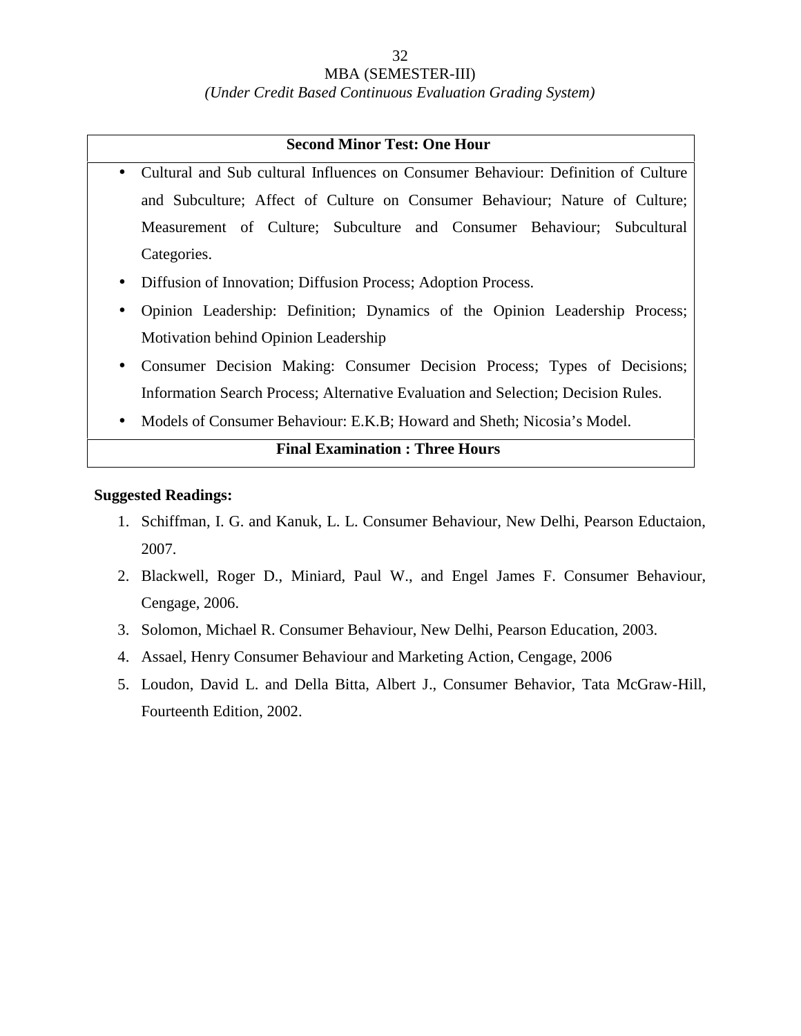**Second Minor Test: One Hour**

- Cultural and Sub cultural Influences on Consumer Behaviour: Definition of Culture and Subculture; Affect of Culture on Consumer Behaviour; Nature of Culture; Measurement of Culture; Subculture and Consumer Behaviour; Subcultural Categories.
- Diffusion of Innovation; Diffusion Process; Adoption Process.
- Opinion Leadership: Definition; Dynamics of the Opinion Leadership Process; Motivation behind Opinion Leadership
- Consumer Decision Making: Consumer Decision Process; Types of Decisions; Information Search Process; Alternative Evaluation and Selection; Decision Rules.
- Models of Consumer Behaviour: E.K.B; Howard and Sheth; Nicosia's Model.

**Final Examination : Three Hours**

**Suggested Readings:**

1. Schiffman, I. G. and Kanuk, L. L. Consumer Behaviour, New Delhi, Pearson Eductaion, 2007.
2. Blackwell, Roger D., Miniard, Paul W., and Engel James F. Consumer Behaviour, Cengage, 2006.
3. Solomon, Michael R. Consumer Behaviour, New Delhi, Pearson Education, 2003.
4. Assael, Henry Consumer Behaviour and Marketing Action, Cengage, 2006
5. Loudon, David L. and Della Bitta, Albert J., Consumer Behavior, Tata McGraw-Hill, Fourteenth Edition, 2002.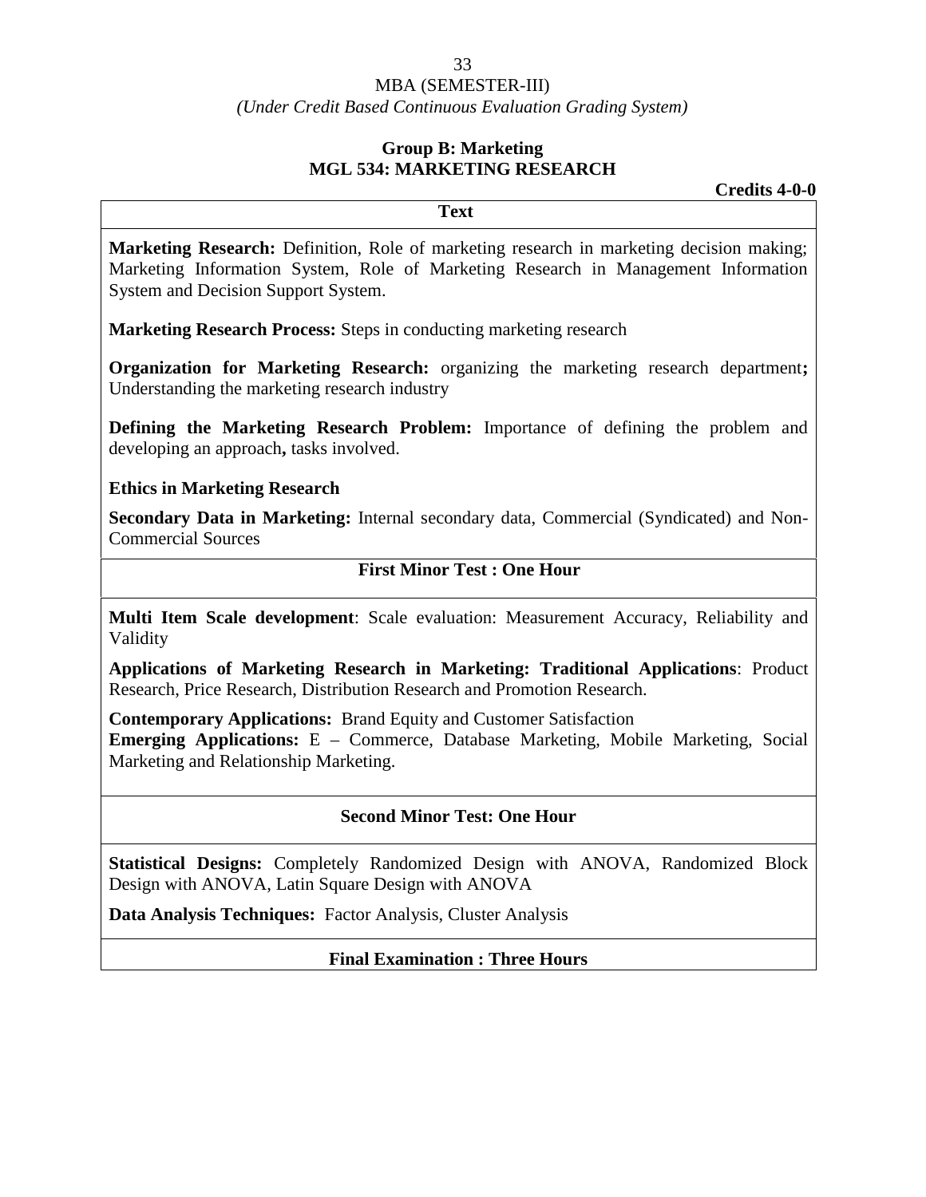MBA (SEMESTER-III)

*(Under Credit Based Continuous Evaluation Grading System)*

## Group B: Marketing

## MGL 534: MARKETING RESEARCH

**Credits 4-0-0**

**Text**

**Marketing Research:** Definition, Role of marketing research in marketing decision making; Marketing Information System, Role of Marketing Research in Management Information System and Decision Support System.

**Marketing Research Process:** Steps in conducting marketing research

**Organization for Marketing Research:** organizing the marketing research department**;** Understanding the marketing research industry

**Defining the Marketing Research Problem:** Importance of defining the problem and developing an approach**,** tasks involved.

**Ethics in Marketing Research**

**Secondary Data in Marketing:** Internal secondary data, Commercial (Syndicated) and Non-Commercial Sources

**First Minor Test : One Hour**

**Multi Item Scale development**: Scale evaluation: Measurement Accuracy, Reliability and Validity

**Applications of Marketing Research in Marketing: Traditional Applications**: Product Research, Price Research, Distribution Research and Promotion Research.

**Contemporary Applications:** Brand Equity and Customer Satisfaction

**Emerging Applications:** E – Commerce, Database Marketing, Mobile Marketing, Social Marketing and Relationship Marketing.

**Second Minor Test: One Hour**

**Statistical Designs:** Completely Randomized Design with ANOVA, Randomized Block Design with ANOVA, Latin Square Design with ANOVA

**Data Analysis Techniques:** Factor Analysis, Cluster Analysis

**Final Examination : Three Hours**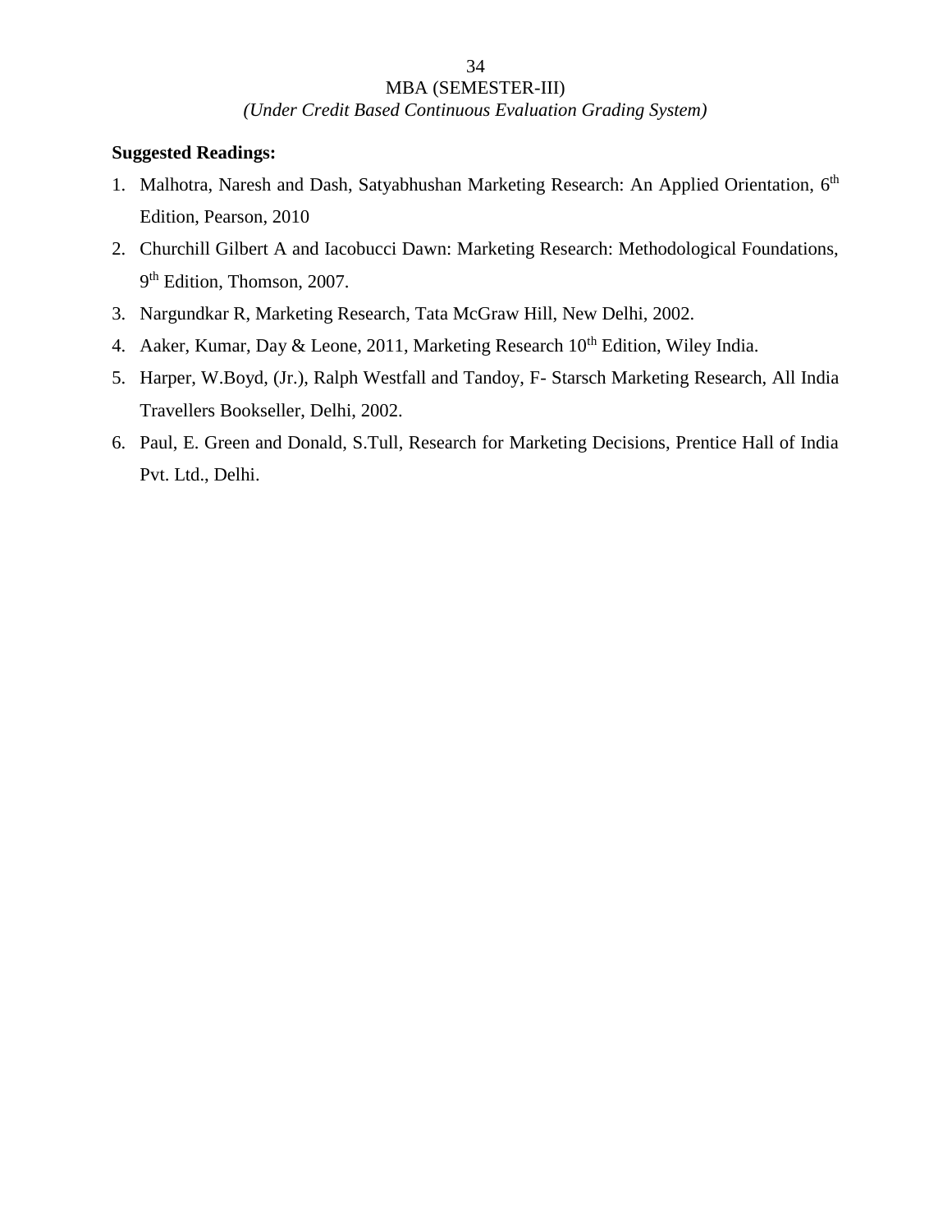**Suggested Readings:**

1. Malhotra, Naresh and Dash, Satyabhushan Marketing Research: An Applied Orientation, 6th Edition, Pearson, 2010
2. Churchill Gilbert A and Iacobucci Dawn: Marketing Research: Methodological Foundations, 9th Edition, Thomson, 2007.
3. Nargundkar R, Marketing Research, Tata McGraw Hill, New Delhi, 2002.
4. Aaker, Kumar, Day & Leone, 2011, Marketing Research 10th Edition, Wiley India.
5. Harper, W.Boyd, (Jr.), Ralph Westfall and Tandoy, F- Starsch Marketing Research, All India Travellers Bookseller, Delhi, 2002.
6. Paul, E. Green and Donald, S.Tull, Research for Marketing Decisions, Prentice Hall of India Pvt. Ltd., Delhi.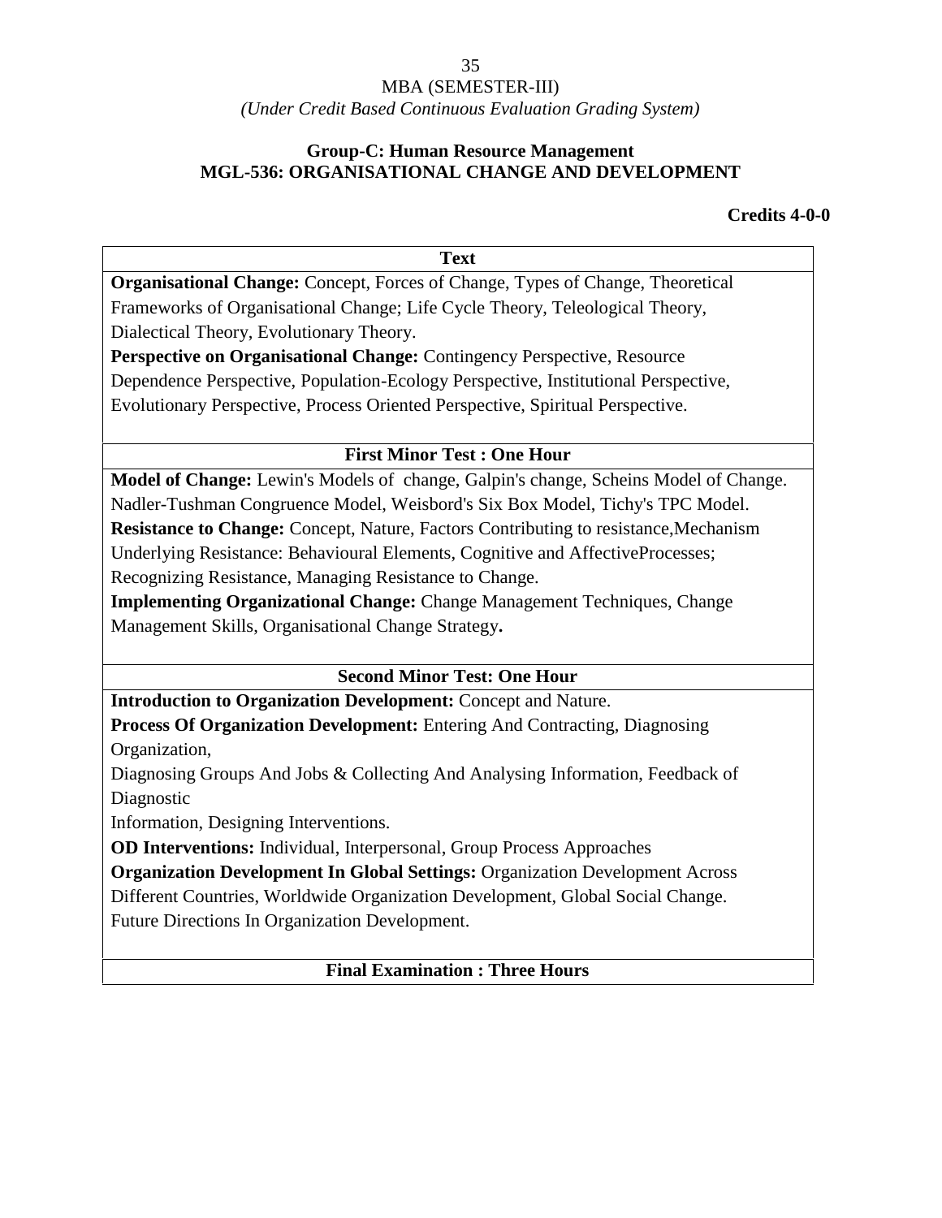MBA (SEMESTER-III)

*(Under Credit Based Continuous Evaluation Grading System)*

## Group-C: Human Resource Management
## MGL-536: ORGANISATIONAL CHANGE AND DEVELOPMENT

**Credits 4-0-0**

**Text**

**Organisational Change:** Concept, Forces of Change, Types of Change, Theoretical Frameworks of Organisational Change; Life Cycle Theory, Teleological Theory, Dialectical Theory, Evolutionary Theory.

**Perspective on Organisational Change:** Contingency Perspective, Resource Dependence Perspective, Population-Ecology Perspective, Institutional Perspective, Evolutionary Perspective, Process Oriented Perspective, Spiritual Perspective.

**First Minor Test : One Hour**

**Model of Change:** Lewin's Models of change, Galpin's change, Scheins Model of Change. Nadler-Tushman Congruence Model, Weisbord's Six Box Model, Tichy's TPC Model.

**Resistance to Change:** Concept, Nature, Factors Contributing to resistance,Mechanism Underlying Resistance: Behavioural Elements, Cognitive and AffectiveProcesses; Recognizing Resistance, Managing Resistance to Change.

**Implementing Organizational Change:** Change Management Techniques, Change Management Skills, Organisational Change Strategy**.**

**Second Minor Test: One Hour**

**Introduction to Organization Development:** Concept and Nature.

**Process Of Organization Development:** Entering And Contracting, Diagnosing Organization,

Diagnosing Groups And Jobs & Collecting And Analysing Information, Feedback of Diagnostic

Information, Designing Interventions.

**OD Interventions:** Individual, Interpersonal, Group Process Approaches

**Organization Development In Global Settings:** Organization Development Across Different Countries, Worldwide Organization Development, Global Social Change. Future Directions In Organization Development.

**Final Examination : Three Hours**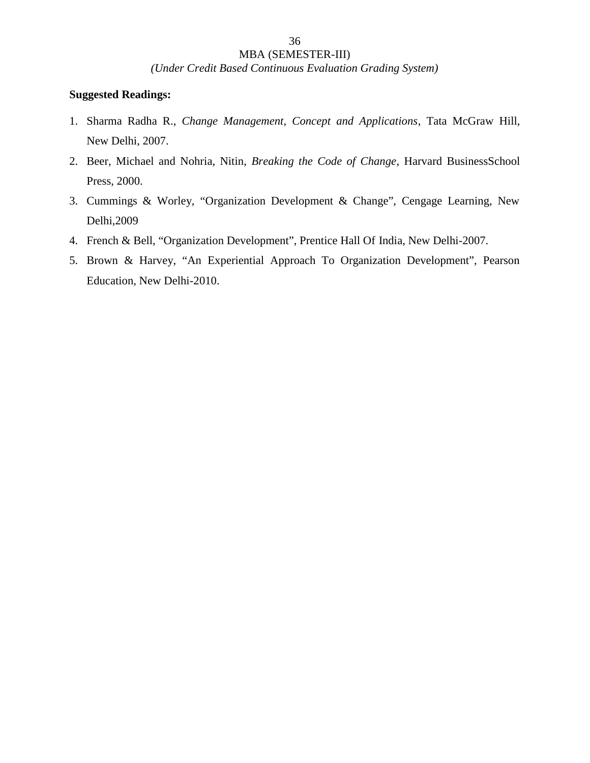**Suggested Readings:**

1. Sharma Radha R., *Change Management, Concept and Applications*, Tata McGraw Hill, New Delhi, 2007.
2. Beer, Michael and Nohria, Nitin, *Breaking the Code of Change*, Harvard BusinessSchool Press, 2000.
3. Cummings & Worley, "Organization Development & Change", Cengage Learning, New Delhi,2009
4. French & Bell, "Organization Development", Prentice Hall Of India, New Delhi-2007.
5. Brown & Harvey, "An Experiential Approach To Organization Development", Pearson Education, New Delhi-2010.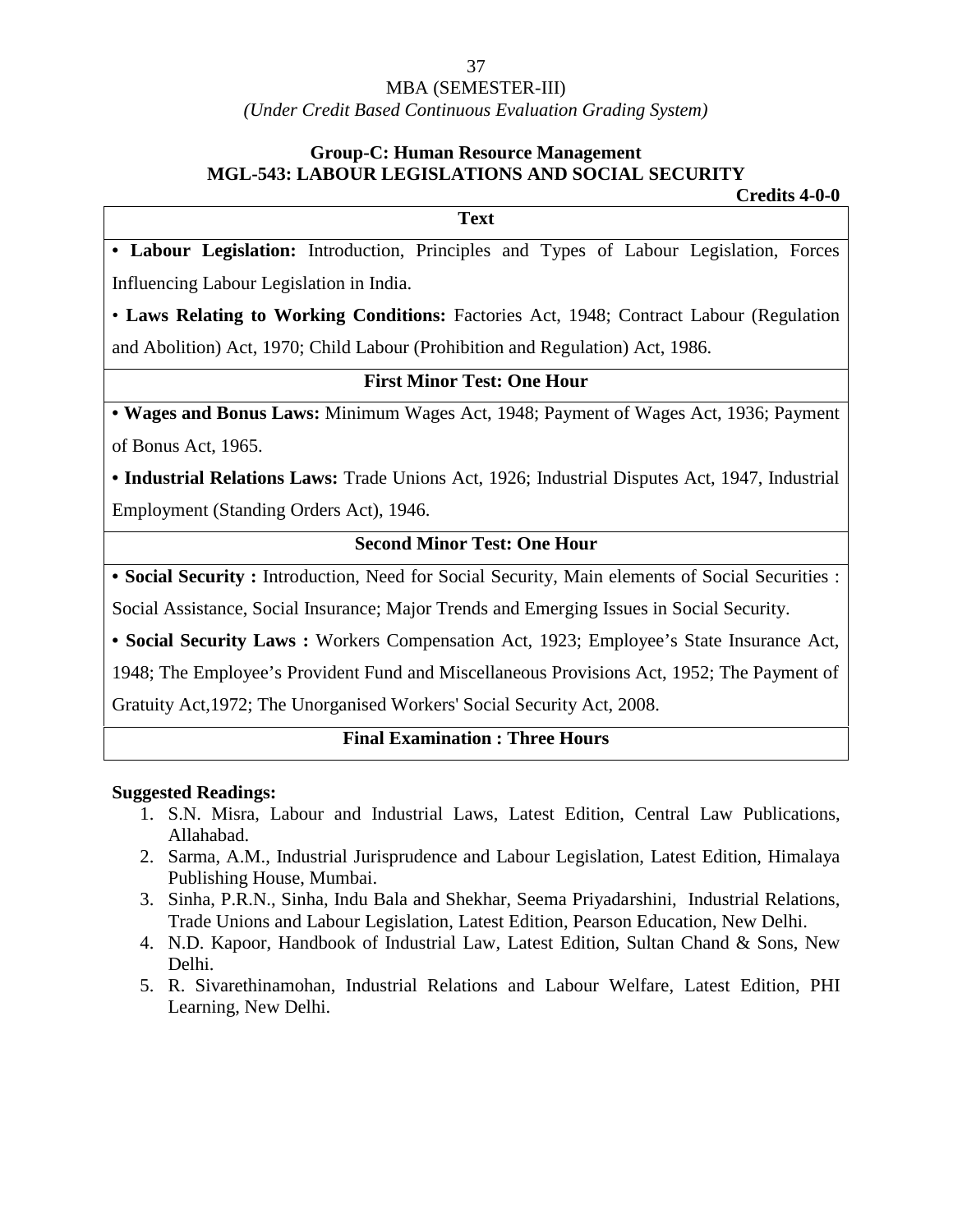MBA (SEMESTER-III)

*(Under Credit Based Continuous Evaluation Grading System)*

**Group-C: Human Resource Management**

**MGL-543: LABOUR LEGISLATIONS AND SOCIAL SECURITY**

**Credits 4-0-0**

**Text**

• **Labour Legislation:** Introduction, Principles and Types of Labour Legislation, Forces Influencing Labour Legislation in India.

• **Laws Relating to Working Conditions:** Factories Act, 1948; Contract Labour (Regulation and Abolition) Act, 1970; Child Labour (Prohibition and Regulation) Act, 1986.

**First Minor Test: One Hour**

• **Wages and Bonus Laws:** Minimum Wages Act, 1948; Payment of Wages Act, 1936; Payment of Bonus Act, 1965.

• **Industrial Relations Laws:** Trade Unions Act, 1926; Industrial Disputes Act, 1947, Industrial Employment (Standing Orders Act), 1946.

**Second Minor Test: One Hour**

• **Social Security :** Introduction, Need for Social Security, Main elements of Social Securities : Social Assistance, Social Insurance; Major Trends and Emerging Issues in Social Security.

• **Social Security Laws :** Workers Compensation Act, 1923; Employee's State Insurance Act, 1948; The Employee's Provident Fund and Miscellaneous Provisions Act, 1952; The Payment of Gratuity Act,1972; The Unorganised Workers' Social Security Act, 2008.

**Final Examination : Three Hours**

**Suggested Readings:**

1. S.N. Misra, Labour and Industrial Laws, Latest Edition, Central Law Publications, Allahabad.
2. Sarma, A.M., Industrial Jurisprudence and Labour Legislation, Latest Edition, Himalaya Publishing House, Mumbai.
3. Sinha, P.R.N., Sinha, Indu Bala and Shekhar, Seema Priyadarshini, Industrial Relations, Trade Unions and Labour Legislation, Latest Edition, Pearson Education, New Delhi.
4. N.D. Kapoor, Handbook of Industrial Law, Latest Edition, Sultan Chand & Sons, New Delhi.
5. R. Sivarethinamohan, Industrial Relations and Labour Welfare, Latest Edition, PHI Learning, New Delhi.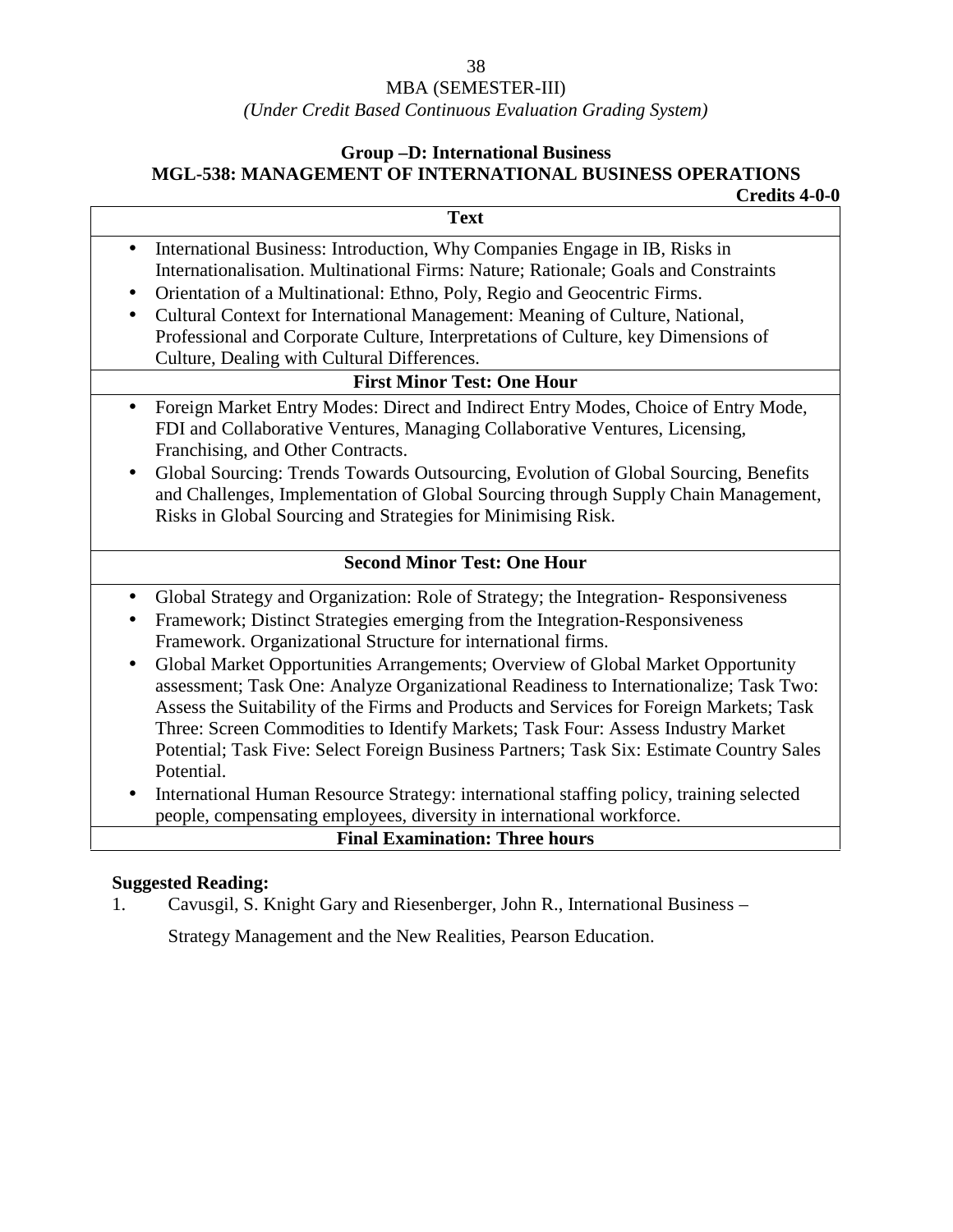MBA (SEMESTER-III)

*(Under Credit Based Continuous Evaluation Grading System)*

**Group –D: International Business**

**MGL-538: MANAGEMENT OF INTERNATIONAL BUSINESS OPERATIONS**

**Credits 4-0-0**

| **Text** |
|---|
| • International Business: Introduction, Why Companies Engage in IB, Risks in Internationalisation. Multinational Firms: Nature; Rationale; Goals and Constraints<br>• Orientation of a Multinational: Ethno, Poly, Regio and Geocentric Firms.<br>• Cultural Context for International Management: Meaning of Culture, National, Professional and Corporate Culture, Interpretations of Culture, key Dimensions of Culture, Dealing with Cultural Differences. |
| **First Minor Test: One Hour** |
| • Foreign Market Entry Modes: Direct and Indirect Entry Modes, Choice of Entry Mode, FDI and Collaborative Ventures, Managing Collaborative Ventures, Licensing, Franchising, and Other Contracts.<br>• Global Sourcing: Trends Towards Outsourcing, Evolution of Global Sourcing, Benefits and Challenges, Implementation of Global Sourcing through Supply Chain Management, Risks in Global Sourcing and Strategies for Minimising Risk. |
| **Second Minor Test: One Hour** |
| • Global Strategy and Organization: Role of Strategy; the Integration- Responsiveness<br>• Framework; Distinct Strategies emerging from the Integration-Responsiveness Framework. Organizational Structure for international firms.<br>• Global Market Opportunities Arrangements; Overview of Global Market Opportunity assessment; Task One: Analyze Organizational Readiness to Internationalize; Task Two: Assess the Suitability of the Firms and Products and Services for Foreign Markets; Task Three: Screen Commodities to Identify Markets; Task Four: Assess Industry Market Potential; Task Five: Select Foreign Business Partners; Task Six: Estimate Country Sales Potential.<br>• International Human Resource Strategy: international staffing policy, training selected people, compensating employees, diversity in international workforce. |
| **Final Examination: Three hours** |

**Suggested Reading:**

1. Cavusgil, S. Knight Gary and Riesenberger, John R., International Business – Strategy Management and the New Realities, Pearson Education.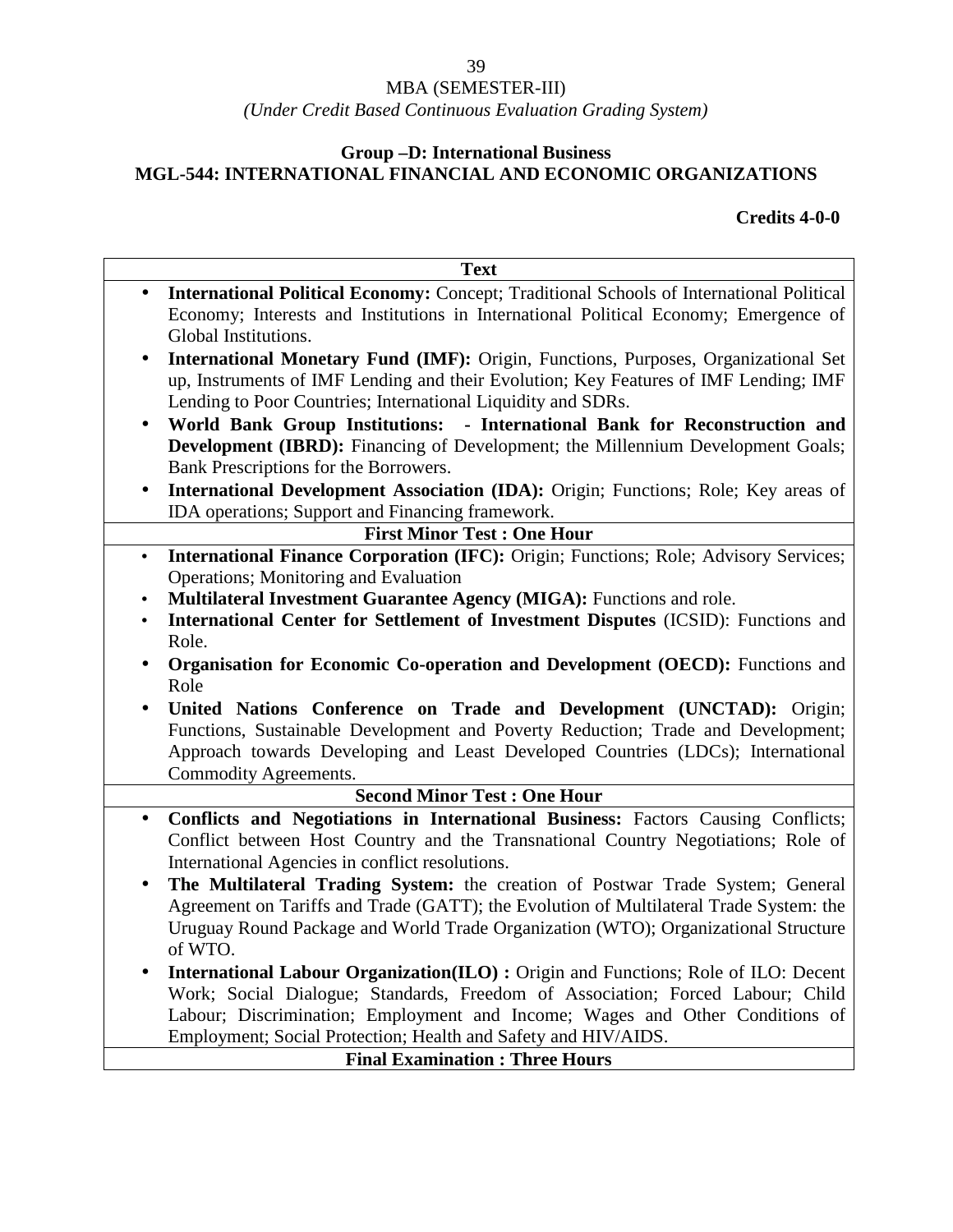MBA (SEMESTER-III)

*(Under Credit Based Continuous Evaluation Grading System)*

**Group –D: International Business**

## MGL-544: INTERNATIONAL FINANCIAL AND ECONOMIC ORGANIZATIONS

**Credits 4-0-0**

| Text |
|---|
| • **International Political Economy:** Concept; Traditional Schools of International Political Economy; Interests and Institutions in International Political Economy; Emergence of Global Institutions.<br>• **International Monetary Fund (IMF):** Origin, Functions, Purposes, Organizational Set up, Instruments of IMF Lending and their Evolution; Key Features of IMF Lending; IMF Lending to Poor Countries; International Liquidity and SDRs.<br>• **World Bank Group Institutions: - International Bank for Reconstruction and Development (IBRD):** Financing of Development; the Millennium Development Goals; Bank Prescriptions for the Borrowers.<br>• **International Development Association (IDA):** Origin; Functions; Role; Key areas of IDA operations; Support and Financing framework. |
| **First Minor Test : One Hour** |
| • **International Finance Corporation (IFC):** Origin; Functions; Role; Advisory Services; Operations; Monitoring and Evaluation<br>• **Multilateral Investment Guarantee Agency (MIGA):** Functions and role.<br>• **International Center for Settlement of Investment Disputes** (ICSID): Functions and Role.<br>• **Organisation for Economic Co-operation and Development (OECD):** Functions and Role<br>• **United Nations Conference on Trade and Development (UNCTAD):** Origin; Functions, Sustainable Development and Poverty Reduction; Trade and Development; Approach towards Developing and Least Developed Countries (LDCs); International Commodity Agreements. |
| **Second Minor Test : One Hour** |
| • **Conflicts and Negotiations in International Business:** Factors Causing Conflicts; Conflict between Host Country and the Transnational Country Negotiations; Role of International Agencies in conflict resolutions.<br>• **The Multilateral Trading System:** the creation of Postwar Trade System; General Agreement on Tariffs and Trade (GATT); the Evolution of Multilateral Trade System: the Uruguay Round Package and World Trade Organization (WTO); Organizational Structure of WTO.<br>• **International Labour Organization(ILO) :** Origin and Functions; Role of ILO: Decent Work; Social Dialogue; Standards, Freedom of Association; Forced Labour; Child Labour; Discrimination; Employment and Income; Wages and Other Conditions of Employment; Social Protection; Health and Safety and HIV/AIDS. |
| **Final Examination : Three Hours** |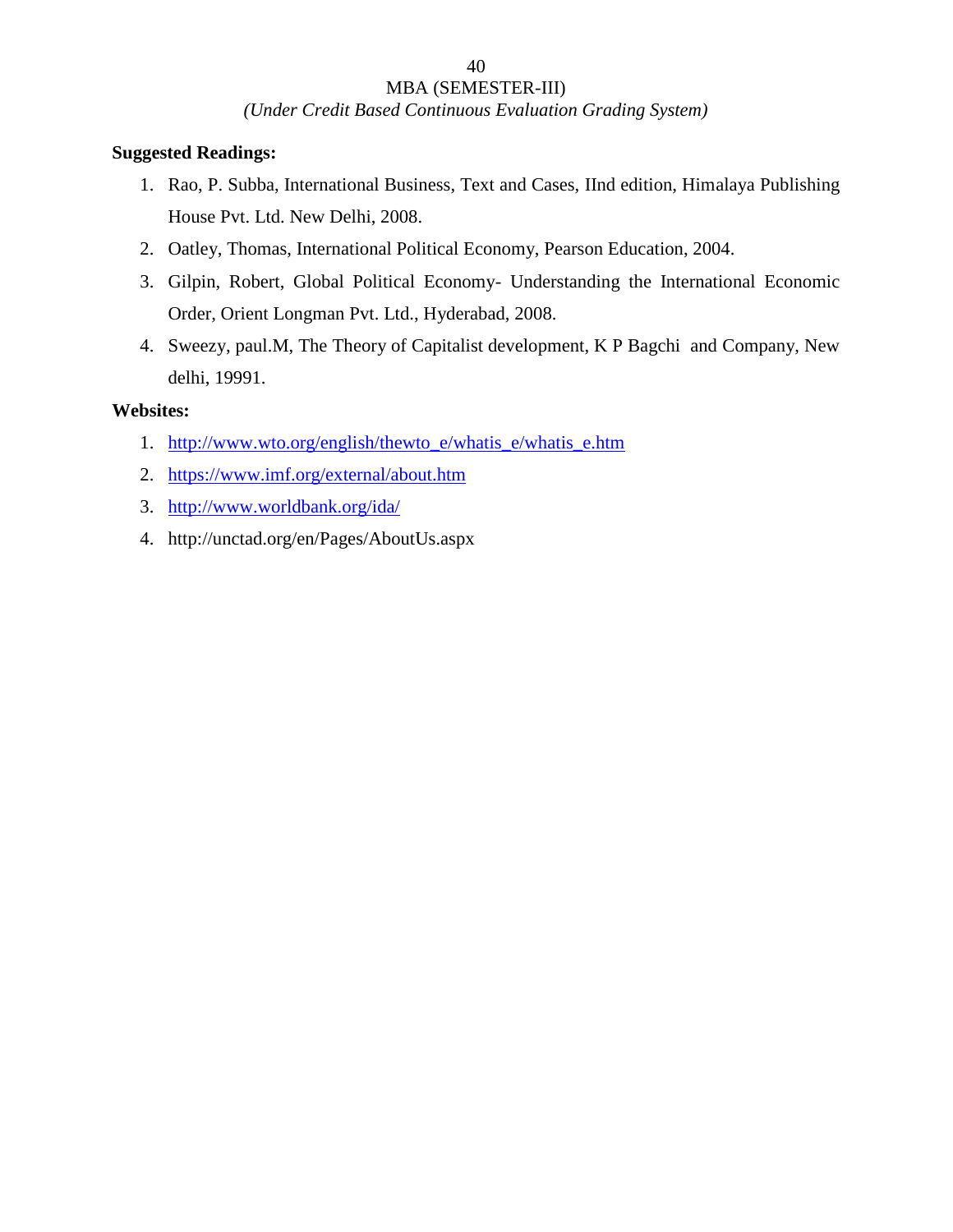**Suggested Readings:**

1. Rao, P. Subba, International Business, Text and Cases, IInd edition, Himalaya Publishing House Pvt. Ltd. New Delhi, 2008.
2. Oatley, Thomas, International Political Economy, Pearson Education, 2004.
3. Gilpin, Robert, Global Political Economy- Understanding the International Economic Order, Orient Longman Pvt. Ltd., Hyderabad, 2008.
4. Sweezy, paul.M, The Theory of Capitalist development, K P Bagchi and Company, New delhi, 19991.

**Websites:**

1. http://www.wto.org/english/thewto_e/whatis_e/whatis_e.htm
2. https://www.imf.org/external/about.htm
3. http://www.worldbank.org/ida/
4. http://unctad.org/en/Pages/AboutUs.aspx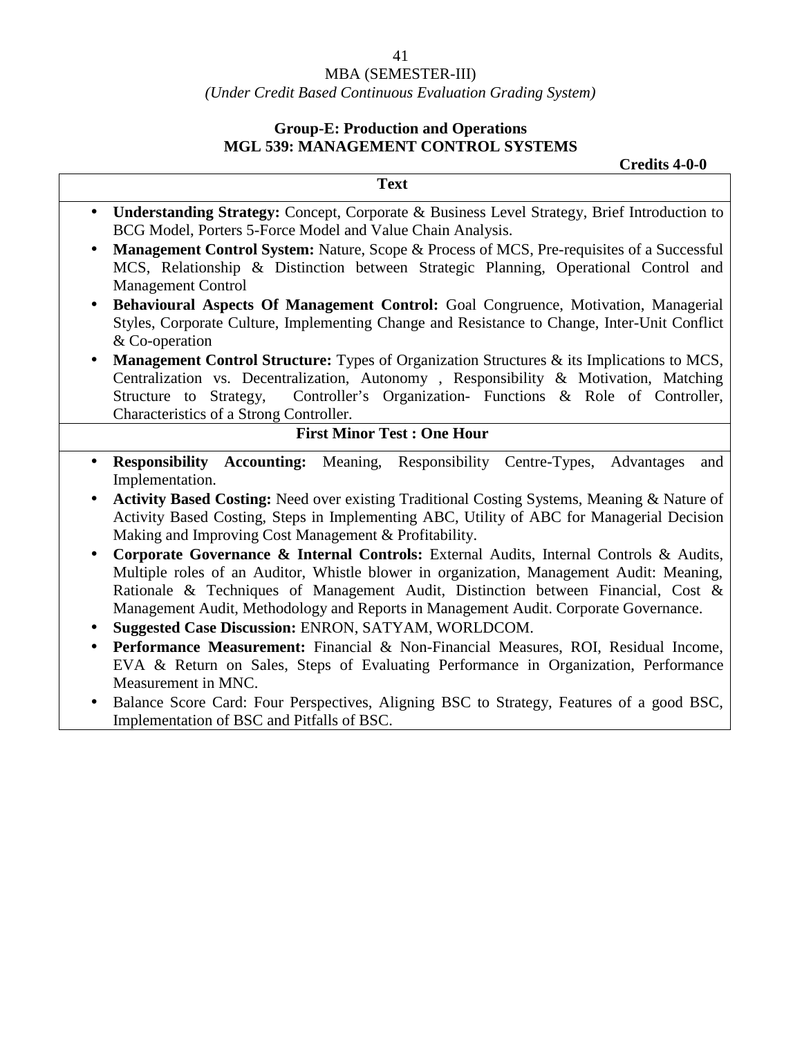MBA (SEMESTER-III)

*(Under Credit Based Continuous Evaluation Grading System)*

## Group-E: Production and Operations
## MGL 539: MANAGEMENT CONTROL SYSTEMS

**Credits 4-0-0**

**Text**

- **Understanding Strategy:** Concept, Corporate & Business Level Strategy, Brief Introduction to BCG Model, Porters 5-Force Model and Value Chain Analysis.
- **Management Control System:** Nature, Scope & Process of MCS, Pre-requisites of a Successful MCS, Relationship & Distinction between Strategic Planning, Operational Control and Management Control
- **Behavioural Aspects Of Management Control:** Goal Congruence, Motivation, Managerial Styles, Corporate Culture, Implementing Change and Resistance to Change, Inter-Unit Conflict & Co-operation
- **Management Control Structure:** Types of Organization Structures & its Implications to MCS, Centralization vs. Decentralization, Autonomy , Responsibility & Motivation, Matching Structure to Strategy, Controller's Organization- Functions & Role of Controller, Characteristics of a Strong Controller.

**First Minor Test : One Hour**

- **Responsibility Accounting:** Meaning, Responsibility Centre-Types, Advantages and Implementation.
- **Activity Based Costing:** Need over existing Traditional Costing Systems, Meaning & Nature of Activity Based Costing, Steps in Implementing ABC, Utility of ABC for Managerial Decision Making and Improving Cost Management & Profitability.
- **Corporate Governance & Internal Controls:** External Audits, Internal Controls & Audits, Multiple roles of an Auditor, Whistle blower in organization, Management Audit: Meaning, Rationale & Techniques of Management Audit, Distinction between Financial, Cost & Management Audit, Methodology and Reports in Management Audit. Corporate Governance.
- **Suggested Case Discussion:** ENRON, SATYAM, WORLDCOM.
- **Performance Measurement:** Financial & Non-Financial Measures, ROI, Residual Income, EVA & Return on Sales, Steps of Evaluating Performance in Organization, Performance Measurement in MNC.
- Balance Score Card: Four Perspectives, Aligning BSC to Strategy, Features of a good BSC, Implementation of BSC and Pitfalls of BSC.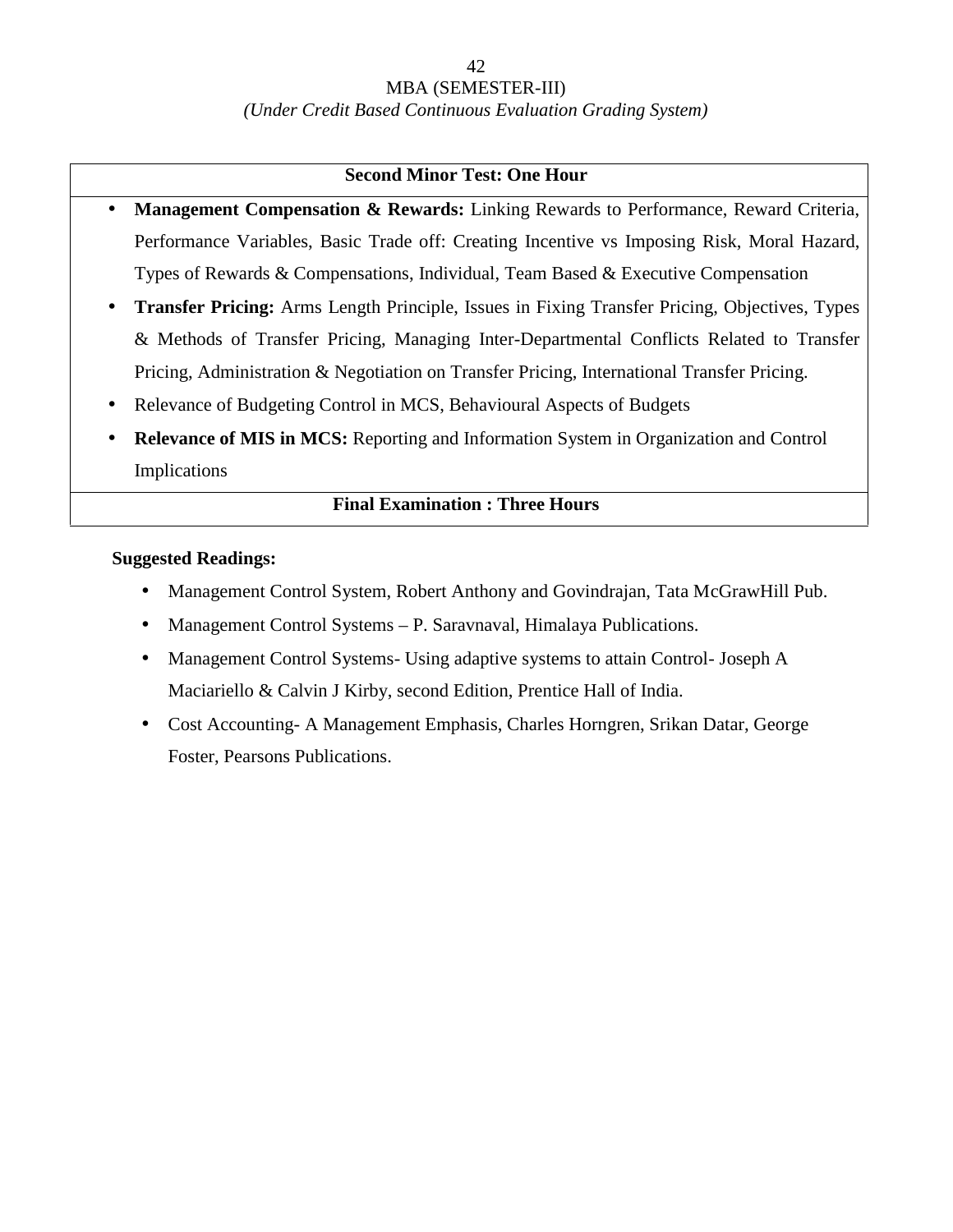**Second Minor Test: One Hour**

- **Management Compensation & Rewards:** Linking Rewards to Performance, Reward Criteria, Performance Variables, Basic Trade off: Creating Incentive vs Imposing Risk, Moral Hazard, Types of Rewards & Compensations, Individual, Team Based & Executive Compensation
- **Transfer Pricing:** Arms Length Principle, Issues in Fixing Transfer Pricing, Objectives, Types & Methods of Transfer Pricing, Managing Inter-Departmental Conflicts Related to Transfer Pricing, Administration & Negotiation on Transfer Pricing, International Transfer Pricing.
- Relevance of Budgeting Control in MCS, Behavioural Aspects of Budgets
- **Relevance of MIS in MCS:** Reporting and Information System in Organization and Control Implications

**Final Examination : Three Hours**

**Suggested Readings:**

- Management Control System, Robert Anthony and Govindrajan, Tata McGrawHill Pub.
- Management Control Systems – P. Saravnaval, Himalaya Publications.
- Management Control Systems- Using adaptive systems to attain Control- Joseph A Maciariello & Calvin J Kirby, second Edition, Prentice Hall of India.
- Cost Accounting- A Management Emphasis, Charles Horngren, Srikan Datar, George Foster, Pearsons Publications.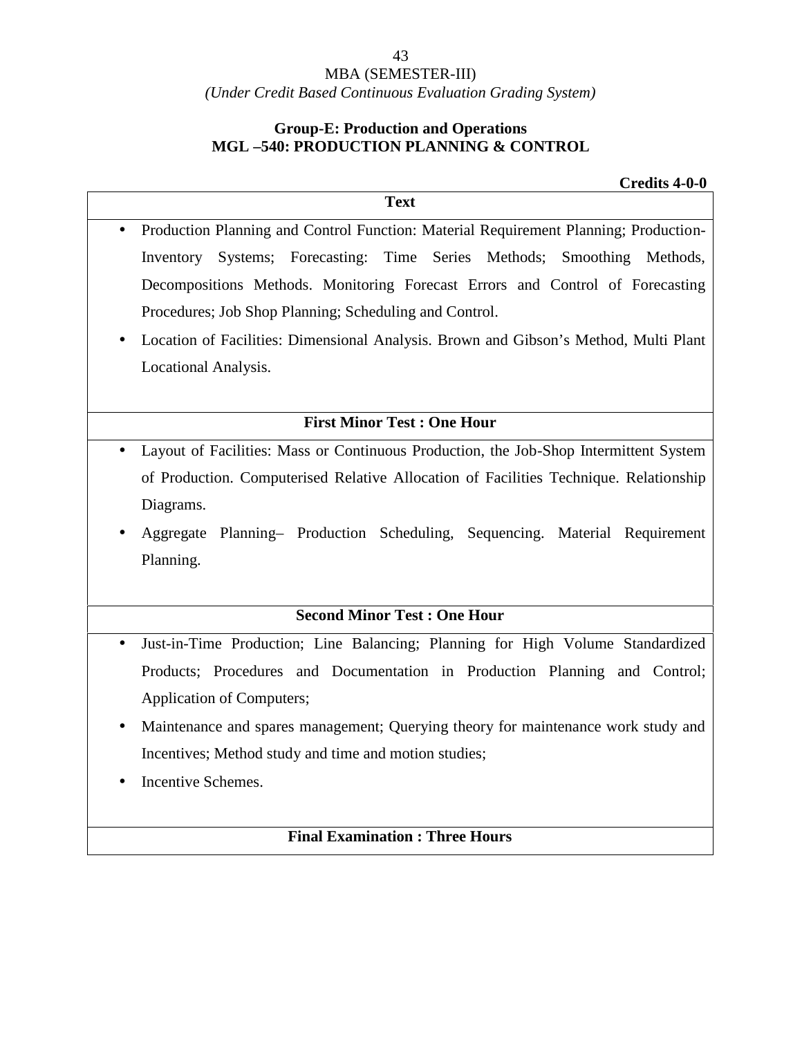MBA (SEMESTER-III)

*(Under Credit Based Continuous Evaluation Grading System)*

**Group-E: Production and Operations**

**MGL –540: PRODUCTION PLANNING & CONTROL**

**Credits 4-0-0**

**Text**

- Production Planning and Control Function: Material Requirement Planning; Production-Inventory Systems; Forecasting: Time Series Methods; Smoothing Methods, Decompositions Methods. Monitoring Forecast Errors and Control of Forecasting Procedures; Job Shop Planning; Scheduling and Control.
- Location of Facilities: Dimensional Analysis. Brown and Gibson's Method, Multi Plant Locational Analysis.

**First Minor Test : One Hour**

- Layout of Facilities: Mass or Continuous Production, the Job-Shop Intermittent System of Production. Computerised Relative Allocation of Facilities Technique. Relationship Diagrams.
- Aggregate Planning– Production Scheduling, Sequencing. Material Requirement Planning.

**Second Minor Test : One Hour**

- Just-in-Time Production; Line Balancing; Planning for High Volume Standardized Products; Procedures and Documentation in Production Planning and Control; Application of Computers;
- Maintenance and spares management; Querying theory for maintenance work study and Incentives; Method study and time and motion studies;
- Incentive Schemes.

**Final Examination : Three Hours**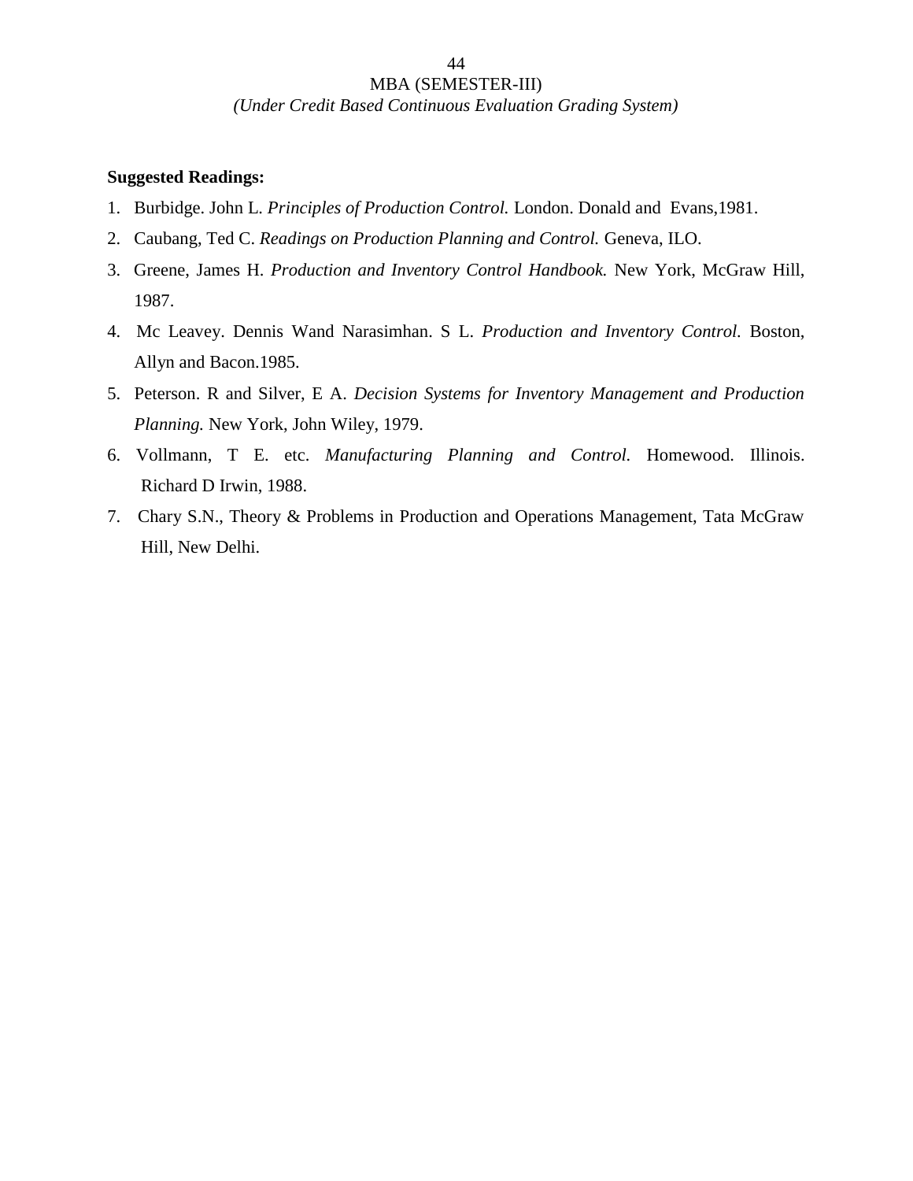**Suggested Readings:**

1. Burbidge. John L. *Principles of Production Control.* London. Donald and Evans,1981.
2. Caubang, Ted C. *Readings on Production Planning and Control.* Geneva, ILO.
3. Greene, James H. *Production and Inventory Control Handbook.* New York, McGraw Hill, 1987.
4. Mc Leavey. Dennis Wand Narasimhan. S L. *Production and Inventory Control.* Boston, Allyn and Bacon.1985.
5. Peterson. R and Silver, E A. *Decision Systems for Inventory Management and Production Planning.* New York, John Wiley, 1979.
6. Vollmann, T E. etc. *Manufacturing Planning and Control.* Homewood. Illinois. Richard D Irwin, 1988.
7. Chary S.N., Theory & Problems in Production and Operations Management, Tata McGraw Hill, New Delhi.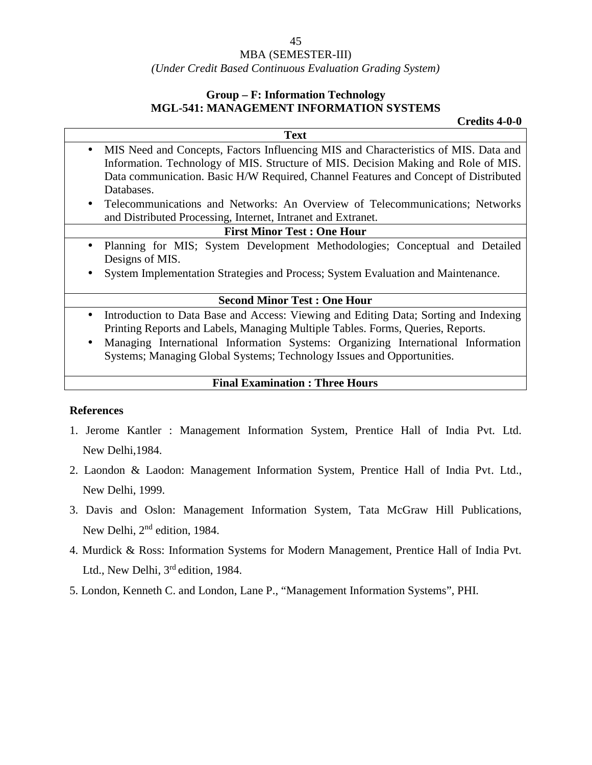MBA (SEMESTER-III)

*(Under Credit Based Continuous Evaluation Grading System)*

## Group – F: Information Technology
## MGL-541: MANAGEMENT INFORMATION SYSTEMS

**Credits 4-0-0**

| **Text** |
|---|
| • MIS Need and Concepts, Factors Influencing MIS and Characteristics of MIS. Data and Information. Technology of MIS. Structure of MIS. Decision Making and Role of MIS. Data communication. Basic H/W Required, Channel Features and Concept of Distributed Databases. <br> • Telecommunications and Networks: An Overview of Telecommunications; Networks and Distributed Processing, Internet, Intranet and Extranet. |
| **First Minor Test : One Hour** |
| • Planning for MIS; System Development Methodologies; Conceptual and Detailed Designs of MIS. <br> • System Implementation Strategies and Process; System Evaluation and Maintenance. |
| **Second Minor Test : One Hour** |
| • Introduction to Data Base and Access: Viewing and Editing Data; Sorting and Indexing Printing Reports and Labels, Managing Multiple Tables. Forms, Queries, Reports. <br> • Managing International Information Systems: Organizing International Information Systems; Managing Global Systems; Technology Issues and Opportunities. |
| **Final Examination : Three Hours** |

**References**

1. Jerome Kantler : Management Information System, Prentice Hall of India Pvt. Ltd. New Delhi,1984.
2. Laondon & Laodon: Management Information System, Prentice Hall of India Pvt. Ltd., New Delhi, 1999.
3. Davis and Oslon: Management Information System, Tata McGraw Hill Publications, New Delhi, 2nd edition, 1984.
4. Murdick & Ross: Information Systems for Modern Management, Prentice Hall of India Pvt. Ltd., New Delhi, 3rd edition, 1984.
5. London, Kenneth C. and London, Lane P., "Management Information Systems", PHI.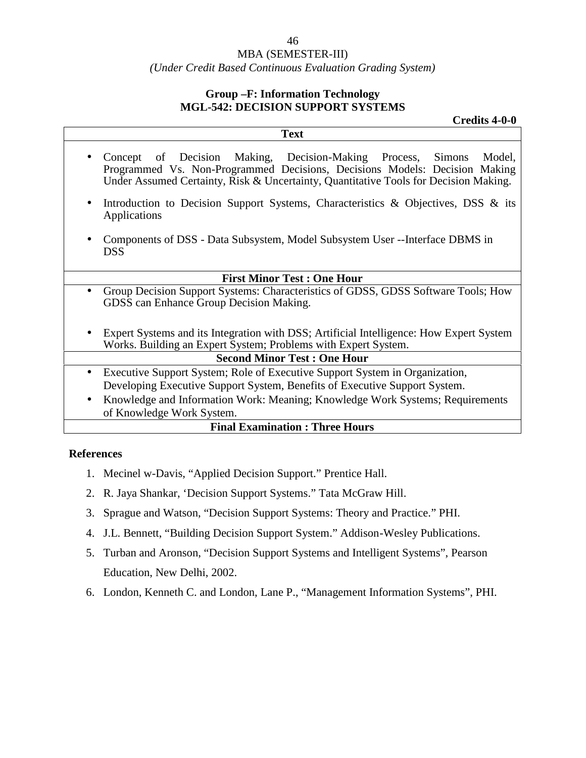MBA (SEMESTER-III)

*(Under Credit Based Continuous Evaluation Grading System)*

## Group –F: Information Technology
## MGL-542: DECISION SUPPORT SYSTEMS

**Credits 4-0-0**

| Text |
|---|
| • Concept of Decision Making, Decision-Making Process, Simons Model, Programmed Vs. Non-Programmed Decisions, Decisions Models: Decision Making Under Assumed Certainty, Risk & Uncertainty, Quantitative Tools for Decision Making.<br>• Introduction to Decision Support Systems, Characteristics & Objectives, DSS & its Applications<br>• Components of DSS - Data Subsystem, Model Subsystem User --Interface DBMS in DSS |
| **First Minor Test : One Hour** |
| • Group Decision Support Systems: Characteristics of GDSS, GDSS Software Tools; How GDSS can Enhance Group Decision Making.<br>• Expert Systems and its Integration with DSS; Artificial Intelligence: How Expert System Works. Building an Expert System; Problems with Expert System. |
| **Second Minor Test : One Hour** |
| • Executive Support System; Role of Executive Support System in Organization, Developing Executive Support System, Benefits of Executive Support System.<br>• Knowledge and Information Work: Meaning; Knowledge Work Systems; Requirements of Knowledge Work System. |
| **Final Examination : Three Hours** |

**References**

1. Mecinel w-Davis, "Applied Decision Support." Prentice Hall.
2. R. Jaya Shankar, 'Decision Support Systems." Tata McGraw Hill.
3. Sprague and Watson, "Decision Support Systems: Theory and Practice." PHI.
4. J.L. Bennett, "Building Decision Support System." Addison-Wesley Publications.
5. Turban and Aronson, "Decision Support Systems and Intelligent Systems", Pearson Education, New Delhi, 2002.
6. London, Kenneth C. and London, Lane P., "Management Information Systems", PHI.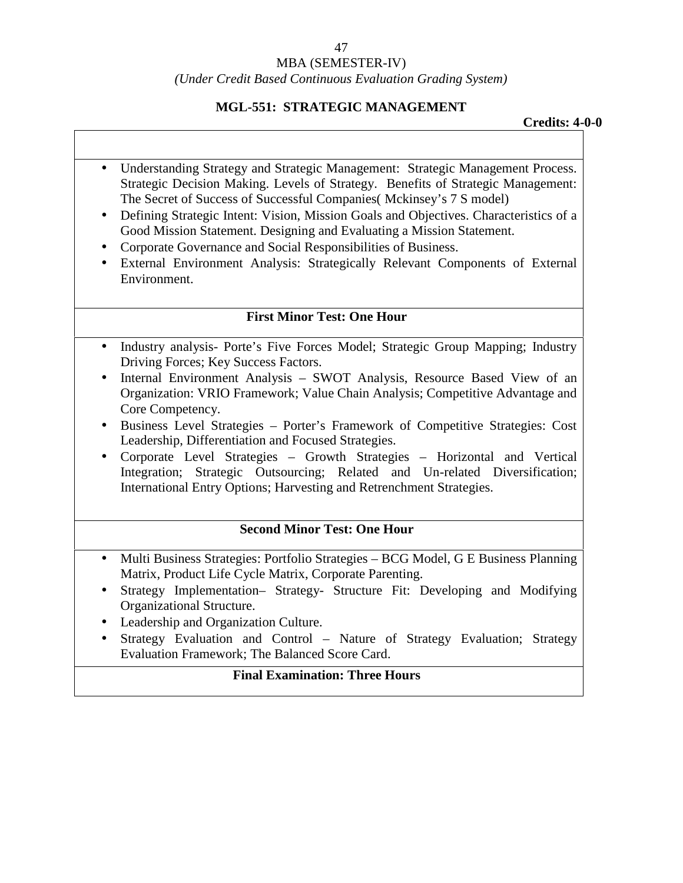MBA (SEMESTER-IV)

*(Under Credit Based Continuous Evaluation Grading System)*

## MGL-551: STRATEGIC MANAGEMENT

**Credits: 4-0-0**

- Understanding Strategy and Strategic Management: Strategic Management Process. Strategic Decision Making. Levels of Strategy. Benefits of Strategic Management: The Secret of Success of Successful Companies( Mckinsey's 7 S model)
- Defining Strategic Intent: Vision, Mission Goals and Objectives. Characteristics of a Good Mission Statement. Designing and Evaluating a Mission Statement.
- Corporate Governance and Social Responsibilities of Business.
- External Environment Analysis: Strategically Relevant Components of External Environment.

**First Minor Test: One Hour**

- Industry analysis- Porte's Five Forces Model; Strategic Group Mapping; Industry Driving Forces; Key Success Factors.
- Internal Environment Analysis – SWOT Analysis, Resource Based View of an Organization: VRIO Framework; Value Chain Analysis; Competitive Advantage and Core Competency.
- Business Level Strategies – Porter's Framework of Competitive Strategies: Cost Leadership, Differentiation and Focused Strategies.
- Corporate Level Strategies – Growth Strategies – Horizontal and Vertical Integration; Strategic Outsourcing; Related and Un-related Diversification; International Entry Options; Harvesting and Retrenchment Strategies.

**Second Minor Test: One Hour**

- Multi Business Strategies: Portfolio Strategies – BCG Model, G E Business Planning Matrix, Product Life Cycle Matrix, Corporate Parenting.
- Strategy Implementation– Strategy- Structure Fit: Developing and Modifying Organizational Structure.
- Leadership and Organization Culture.
- Strategy Evaluation and Control – Nature of Strategy Evaluation; Strategy Evaluation Framework; The Balanced Score Card.

**Final Examination: Three Hours**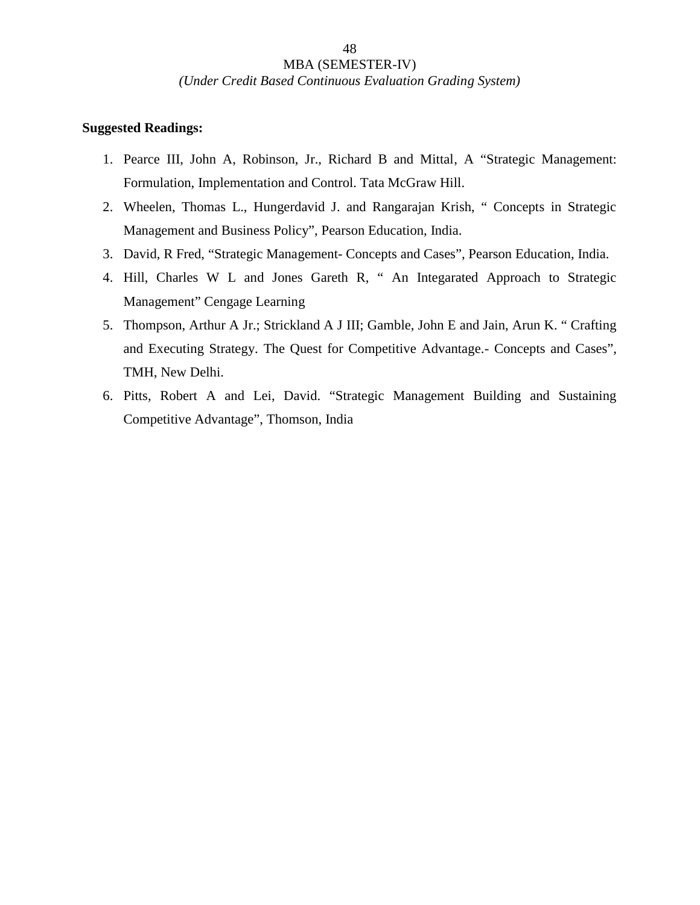**Suggested Readings:**

1. Pearce III, John A, Robinson, Jr., Richard B and Mittal, A "Strategic Management: Formulation, Implementation and Control. Tata McGraw Hill.
2. Wheelen, Thomas L., Hungerdavid J. and Rangarajan Krish, " Concepts in Strategic Management and Business Policy", Pearson Education, India.
3. David, R Fred, "Strategic Management- Concepts and Cases", Pearson Education, India.
4. Hill, Charles W L and Jones Gareth R, " An Integarated Approach to Strategic Management" Cengage Learning
5. Thompson, Arthur A Jr.; Strickland A J III; Gamble, John E and Jain, Arun K. " Crafting and Executing Strategy. The Quest for Competitive Advantage.- Concepts and Cases", TMH, New Delhi.
6. Pitts, Robert A and Lei, David. "Strategic Management Building and Sustaining Competitive Advantage", Thomson, India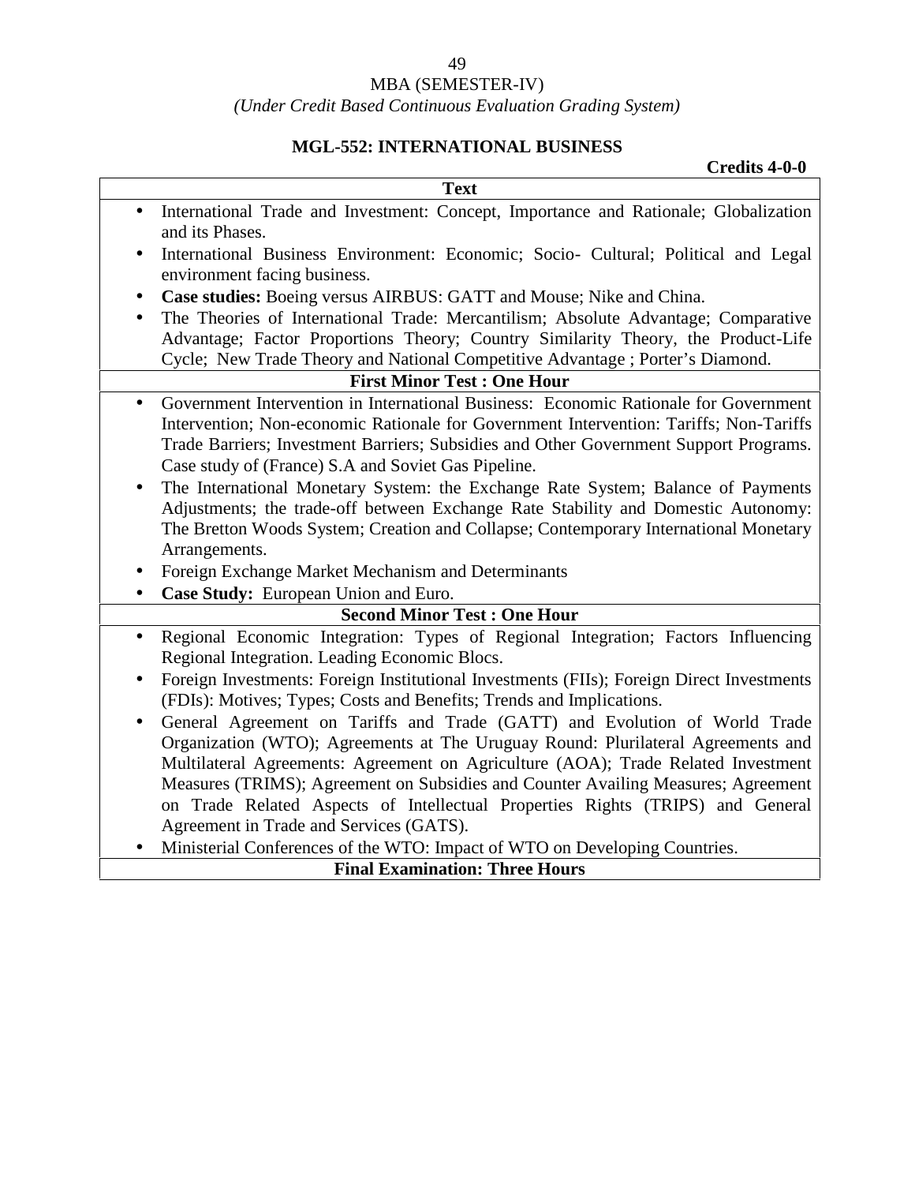MBA (SEMESTER-IV)

*(Under Credit Based Continuous Evaluation Grading System)*

## MGL-552: INTERNATIONAL BUSINESS

**Credits 4-0-0**

| **Text** |
|---|
| • International Trade and Investment: Concept, Importance and Rationale; Globalization and its Phases.<br>• International Business Environment: Economic; Socio- Cultural; Political and Legal environment facing business.<br>• **Case studies:** Boeing versus AIRBUS: GATT and Mouse; Nike and China.<br>• The Theories of International Trade: Mercantilism; Absolute Advantage; Comparative Advantage; Factor Proportions Theory; Country Similarity Theory, the Product-Life Cycle; New Trade Theory and National Competitive Advantage ; Porter's Diamond. |
| **First Minor Test : One Hour** |
| • Government Intervention in International Business: Economic Rationale for Government Intervention; Non-economic Rationale for Government Intervention: Tariffs; Non-Tariffs Trade Barriers; Investment Barriers; Subsidies and Other Government Support Programs. Case study of (France) S.A and Soviet Gas Pipeline.<br>• The International Monetary System: the Exchange Rate System; Balance of Payments Adjustments; the trade-off between Exchange Rate Stability and Domestic Autonomy: The Bretton Woods System; Creation and Collapse; Contemporary International Monetary Arrangements.<br>• Foreign Exchange Market Mechanism and Determinants<br>• **Case Study:** European Union and Euro. |
| **Second Minor Test : One Hour** |
| • Regional Economic Integration: Types of Regional Integration; Factors Influencing Regional Integration. Leading Economic Blocs.<br>• Foreign Investments: Foreign Institutional Investments (FIIs); Foreign Direct Investments (FDIs): Motives; Types; Costs and Benefits; Trends and Implications.<br>• General Agreement on Tariffs and Trade (GATT) and Evolution of World Trade Organization (WTO); Agreements at The Uruguay Round: Plurilateral Agreements and Multilateral Agreements: Agreement on Agriculture (AOA); Trade Related Investment Measures (TRIMS); Agreement on Subsidies and Counter Availing Measures; Agreement on Trade Related Aspects of Intellectual Properties Rights (TRIPS) and General Agreement in Trade and Services (GATS).<br>• Ministerial Conferences of the WTO: Impact of WTO on Developing Countries. |
| **Final Examination: Three Hours** |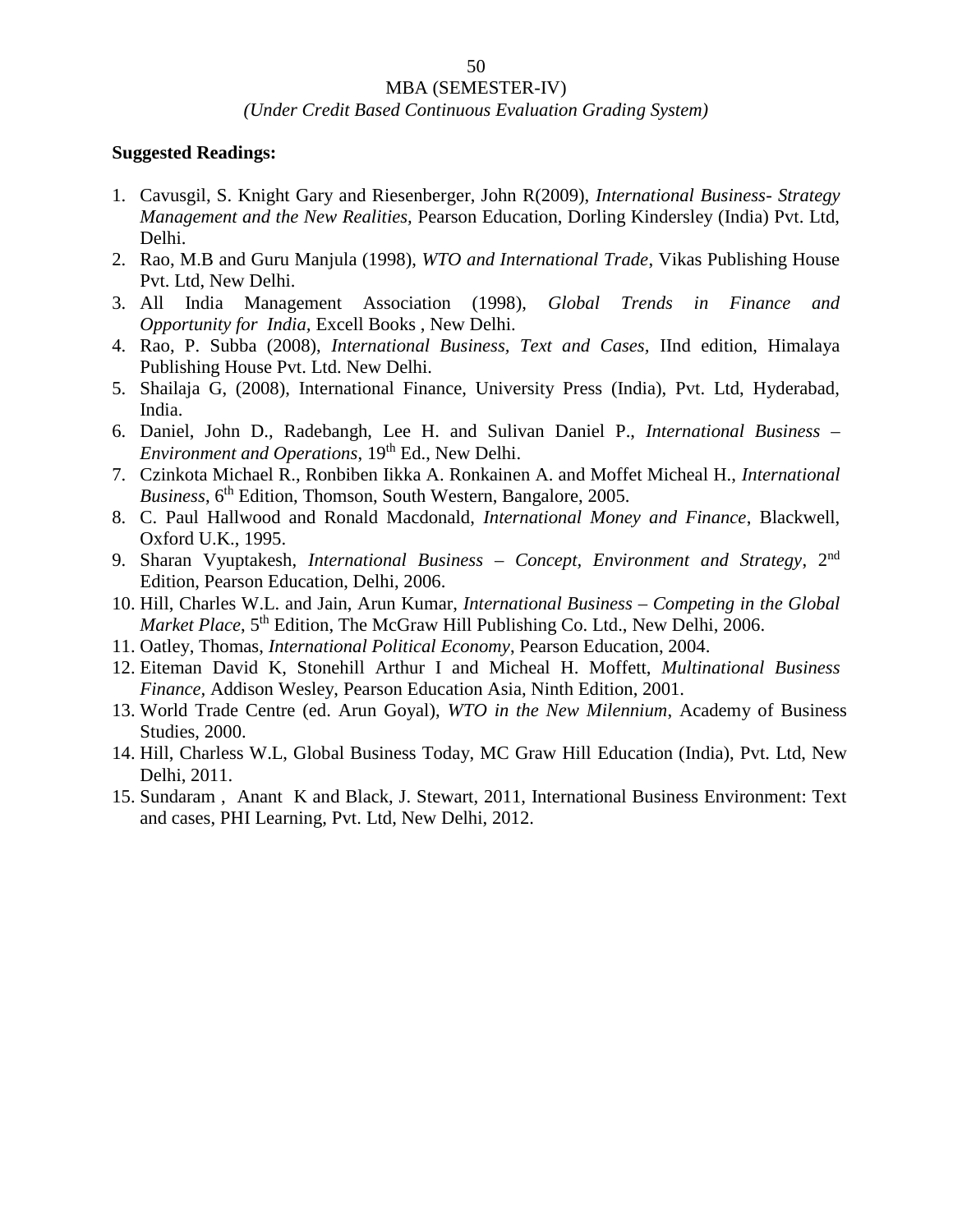MBA (SEMESTER-IV)

*(Under Credit Based Continuous Evaluation Grading System)*

**Suggested Readings:**

1. Cavusgil, S. Knight Gary and Riesenberger, John R(2009), *International Business- Strategy Management and the New Realities,* Pearson Education, Dorling Kindersley (India) Pvt. Ltd, Delhi.
2. Rao, M.B and Guru Manjula (1998), *WTO and International Trade*, Vikas Publishing House Pvt. Ltd, New Delhi.
3. All India Management Association (1998), *Global Trends in Finance and Opportunity for India*, Excell Books , New Delhi.
4. Rao, P. Subba (2008), *International Business, Text and Cases,* IInd edition, Himalaya Publishing House Pvt. Ltd. New Delhi.
5. Shailaja G, (2008), International Finance, University Press (India), Pvt. Ltd, Hyderabad, India.
6. Daniel, John D., Radebangh, Lee H. and Sulivan Daniel P., *International Business – Environment and Operations*, 19th Ed., New Delhi.
7. Czinkota Michael R., Ronbiben Iikka A. Ronkainen A. and Moffet Micheal H., *International Business*, 6th Edition, Thomson, South Western, Bangalore, 2005.
8. C. Paul Hallwood and Ronald Macdonald, *International Money and Finance*, Blackwell, Oxford U.K., 1995.
9. Sharan Vyuptakesh, *International Business – Concept, Environment and Strategy*, 2nd Edition, Pearson Education, Delhi, 2006.
10. Hill, Charles W.L. and Jain, Arun Kumar, *International Business – Competing in the Global Market Place*, 5th Edition, The McGraw Hill Publishing Co. Ltd., New Delhi, 2006.
11. Oatley, Thomas, *International Political Economy*, Pearson Education, 2004.
12. Eiteman David K, Stonehill Arthur I and Micheal H. Moffett, *Multinational Business Finance,* Addison Wesley, Pearson Education Asia, Ninth Edition, 2001.
13. World Trade Centre (ed. Arun Goyal), *WTO in the New Milennium*, Academy of Business Studies, 2000.
14. Hill, Charless W.L, Global Business Today, MC Graw Hill Education (India), Pvt. Ltd, New Delhi, 2011.
15. Sundaram , Anant K and Black, J. Stewart, 2011, International Business Environment: Text and cases, PHI Learning, Pvt. Ltd, New Delhi, 2012.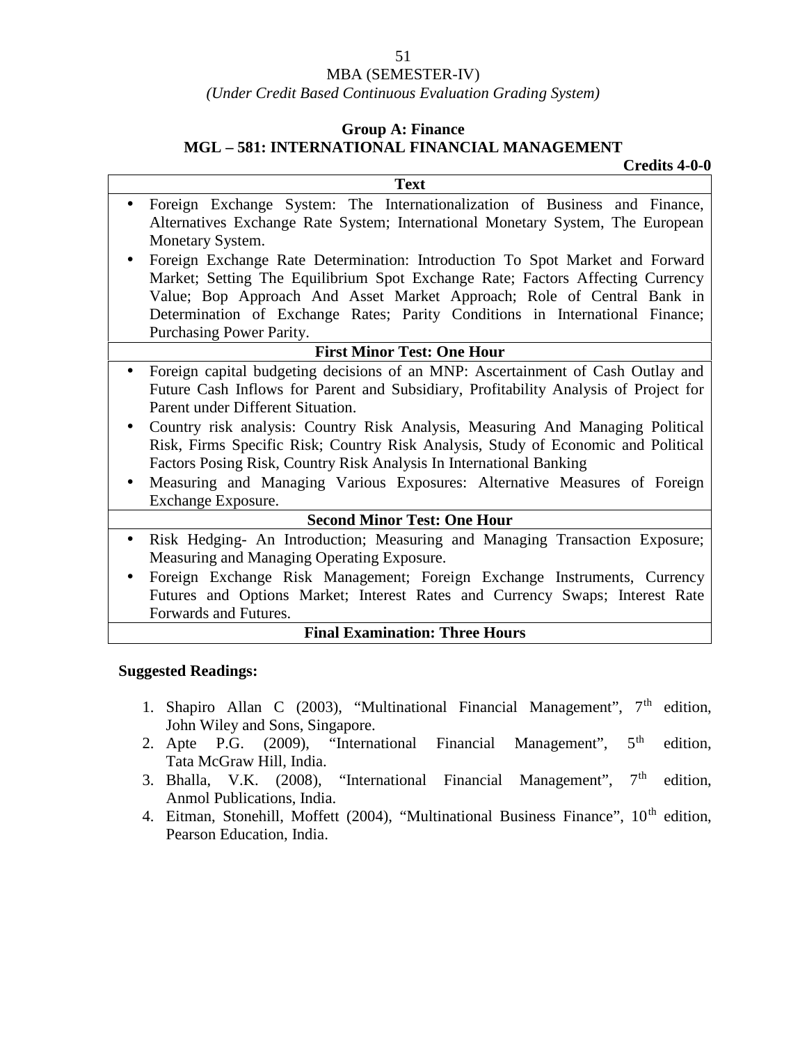MBA (SEMESTER-IV)

*(Under Credit Based Continuous Evaluation Grading System)*

**Group A: Finance**

## MGL – 581: INTERNATIONAL FINANCIAL MANAGEMENT

**Credits 4-0-0**

| **Text** |
|---|
| • Foreign Exchange System: The Internationalization of Business and Finance, Alternatives Exchange Rate System; International Monetary System, The European Monetary System.<br>• Foreign Exchange Rate Determination: Introduction To Spot Market and Forward Market; Setting The Equilibrium Spot Exchange Rate; Factors Affecting Currency Value; Bop Approach And Asset Market Approach; Role of Central Bank in Determination of Exchange Rates; Parity Conditions in International Finance; Purchasing Power Parity. |
| **First Minor Test: One Hour** |
| • Foreign capital budgeting decisions of an MNP: Ascertainment of Cash Outlay and Future Cash Inflows for Parent and Subsidiary, Profitability Analysis of Project for Parent under Different Situation.<br>• Country risk analysis: Country Risk Analysis, Measuring And Managing Political Risk, Firms Specific Risk; Country Risk Analysis, Study of Economic and Political Factors Posing Risk, Country Risk Analysis In International Banking<br>• Measuring and Managing Various Exposures: Alternative Measures of Foreign Exchange Exposure. |
| **Second Minor Test: One Hour** |
| • Risk Hedging- An Introduction; Measuring and Managing Transaction Exposure; Measuring and Managing Operating Exposure.<br>• Foreign Exchange Risk Management; Foreign Exchange Instruments, Currency Futures and Options Market; Interest Rates and Currency Swaps; Interest Rate Forwards and Futures. |
| **Final Examination: Three Hours** |

**Suggested Readings:**

1. Shapiro Allan C (2003), "Multinational Financial Management", 7th edition, John Wiley and Sons, Singapore.
2. Apte P.G. (2009), "International Financial Management", 5th edition, Tata McGraw Hill, India.
3. Bhalla, V.K. (2008), "International Financial Management", 7th edition, Anmol Publications, India.
4. Eitman, Stonehill, Moffett (2004), "Multinational Business Finance", 10th edition, Pearson Education, India.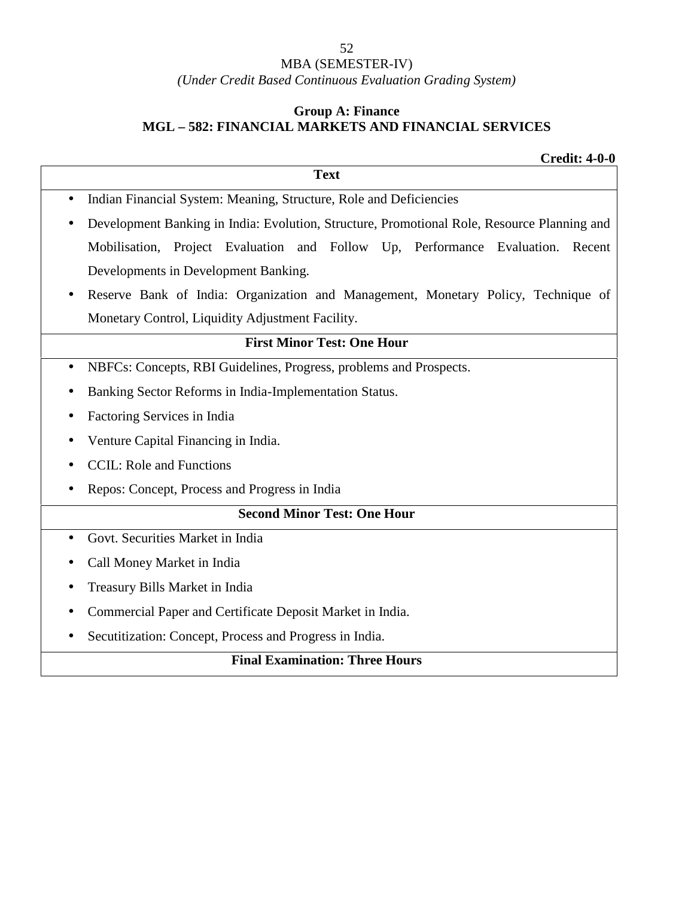MBA (SEMESTER-IV)

*(Under Credit Based Continuous Evaluation Grading System)*

**Group A: Finance**

**MGL – 582: FINANCIAL MARKETS AND FINANCIAL SERVICES**

**Credit: 4-0-0**

| **Text** |
| --- |
| • Indian Financial System: Meaning, Structure, Role and Deficiencies<br>• Development Banking in India: Evolution, Structure, Promotional Role, Resource Planning and Mobilisation, Project Evaluation and Follow Up, Performance Evaluation. Recent Developments in Development Banking.<br>• Reserve Bank of India: Organization and Management, Monetary Policy, Technique of Monetary Control, Liquidity Adjustment Facility. |
| **First Minor Test: One Hour** |
| • NBFCs: Concepts, RBI Guidelines, Progress, problems and Prospects.<br>• Banking Sector Reforms in India-Implementation Status.<br>• Factoring Services in India<br>• Venture Capital Financing in India.<br>• CCIL: Role and Functions<br>• Repos: Concept, Process and Progress in India |
| **Second Minor Test: One Hour** |
| • Govt. Securities Market in India<br>• Call Money Market in India<br>• Treasury Bills Market in India<br>• Commercial Paper and Certificate Deposit Market in India.<br>• Secutitization: Concept, Process and Progress in India. |
| **Final Examination: Three Hours** |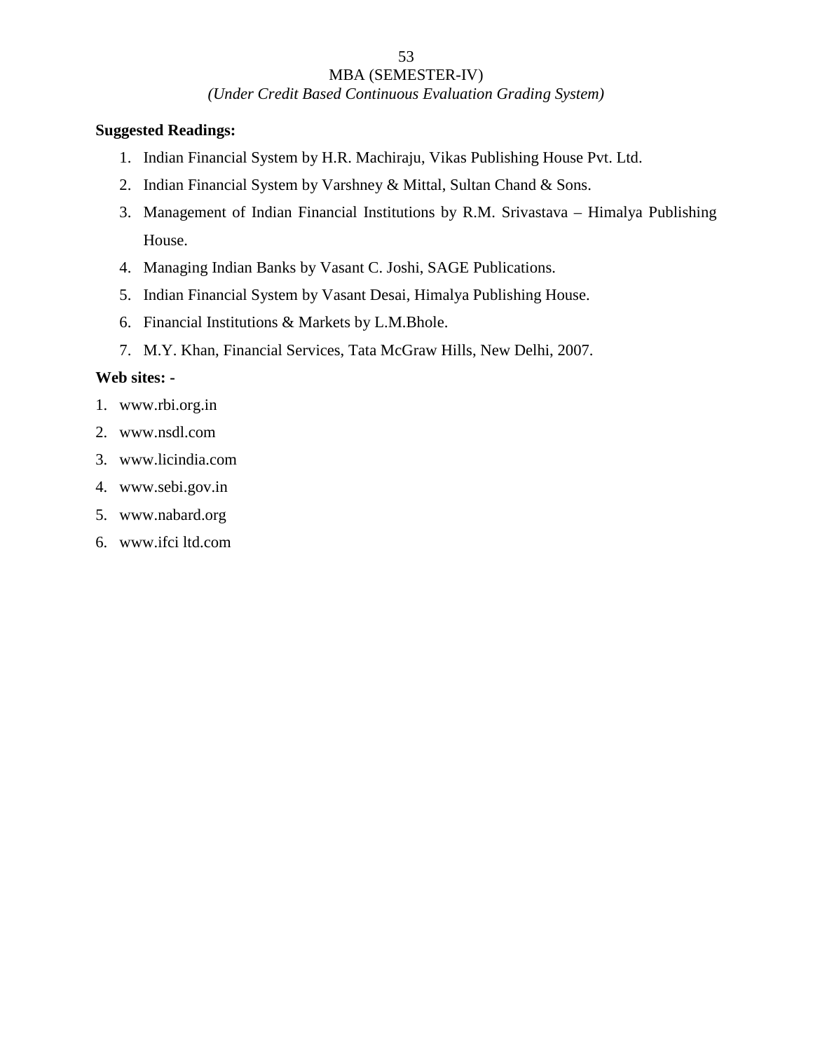**Suggested Readings:**

1. Indian Financial System by H.R. Machiraju, Vikas Publishing House Pvt. Ltd.
2. Indian Financial System by Varshney & Mittal, Sultan Chand & Sons.
3. Management of Indian Financial Institutions by R.M. Srivastava – Himalya Publishing House.
4. Managing Indian Banks by Vasant C. Joshi, SAGE Publications.
5. Indian Financial System by Vasant Desai, Himalya Publishing House.
6. Financial Institutions & Markets by L.M.Bhole.
7. M.Y. Khan, Financial Services, Tata McGraw Hills, New Delhi, 2007.

**Web sites: -**

1. www.rbi.org.in
2. www.nsdl.com
3. www.licindia.com
4. www.sebi.gov.in
5. www.nabard.org
6. www.ifci ltd.com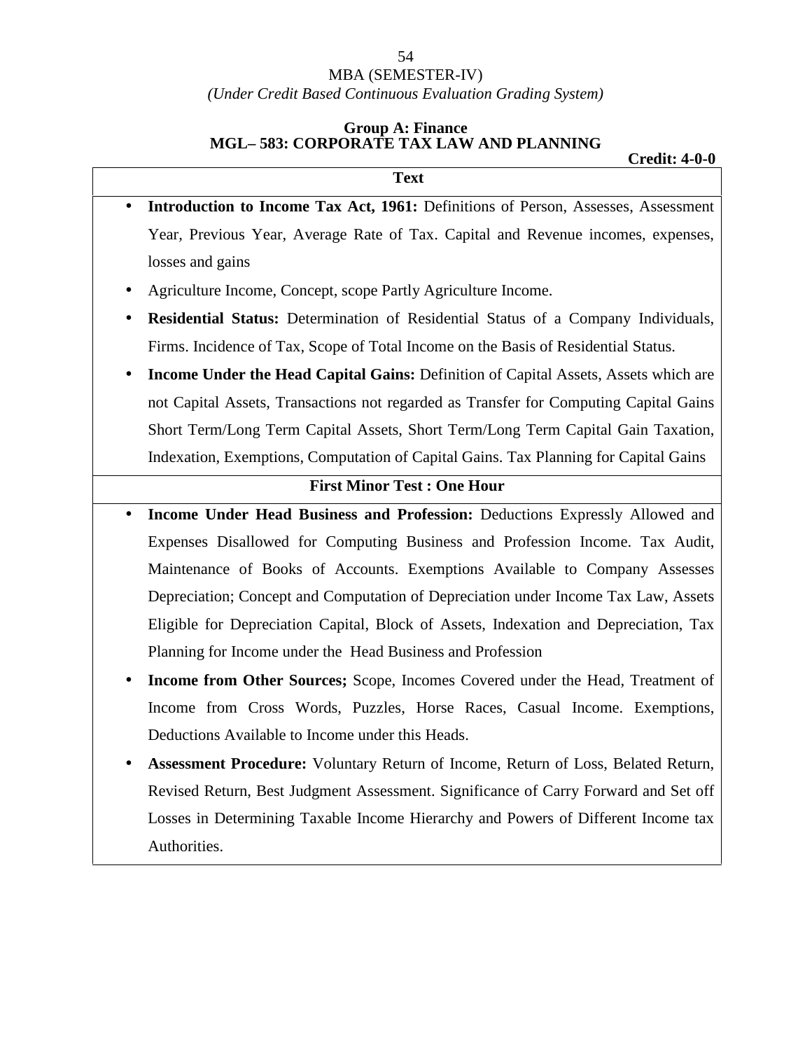MBA (SEMESTER-IV)

*(Under Credit Based Continuous Evaluation Grading System)*

## Group A: Finance
## MGL– 583: CORPORATE TAX LAW AND PLANNING

**Credit: 4-0-0**

**Text**

- **Introduction to Income Tax Act, 1961:** Definitions of Person, Assesses, Assessment Year, Previous Year, Average Rate of Tax. Capital and Revenue incomes, expenses, losses and gains
- Agriculture Income, Concept, scope Partly Agriculture Income.
- **Residential Status:** Determination of Residential Status of a Company Individuals, Firms. Incidence of Tax, Scope of Total Income on the Basis of Residential Status.
- **Income Under the Head Capital Gains:** Definition of Capital Assets, Assets which are not Capital Assets, Transactions not regarded as Transfer for Computing Capital Gains Short Term/Long Term Capital Assets, Short Term/Long Term Capital Gain Taxation, Indexation, Exemptions, Computation of Capital Gains. Tax Planning for Capital Gains

**First Minor Test : One Hour**

- **Income Under Head Business and Profession:** Deductions Expressly Allowed and Expenses Disallowed for Computing Business and Profession Income. Tax Audit, Maintenance of Books of Accounts. Exemptions Available to Company Assesses Depreciation; Concept and Computation of Depreciation under Income Tax Law, Assets Eligible for Depreciation Capital, Block of Assets, Indexation and Depreciation, Tax Planning for Income under the Head Business and Profession
- **Income from Other Sources;** Scope, Incomes Covered under the Head, Treatment of Income from Cross Words, Puzzles, Horse Races, Casual Income. Exemptions, Deductions Available to Income under this Heads.
- **Assessment Procedure:** Voluntary Return of Income, Return of Loss, Belated Return, Revised Return, Best Judgment Assessment. Significance of Carry Forward and Set off Losses in Determining Taxable Income Hierarchy and Powers of Different Income tax Authorities.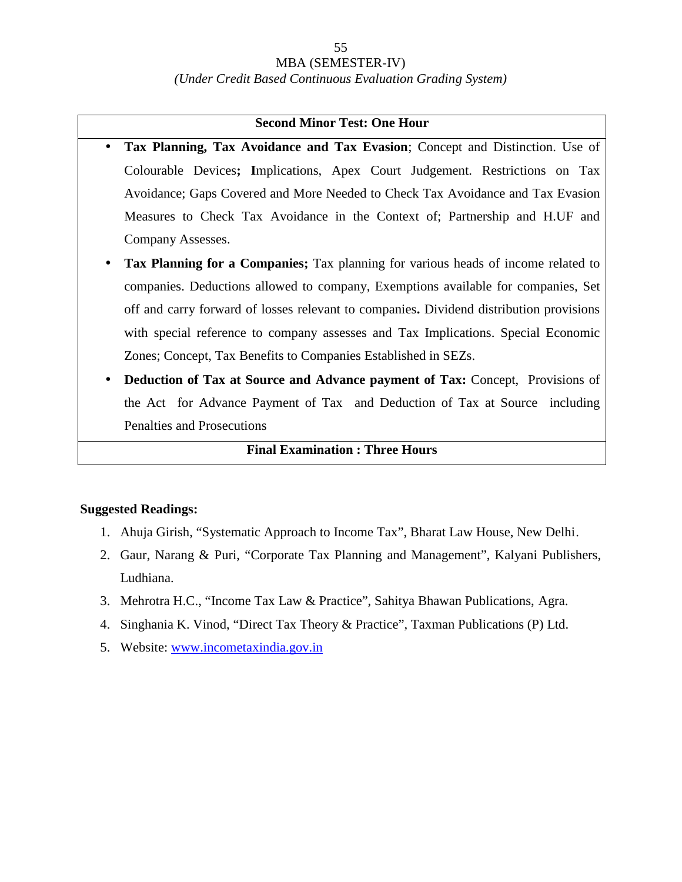MBA (SEMESTER-IV)
*(Under Credit Based Continuous Evaluation Grading System)*

**Second Minor Test: One Hour**

- **Tax Planning, Tax Avoidance and Tax Evasion**; Concept and Distinction. Use of Colourable Devices**; I**mplications, Apex Court Judgement. Restrictions on Tax Avoidance; Gaps Covered and More Needed to Check Tax Avoidance and Tax Evasion Measures to Check Tax Avoidance in the Context of; Partnership and H.UF and Company Assesses.
- **Tax Planning for a Companies;** Tax planning for various heads of income related to companies. Deductions allowed to company, Exemptions available for companies, Set off and carry forward of losses relevant to companies**.** Dividend distribution provisions with special reference to company assesses and Tax Implications. Special Economic Zones; Concept, Tax Benefits to Companies Established in SEZs.
- **Deduction of Tax at Source and Advance payment of Tax:** Concept, Provisions of the Act for Advance Payment of Tax and Deduction of Tax at Source including Penalties and Prosecutions

**Final Examination : Three Hours**

**Suggested Readings:**

1. Ahuja Girish, "Systematic Approach to Income Tax", Bharat Law House, New Delhi.
2. Gaur, Narang & Puri, "Corporate Tax Planning and Management", Kalyani Publishers, Ludhiana.
3. Mehrotra H.C., "Income Tax Law & Practice", Sahitya Bhawan Publications, Agra.
4. Singhania K. Vinod, "Direct Tax Theory & Practice", Taxman Publications (P) Ltd.
5. Website: www.incometaxindia.gov.in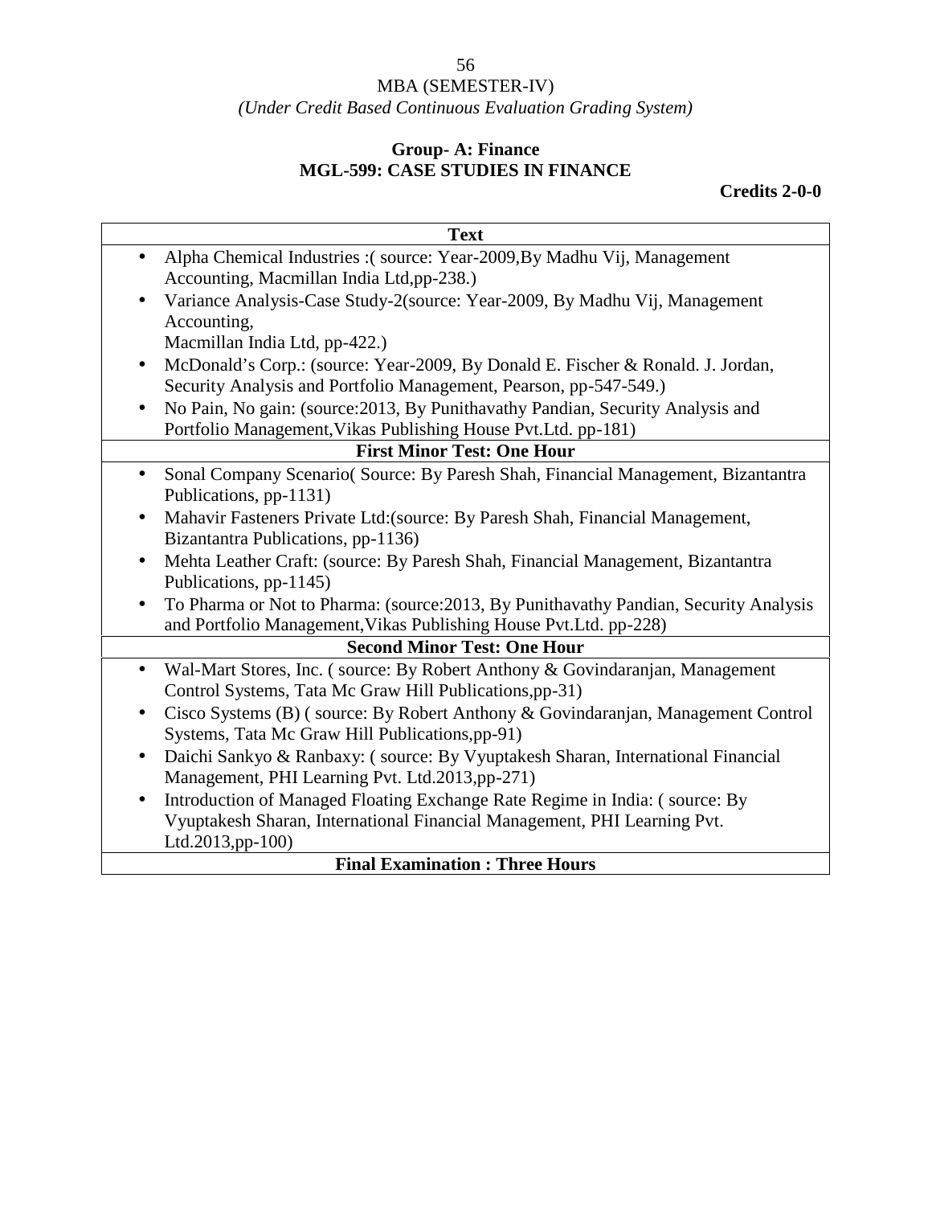MBA (SEMESTER-IV)

*(Under Credit Based Continuous Evaluation Grading System)*

**Group- A: Finance**

**MGL-599: CASE STUDIES IN FINANCE**

**Credits 2-0-0**

| **Text** |
|---|
| • Alpha Chemical Industries :( source: Year-2009,By Madhu Vij, Management Accounting, Macmillan India Ltd,pp-238.)<br>• Variance Analysis-Case Study-2(source: Year-2009, By Madhu Vij, Management Accounting, Macmillan India Ltd, pp-422.)<br>• McDonald's Corp.: (source: Year-2009, By Donald E. Fischer & Ronald. J. Jordan, Security Analysis and Portfolio Management, Pearson, pp-547-549.)<br>• No Pain, No gain: (source:2013, By Punithavathy Pandian, Security Analysis and Portfolio Management,Vikas Publishing House Pvt.Ltd. pp-181) |
| **First Minor Test: One Hour** |
| • Sonal Company Scenario( Source: By Paresh Shah, Financial Management, Bizantantra Publications, pp-1131)<br>• Mahavir Fasteners Private Ltd:(source: By Paresh Shah, Financial Management, Bizantantra Publications, pp-1136)<br>• Mehta Leather Craft: (source: By Paresh Shah, Financial Management, Bizantantra Publications, pp-1145)<br>• To Pharma or Not to Pharma: (source:2013, By Punithavathy Pandian, Security Analysis and Portfolio Management,Vikas Publishing House Pvt.Ltd. pp-228) |
| **Second Minor Test: One Hour** |
| • Wal-Mart Stores, Inc. ( source: By Robert Anthony & Govindaranjan, Management Control Systems, Tata Mc Graw Hill Publications,pp-31)<br>• Cisco Systems (B) ( source: By Robert Anthony & Govindaranjan, Management Control Systems, Tata Mc Graw Hill Publications,pp-91)<br>• Daichi Sankyo & Ranbaxy: ( source: By Vyuptakesh Sharan, International Financial Management, PHI Learning Pvt. Ltd.2013,pp-271)<br>• Introduction of Managed Floating Exchange Rate Regime in India: ( source: By Vyuptakesh Sharan, International Financial Management, PHI Learning Pvt. Ltd.2013,pp-100) |
| **Final Examination : Three Hours** |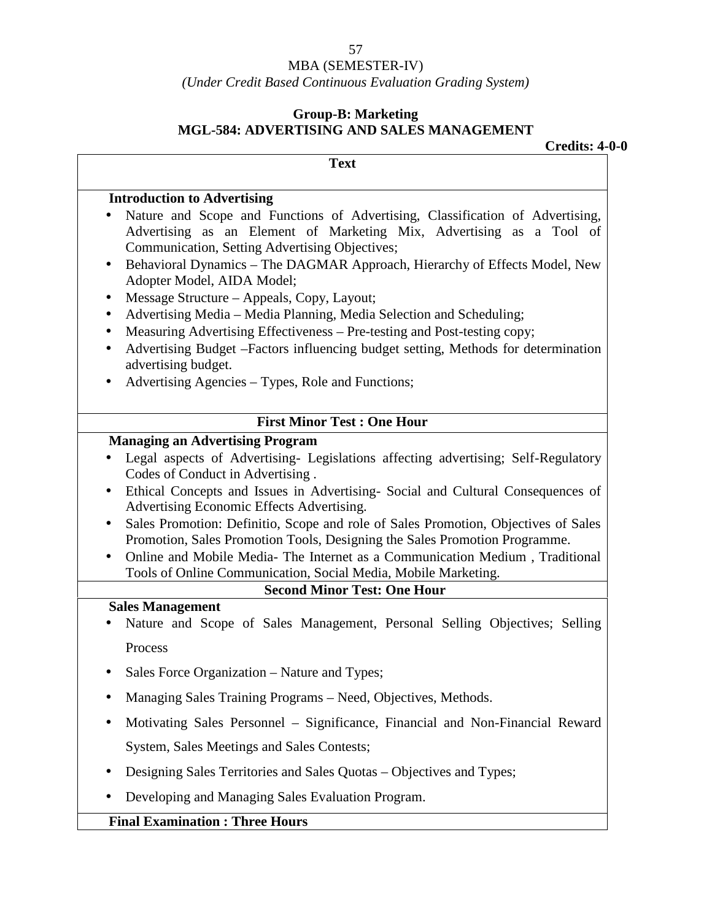MBA (SEMESTER-IV)

*(Under Credit Based Continuous Evaluation Grading System)*

**Group-B: Marketing**

## MGL-584: ADVERTISING AND SALES MANAGEMENT

**Credits: 4-0-0**

**Text**

**Introduction to Advertising**

- Nature and Scope and Functions of Advertising, Classification of Advertising, Advertising as an Element of Marketing Mix, Advertising as a Tool of Communication, Setting Advertising Objectives;
- Behavioral Dynamics – The DAGMAR Approach, Hierarchy of Effects Model, New Adopter Model, AIDA Model;
- Message Structure – Appeals, Copy, Layout;
- Advertising Media – Media Planning, Media Selection and Scheduling;
- Measuring Advertising Effectiveness – Pre-testing and Post-testing copy;
- Advertising Budget –Factors influencing budget setting, Methods for determination advertising budget.
- Advertising Agencies – Types, Role and Functions;

**First Minor Test : One Hour**

**Managing an Advertising Program**

- Legal aspects of Advertising- Legislations affecting advertising; Self-Regulatory Codes of Conduct in Advertising .
- Ethical Concepts and Issues in Advertising- Social and Cultural Consequences of Advertising Economic Effects Advertising.
- Sales Promotion: Definitio, Scope and role of Sales Promotion, Objectives of Sales Promotion, Sales Promotion Tools, Designing the Sales Promotion Programme.
- Online and Mobile Media- The Internet as a Communication Medium , Traditional Tools of Online Communication, Social Media, Mobile Marketing.

**Second Minor Test: One Hour**

**Sales Management**

- Nature and Scope of Sales Management, Personal Selling Objectives; Selling Process
- Sales Force Organization – Nature and Types;
- Managing Sales Training Programs – Need, Objectives, Methods.
- Motivating Sales Personnel – Significance, Financial and Non-Financial Reward System, Sales Meetings and Sales Contests;
- Designing Sales Territories and Sales Quotas – Objectives and Types;
- Developing and Managing Sales Evaluation Program.

**Final Examination : Three Hours**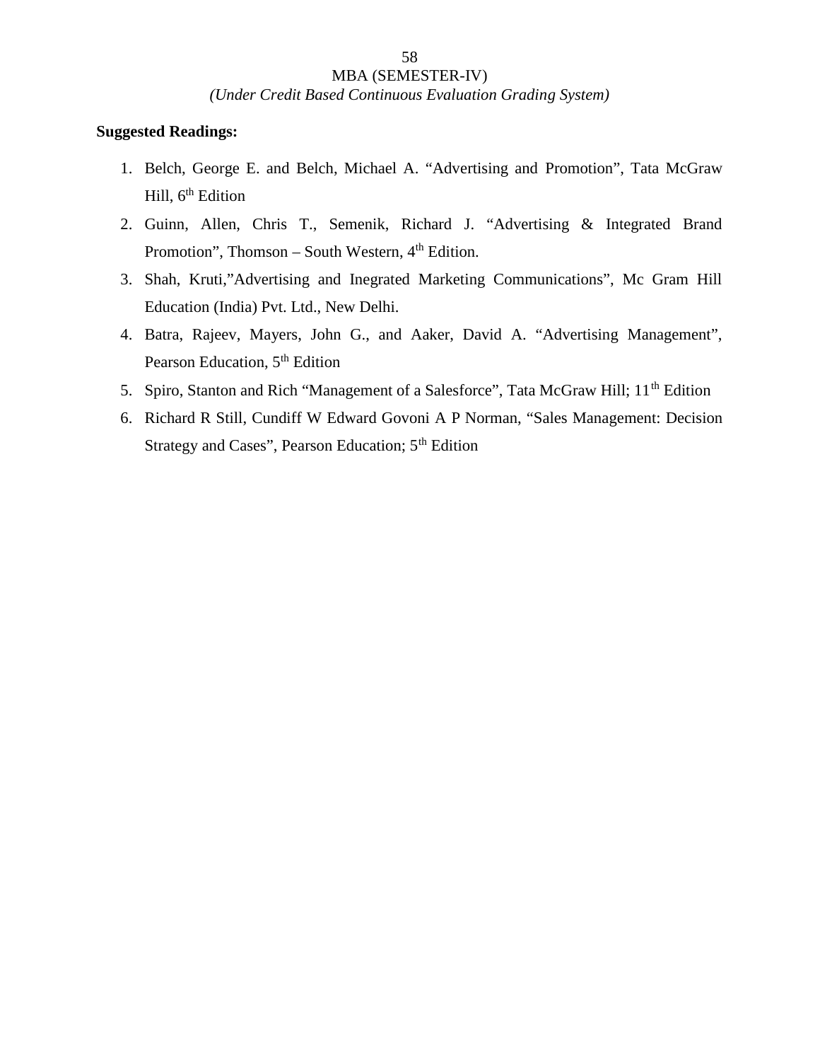**Suggested Readings:**

1. Belch, George E. and Belch, Michael A. "Advertising and Promotion", Tata McGraw Hill, 6th Edition
2. Guinn, Allen, Chris T., Semenik, Richard J. "Advertising & Integrated Brand Promotion", Thomson – South Western, 4th Edition.
3. Shah, Kruti,"Advertising and Inegrated Marketing Communications", Mc Gram Hill Education (India) Pvt. Ltd., New Delhi.
4. Batra, Rajeev, Mayers, John G., and Aaker, David A. "Advertising Management", Pearson Education, 5th Edition
5. Spiro, Stanton and Rich "Management of a Salesforce", Tata McGraw Hill; 11th Edition
6. Richard R Still, Cundiff W Edward Govoni A P Norman, "Sales Management: Decision Strategy and Cases", Pearson Education; 5th Edition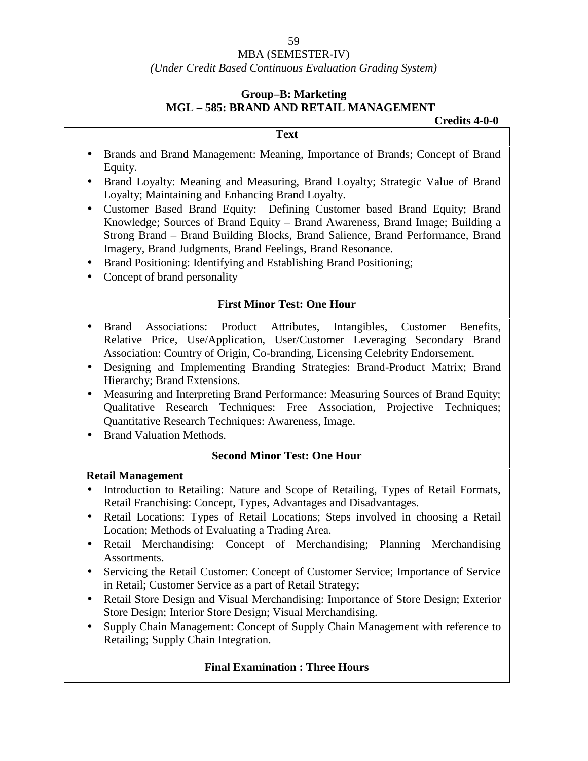MBA (SEMESTER-IV)

*(Under Credit Based Continuous Evaluation Grading System)*

**Group–B: Marketing**

**MGL – 585: BRAND AND RETAIL MANAGEMENT**

**Credits 4-0-0**

**Text**

- Brands and Brand Management: Meaning, Importance of Brands; Concept of Brand Equity.
- Brand Loyalty: Meaning and Measuring, Brand Loyalty; Strategic Value of Brand Loyalty; Maintaining and Enhancing Brand Loyalty.
- Customer Based Brand Equity: Defining Customer based Brand Equity; Brand Knowledge; Sources of Brand Equity – Brand Awareness, Brand Image; Building a Strong Brand – Brand Building Blocks, Brand Salience, Brand Performance, Brand Imagery, Brand Judgments, Brand Feelings, Brand Resonance.
- Brand Positioning: Identifying and Establishing Brand Positioning;
- Concept of brand personality

**First Minor Test: One Hour**

- Brand Associations: Product Attributes, Intangibles, Customer Benefits, Relative Price, Use/Application, User/Customer Leveraging Secondary Brand Association: Country of Origin, Co-branding, Licensing Celebrity Endorsement.
- Designing and Implementing Branding Strategies: Brand-Product Matrix; Brand Hierarchy; Brand Extensions.
- Measuring and Interpreting Brand Performance: Measuring Sources of Brand Equity; Qualitative Research Techniques: Free Association, Projective Techniques; Quantitative Research Techniques: Awareness, Image.
- Brand Valuation Methods.

**Second Minor Test: One Hour**

**Retail Management**

- Introduction to Retailing: Nature and Scope of Retailing, Types of Retail Formats, Retail Franchising: Concept, Types, Advantages and Disadvantages.
- Retail Locations: Types of Retail Locations; Steps involved in choosing a Retail Location; Methods of Evaluating a Trading Area.
- Retail Merchandising: Concept of Merchandising; Planning Merchandising Assortments.
- Servicing the Retail Customer: Concept of Customer Service; Importance of Service in Retail; Customer Service as a part of Retail Strategy;
- Retail Store Design and Visual Merchandising: Importance of Store Design; Exterior Store Design; Interior Store Design; Visual Merchandising.
- Supply Chain Management: Concept of Supply Chain Management with reference to Retailing; Supply Chain Integration.

**Final Examination : Three Hours**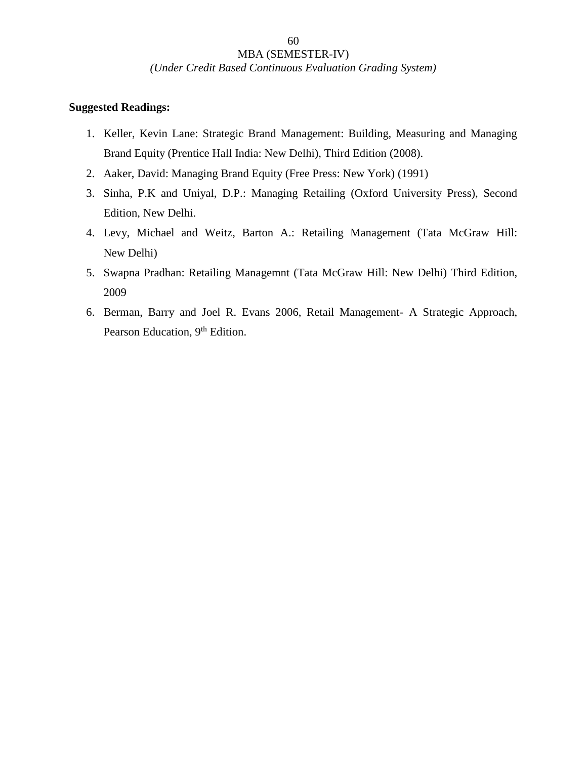**Suggested Readings:**

1. Keller, Kevin Lane: Strategic Brand Management: Building, Measuring and Managing Brand Equity (Prentice Hall India: New Delhi), Third Edition (2008).
2. Aaker, David: Managing Brand Equity (Free Press: New York) (1991)
3. Sinha, P.K and Uniyal, D.P.: Managing Retailing (Oxford University Press), Second Edition, New Delhi.
4. Levy, Michael and Weitz, Barton A.: Retailing Management (Tata McGraw Hill: New Delhi)
5. Swapna Pradhan: Retailing Managemnt (Tata McGraw Hill: New Delhi) Third Edition, 2009
6. Berman, Barry and Joel R. Evans 2006, Retail Management- A Strategic Approach, Pearson Education, 9th Edition.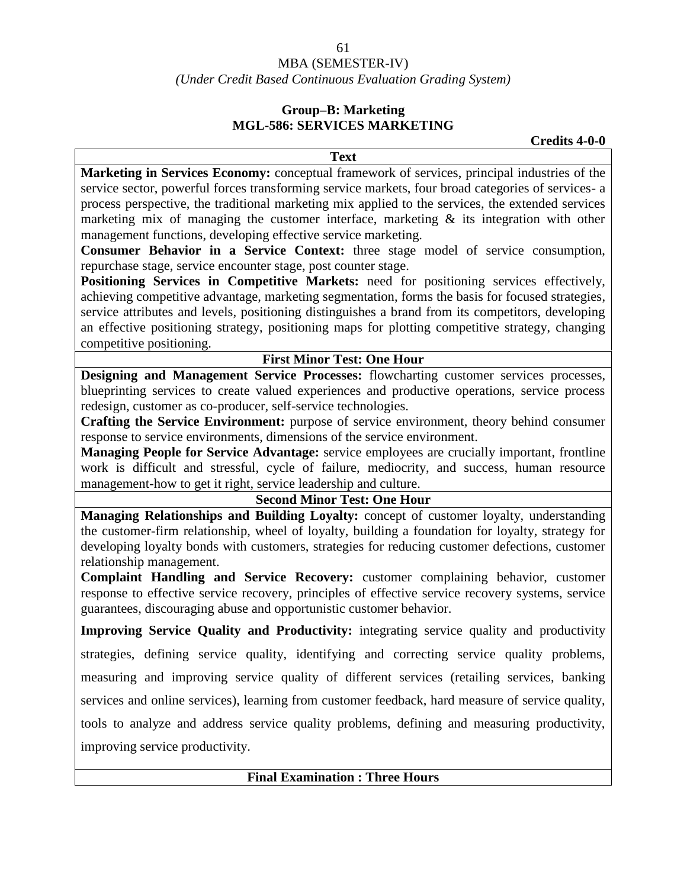MBA (SEMESTER-IV)
*(Under Credit Based Continuous Evaluation Grading System)*

## Group–B: Marketing
## MGL-586: SERVICES MARKETING

**Credits 4-0-0**

**Text**

**Marketing in Services Economy:** conceptual framework of services, principal industries of the service sector, powerful forces transforming service markets, four broad categories of services- a process perspective, the traditional marketing mix applied to the services, the extended services marketing mix of managing the customer interface, marketing & its integration with other management functions, developing effective service marketing.

**Consumer Behavior in a Service Context:** three stage model of service consumption, repurchase stage, service encounter stage, post counter stage.

**Positioning Services in Competitive Markets:** need for positioning services effectively, achieving competitive advantage, marketing segmentation, forms the basis for focused strategies, service attributes and levels, positioning distinguishes a brand from its competitors, developing an effective positioning strategy, positioning maps for plotting competitive strategy, changing competitive positioning.

**First Minor Test: One Hour**

**Designing and Management Service Processes:** flowcharting customer services processes, blueprinting services to create valued experiences and productive operations, service process redesign, customer as co-producer, self-service technologies.

**Crafting the Service Environment:** purpose of service environment, theory behind consumer response to service environments, dimensions of the service environment.

**Managing People for Service Advantage:** service employees are crucially important, frontline work is difficult and stressful, cycle of failure, mediocrity, and success, human resource management-how to get it right, service leadership and culture.

**Second Minor Test: One Hour**

**Managing Relationships and Building Loyalty:** concept of customer loyalty, understanding the customer-firm relationship, wheel of loyalty, building a foundation for loyalty, strategy for developing loyalty bonds with customers, strategies for reducing customer defections, customer relationship management.

**Complaint Handling and Service Recovery:** customer complaining behavior, customer response to effective service recovery, principles of effective service recovery systems, service guarantees, discouraging abuse and opportunistic customer behavior.

**Improving Service Quality and Productivity:** integrating service quality and productivity strategies, defining service quality, identifying and correcting service quality problems, measuring and improving service quality of different services (retailing services, banking services and online services), learning from customer feedback, hard measure of service quality, tools to analyze and address service quality problems, defining and measuring productivity, improving service productivity.

**Final Examination : Three Hours**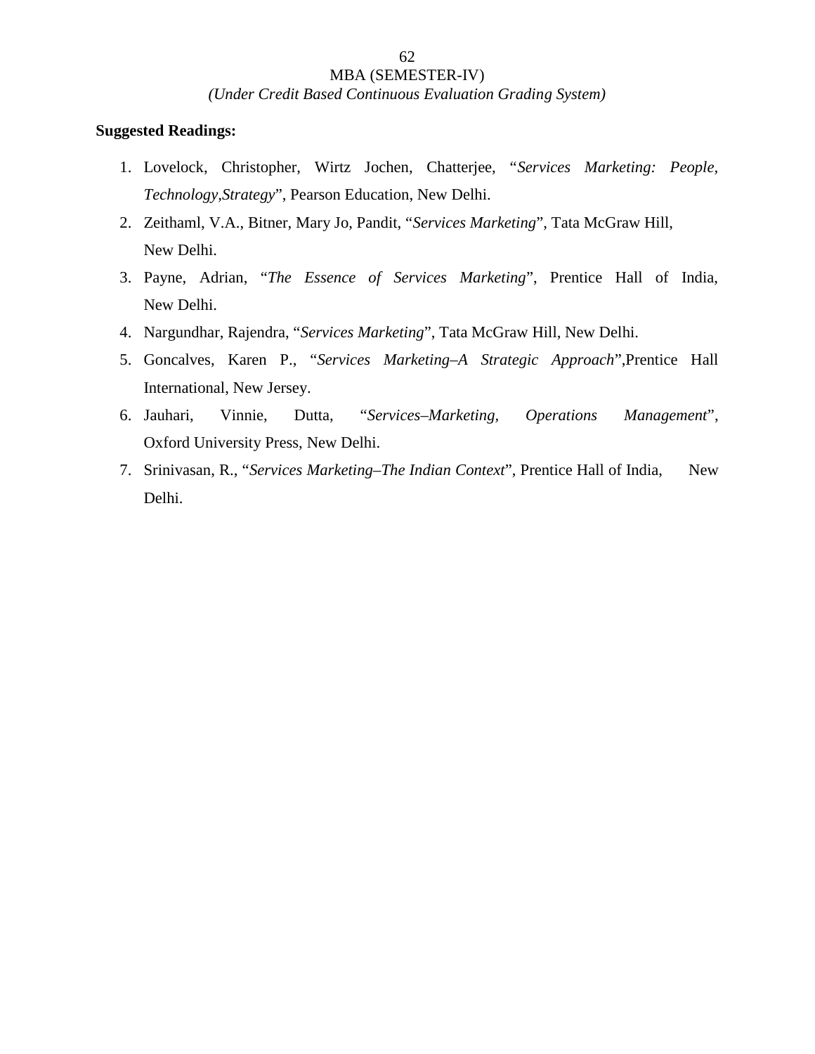**Suggested Readings:**

1. Lovelock, Christopher, Wirtz Jochen, Chatterjee, "*Services Marketing: People, Technology,Strategy*", Pearson Education, New Delhi.
2. Zeithaml, V.A., Bitner, Mary Jo, Pandit, "*Services Marketing*", Tata McGraw Hill, New Delhi.
3. Payne, Adrian, "*The Essence of Services Marketing*", Prentice Hall of India, New Delhi.
4. Nargundhar, Rajendra, "*Services Marketing*", Tata McGraw Hill, New Delhi.
5. Goncalves, Karen P., "*Services Marketing–A Strategic Approach*",Prentice Hall International, New Jersey.
6. Jauhari, Vinnie, Dutta, "*Services–Marketing, Operations Management*", Oxford University Press, New Delhi.
7. Srinivasan, R., "*Services Marketing–The Indian Context*", Prentice Hall of India, New Delhi.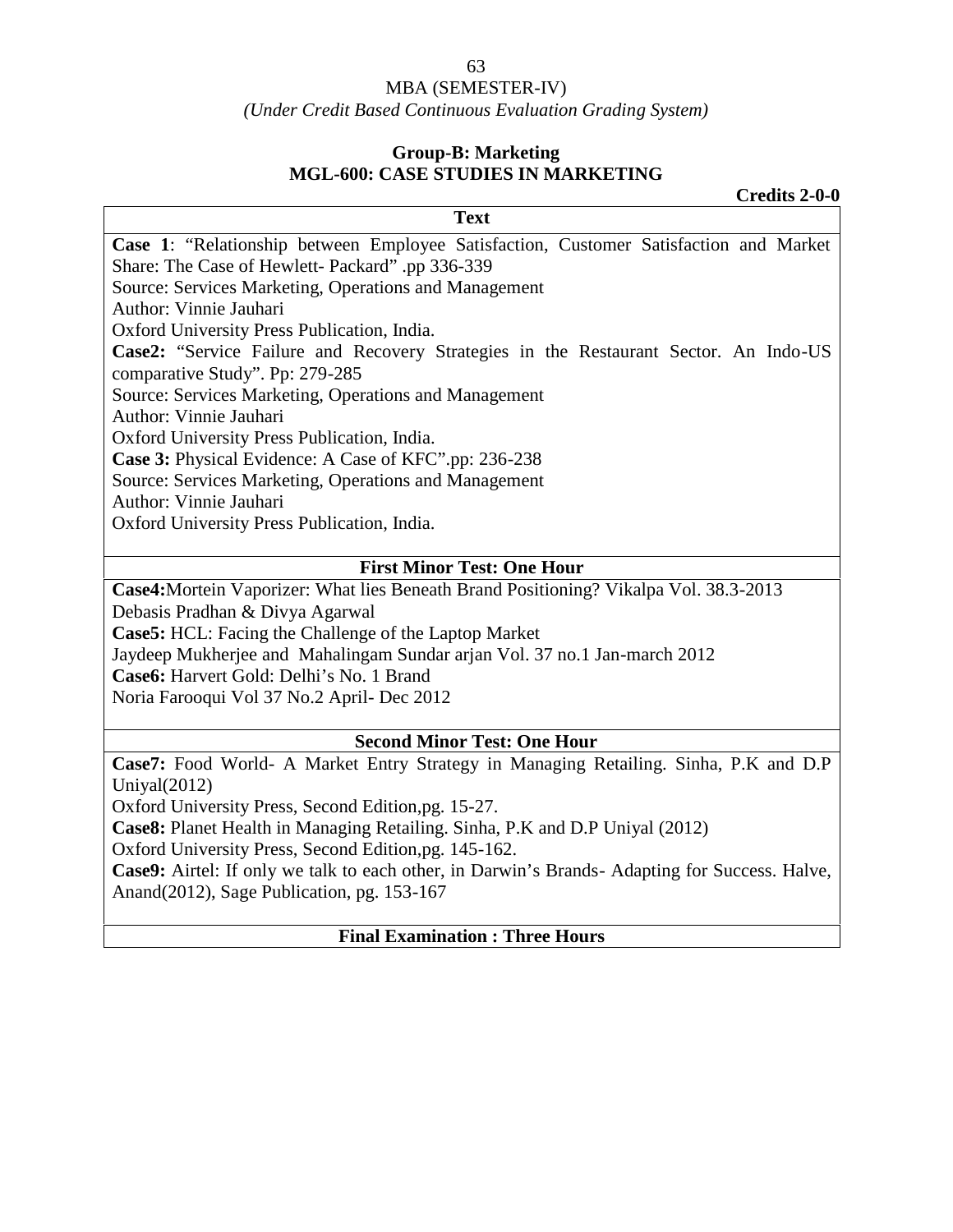MBA (SEMESTER-IV)

*(Under Credit Based Continuous Evaluation Grading System)*

**Group-B: Marketing**

**MGL-600: CASE STUDIES IN MARKETING**

**Credits 2-0-0**

**Text**

**Case 1**: "Relationship between Employee Satisfaction, Customer Satisfaction and Market Share: The Case of Hewlett- Packard" .pp 336-339
Source: Services Marketing, Operations and Management
Author: Vinnie Jauhari
Oxford University Press Publication, India.

**Case2:** "Service Failure and Recovery Strategies in the Restaurant Sector. An Indo-US comparative Study". Pp: 279-285
Source: Services Marketing, Operations and Management
Author: Vinnie Jauhari
Oxford University Press Publication, India.

**Case 3:** Physical Evidence: A Case of KFC".pp: 236-238
Source: Services Marketing, Operations and Management
Author: Vinnie Jauhari
Oxford University Press Publication, India.

**First Minor Test: One Hour**

**Case4:**Mortein Vaporizer: What lies Beneath Brand Positioning? Vikalpa Vol. 38.3-2013
Debasis Pradhan & Divya Agarwal

**Case5:** HCL: Facing the Challenge of the Laptop Market
Jaydeep Mukherjee and Mahalingam Sundar arjan Vol. 37 no.1 Jan-march 2012

**Case6:** Harvert Gold: Delhi's No. 1 Brand
Noria Farooqui Vol 37 No.2 April- Dec 2012

**Second Minor Test: One Hour**

**Case7:** Food World- A Market Entry Strategy in Managing Retailing. Sinha, P.K and D.P Uniyal(2012)
Oxford University Press, Second Edition,pg. 15-27.

**Case8:** Planet Health in Managing Retailing. Sinha, P.K and D.P Uniyal (2012)
Oxford University Press, Second Edition,pg. 145-162.

**Case9:** Airtel: If only we talk to each other, in Darwin's Brands- Adapting for Success. Halve, Anand(2012), Sage Publication, pg. 153-167

**Final Examination : Three Hours**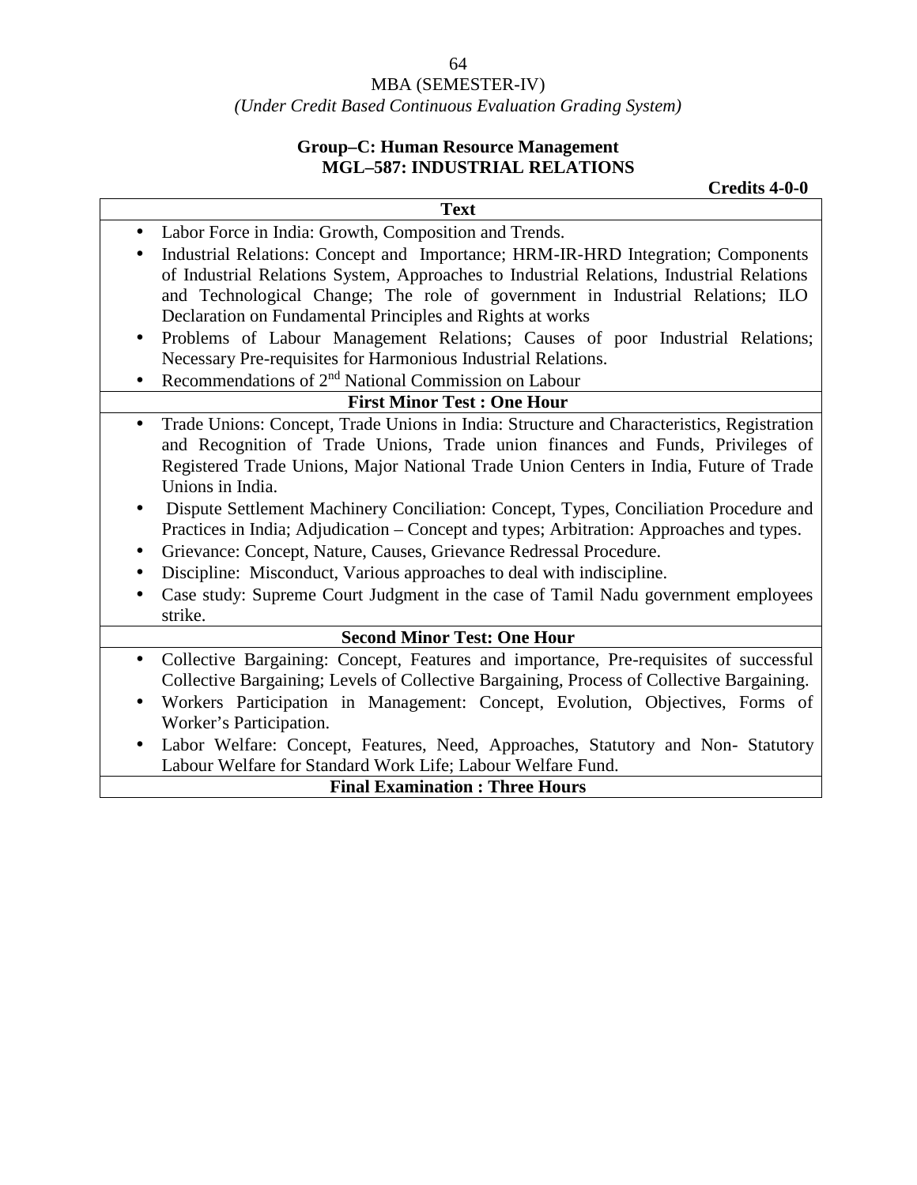MBA (SEMESTER-IV)

*(Under Credit Based Continuous Evaluation Grading System)*

**Group–C: Human Resource Management**

**MGL–587: INDUSTRIAL RELATIONS**

**Credits 4-0-0**

| **Text** |
|---|
| • Labor Force in India: Growth, Composition and Trends.<br>• Industrial Relations: Concept and Importance; HRM-IR-HRD Integration; Components of Industrial Relations System, Approaches to Industrial Relations, Industrial Relations and Technological Change; The role of government in Industrial Relations; ILO Declaration on Fundamental Principles and Rights at works<br>• Problems of Labour Management Relations; Causes of poor Industrial Relations; Necessary Pre-requisites for Harmonious Industrial Relations.<br>• Recommendations of 2nd National Commission on Labour |
| **First Minor Test : One Hour** |
| • Trade Unions: Concept, Trade Unions in India: Structure and Characteristics, Registration and Recognition of Trade Unions, Trade union finances and Funds, Privileges of Registered Trade Unions, Major National Trade Union Centers in India, Future of Trade Unions in India.<br>• Dispute Settlement Machinery Conciliation: Concept, Types, Conciliation Procedure and Practices in India; Adjudication – Concept and types; Arbitration: Approaches and types.<br>• Grievance: Concept, Nature, Causes, Grievance Redressal Procedure.<br>• Discipline: Misconduct, Various approaches to deal with indiscipline.<br>• Case study: Supreme Court Judgment in the case of Tamil Nadu government employees strike. |
| **Second Minor Test: One Hour** |
| • Collective Bargaining: Concept, Features and importance, Pre-requisites of successful Collective Bargaining; Levels of Collective Bargaining, Process of Collective Bargaining.<br>• Workers Participation in Management: Concept, Evolution, Objectives, Forms of Worker's Participation.<br>• Labor Welfare: Concept, Features, Need, Approaches, Statutory and Non- Statutory Labour Welfare for Standard Work Life; Labour Welfare Fund. |
| **Final Examination : Three Hours** |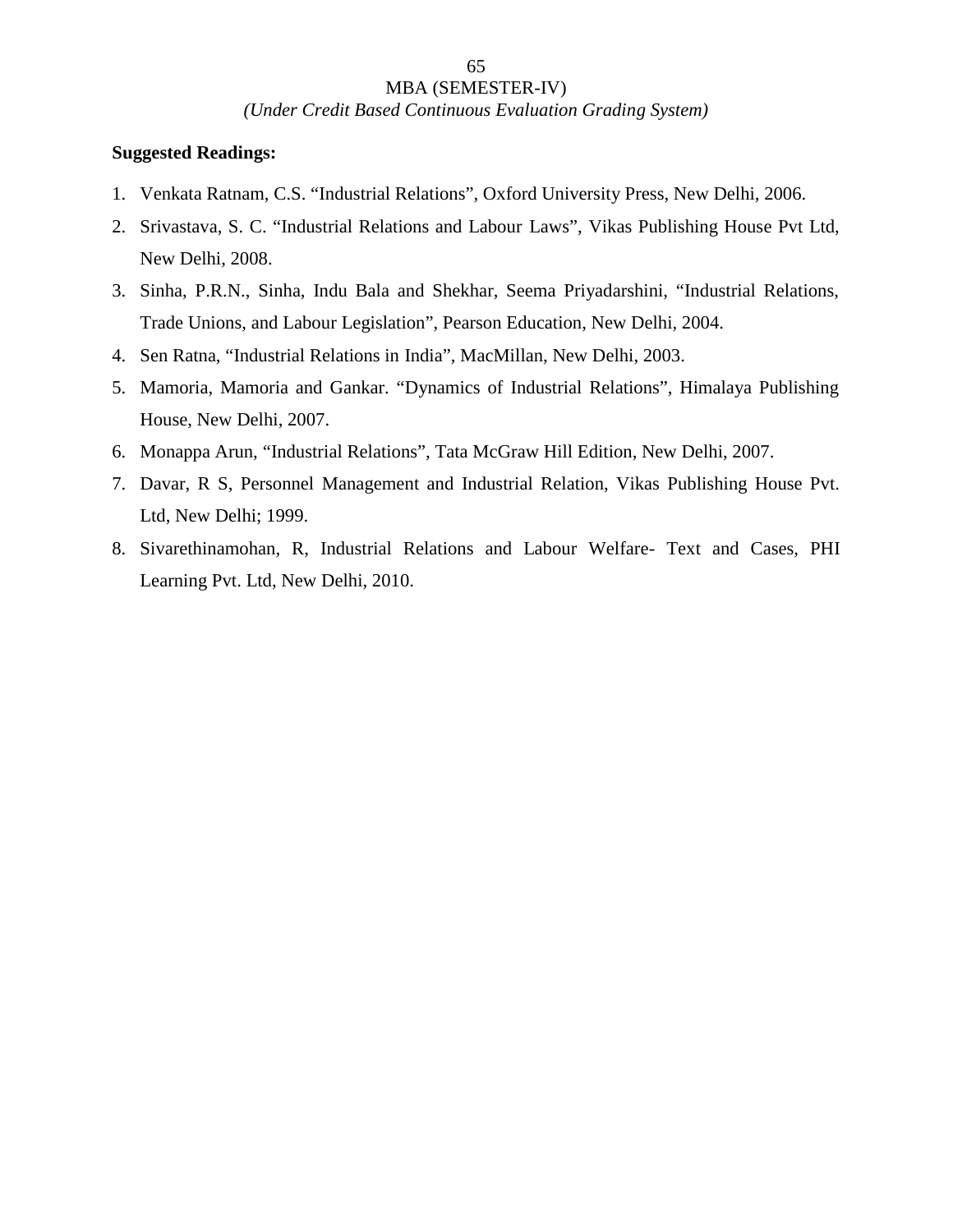**Suggested Readings:**

1. Venkata Ratnam, C.S. "Industrial Relations", Oxford University Press, New Delhi, 2006.
2. Srivastava, S. C. "Industrial Relations and Labour Laws", Vikas Publishing House Pvt Ltd, New Delhi, 2008.
3. Sinha, P.R.N., Sinha, Indu Bala and Shekhar, Seema Priyadarshini, "Industrial Relations, Trade Unions, and Labour Legislation", Pearson Education, New Delhi, 2004.
4. Sen Ratna, "Industrial Relations in India", MacMillan, New Delhi, 2003.
5. Mamoria, Mamoria and Gankar. "Dynamics of Industrial Relations", Himalaya Publishing House, New Delhi, 2007.
6. Monappa Arun, "Industrial Relations", Tata McGraw Hill Edition, New Delhi, 2007.
7. Davar, R S, Personnel Management and Industrial Relation, Vikas Publishing House Pvt. Ltd, New Delhi; 1999.
8. Sivarethinamohan, R, Industrial Relations and Labour Welfare- Text and Cases, PHI Learning Pvt. Ltd, New Delhi, 2010.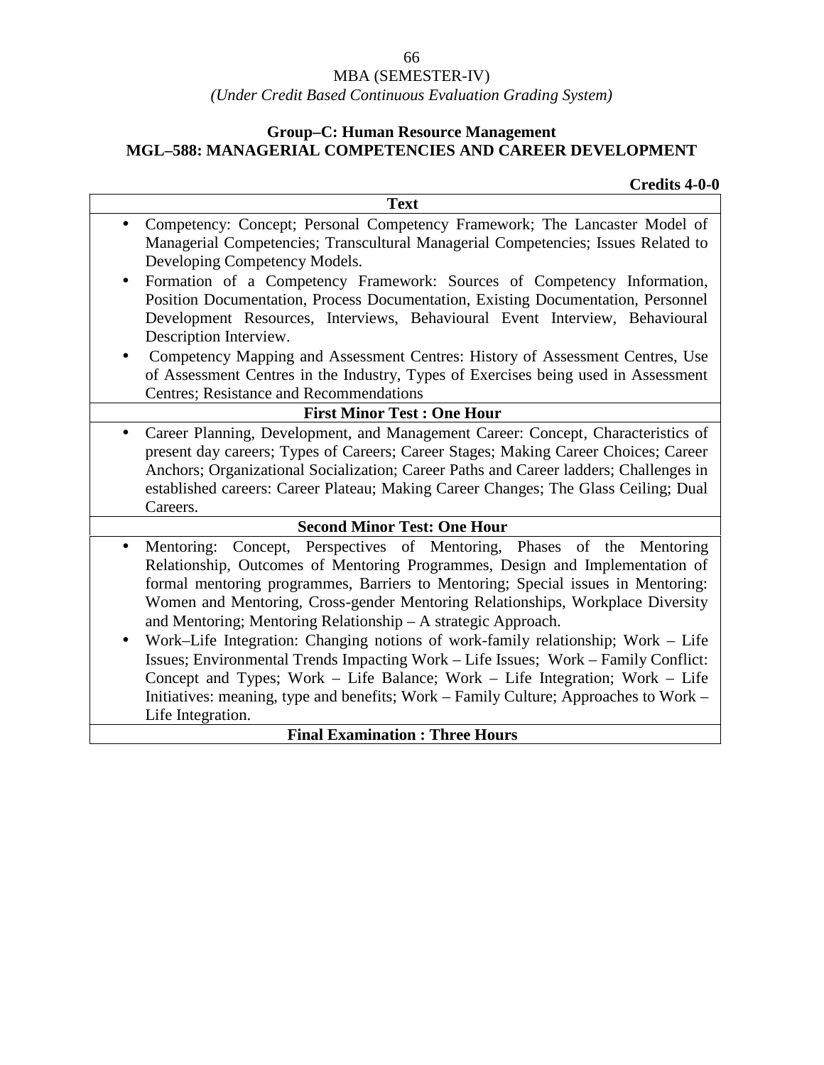MBA (SEMESTER-IV)

*(Under Credit Based Continuous Evaluation Grading System)*

**Group–C: Human Resource Management**

**MGL–588: MANAGERIAL COMPETENCIES AND CAREER DEVELOPMENT**

**Credits 4-0-0**

| **Text** |
|---|
| • Competency: Concept; Personal Competency Framework; The Lancaster Model of Managerial Competencies; Transcultural Managerial Competencies; Issues Related to Developing Competency Models.<br>• Formation of a Competency Framework: Sources of Competency Information, Position Documentation, Process Documentation, Existing Documentation, Personnel Development Resources, Interviews, Behavioural Event Interview, Behavioural Description Interview.<br>• Competency Mapping and Assessment Centres: History of Assessment Centres, Use of Assessment Centres in the Industry, Types of Exercises being used in Assessment Centres; Resistance and Recommendations |
| **First Minor Test : One Hour** |
| • Career Planning, Development, and Management Career: Concept, Characteristics of present day careers; Types of Careers; Career Stages; Making Career Choices; Career Anchors; Organizational Socialization; Career Paths and Career ladders; Challenges in established careers: Career Plateau; Making Career Changes; The Glass Ceiling; Dual Careers. |
| **Second Minor Test: One Hour** |
| • Mentoring: Concept, Perspectives of Mentoring, Phases of the Mentoring Relationship, Outcomes of Mentoring Programmes, Design and Implementation of formal mentoring programmes, Barriers to Mentoring; Special issues in Mentoring: Women and Mentoring, Cross-gender Mentoring Relationships, Workplace Diversity and Mentoring; Mentoring Relationship – A strategic Approach.<br>• Work–Life Integration: Changing notions of work-family relationship; Work – Life Issues; Environmental Trends Impacting Work – Life Issues; Work – Family Conflict: Concept and Types; Work – Life Balance; Work – Life Integration; Work – Life Initiatives: meaning, type and benefits; Work – Family Culture; Approaches to Work – Life Integration. |
| **Final Examination : Three Hours** |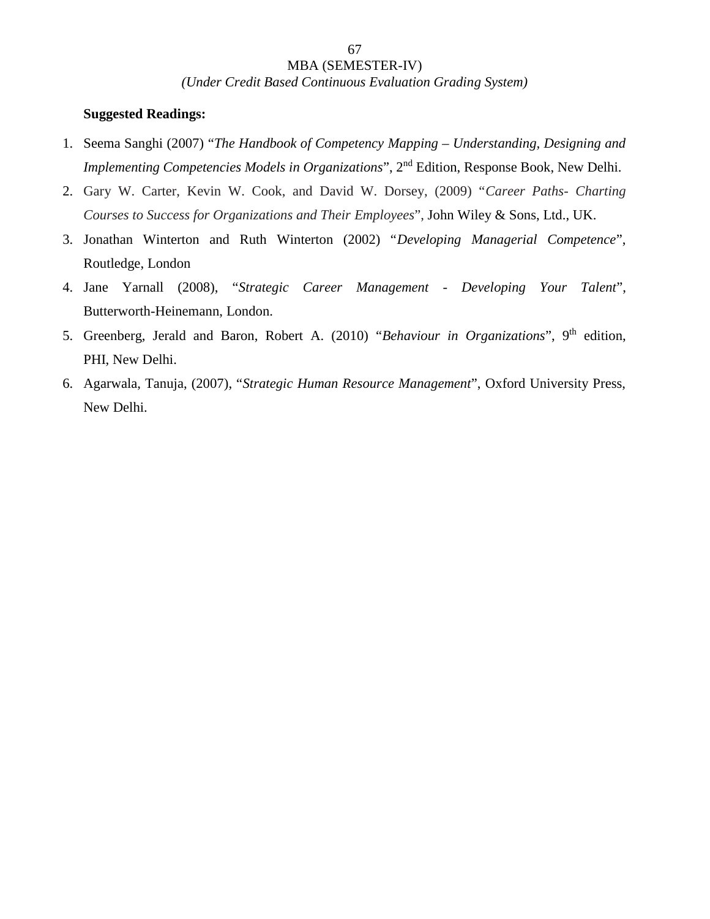**Suggested Readings:**

1. Seema Sanghi (2007) "*The Handbook of Competency Mapping – Understanding, Designing and Implementing Competencies Models in Organizations*", 2nd Edition, Response Book, New Delhi.
2. Gary W. Carter, Kevin W. Cook, and David W. Dorsey, (2009) "*Career Paths- Charting Courses to Success for Organizations and Their Employees*", John Wiley & Sons, Ltd., UK.
3. Jonathan Winterton and Ruth Winterton (2002) "*Developing Managerial Competence*", Routledge, London
4. Jane Yarnall (2008), "*Strategic Career Management - Developing Your Talent*", Butterworth-Heinemann, London.
5. Greenberg, Jerald and Baron, Robert A. (2010) "*Behaviour in Organizations*", 9th edition, PHI, New Delhi.
6. Agarwala, Tanuja, (2007), "*Strategic Human Resource Management*", Oxford University Press, New Delhi.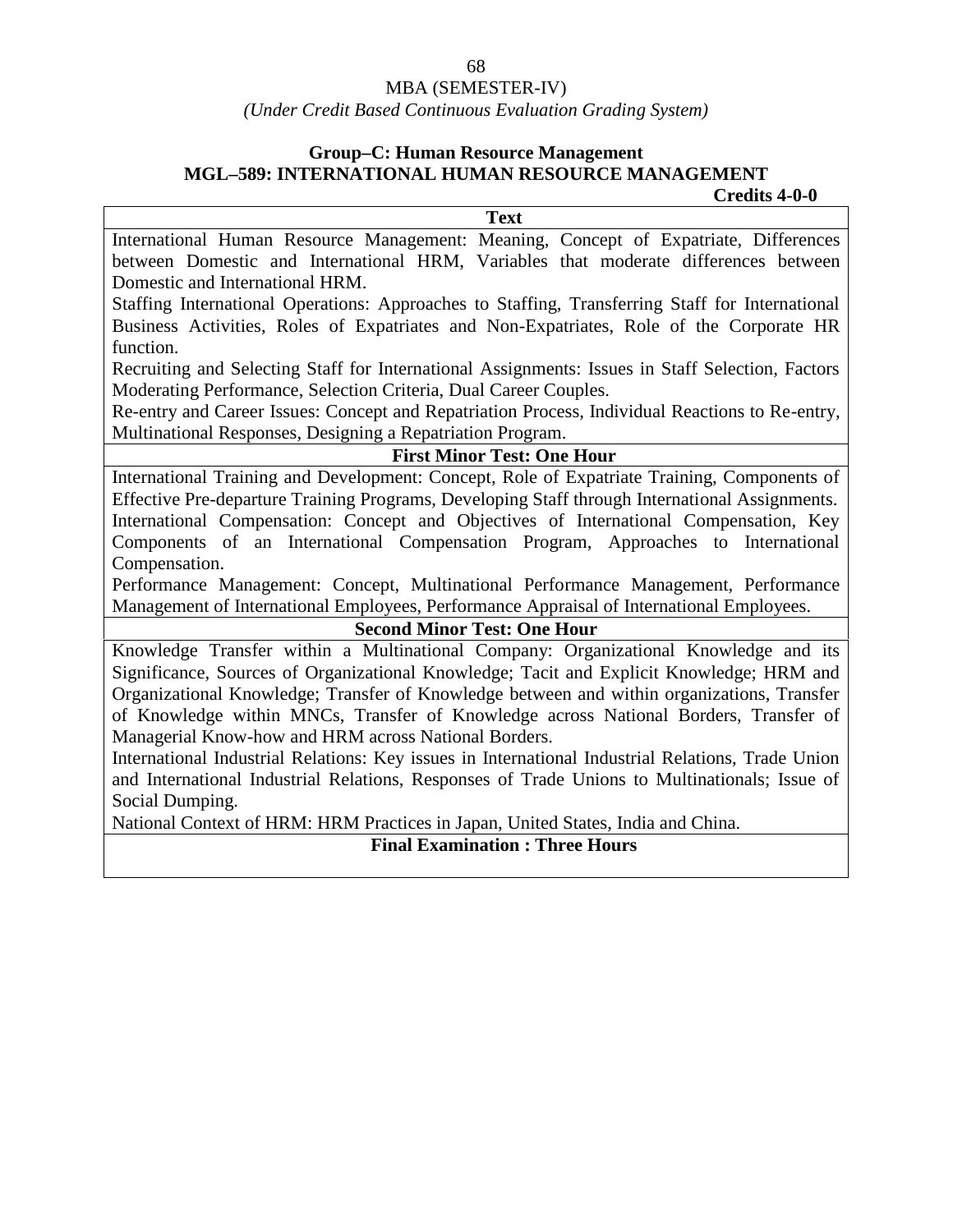MBA (SEMESTER-IV)

*(Under Credit Based Continuous Evaluation Grading System)*

**Group–C: Human Resource Management**

**MGL–589: INTERNATIONAL HUMAN RESOURCE MANAGEMENT**

**Credits 4-0-0**

**Text**

International Human Resource Management: Meaning, Concept of Expatriate, Differences between Domestic and International HRM, Variables that moderate differences between Domestic and International HRM.

Staffing International Operations: Approaches to Staffing, Transferring Staff for International Business Activities, Roles of Expatriates and Non-Expatriates, Role of the Corporate HR function.

Recruiting and Selecting Staff for International Assignments: Issues in Staff Selection, Factors Moderating Performance, Selection Criteria, Dual Career Couples.

Re-entry and Career Issues: Concept and Repatriation Process, Individual Reactions to Re-entry, Multinational Responses, Designing a Repatriation Program.

**First Minor Test: One Hour**

International Training and Development: Concept, Role of Expatriate Training, Components of Effective Pre-departure Training Programs, Developing Staff through International Assignments.

International Compensation: Concept and Objectives of International Compensation, Key Components of an International Compensation Program, Approaches to International Compensation.

Performance Management: Concept, Multinational Performance Management, Performance Management of International Employees, Performance Appraisal of International Employees.

**Second Minor Test: One Hour**

Knowledge Transfer within a Multinational Company: Organizational Knowledge and its Significance, Sources of Organizational Knowledge; Tacit and Explicit Knowledge; HRM and Organizational Knowledge; Transfer of Knowledge between and within organizations, Transfer of Knowledge within MNCs, Transfer of Knowledge across National Borders, Transfer of Managerial Know-how and HRM across National Borders.

International Industrial Relations: Key issues in International Industrial Relations, Trade Union and International Industrial Relations, Responses of Trade Unions to Multinationals; Issue of Social Dumping.

National Context of HRM: HRM Practices in Japan, United States, India and China.

**Final Examination : Three Hours**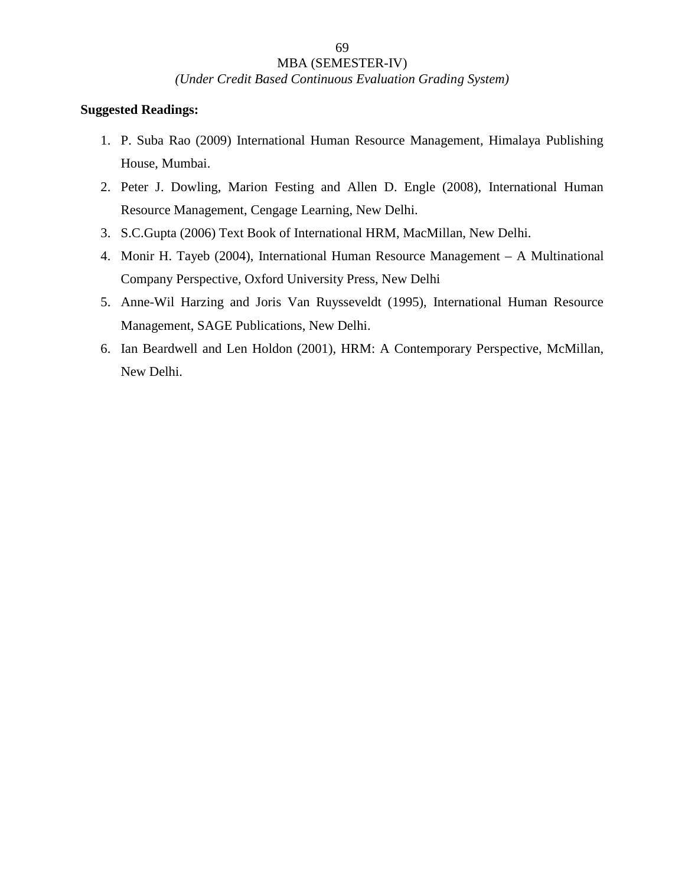**Suggested Readings:**

1. P. Suba Rao (2009) International Human Resource Management, Himalaya Publishing House, Mumbai.
2. Peter J. Dowling, Marion Festing and Allen D. Engle (2008), International Human Resource Management, Cengage Learning, New Delhi.
3. S.C.Gupta (2006) Text Book of International HRM, MacMillan, New Delhi.
4. Monir H. Tayeb (2004), International Human Resource Management – A Multinational Company Perspective, Oxford University Press, New Delhi
5. Anne-Wil Harzing and Joris Van Ruysseveldt (1995), International Human Resource Management, SAGE Publications, New Delhi.
6. Ian Beardwell and Len Holdon (2001), HRM: A Contemporary Perspective, McMillan, New Delhi.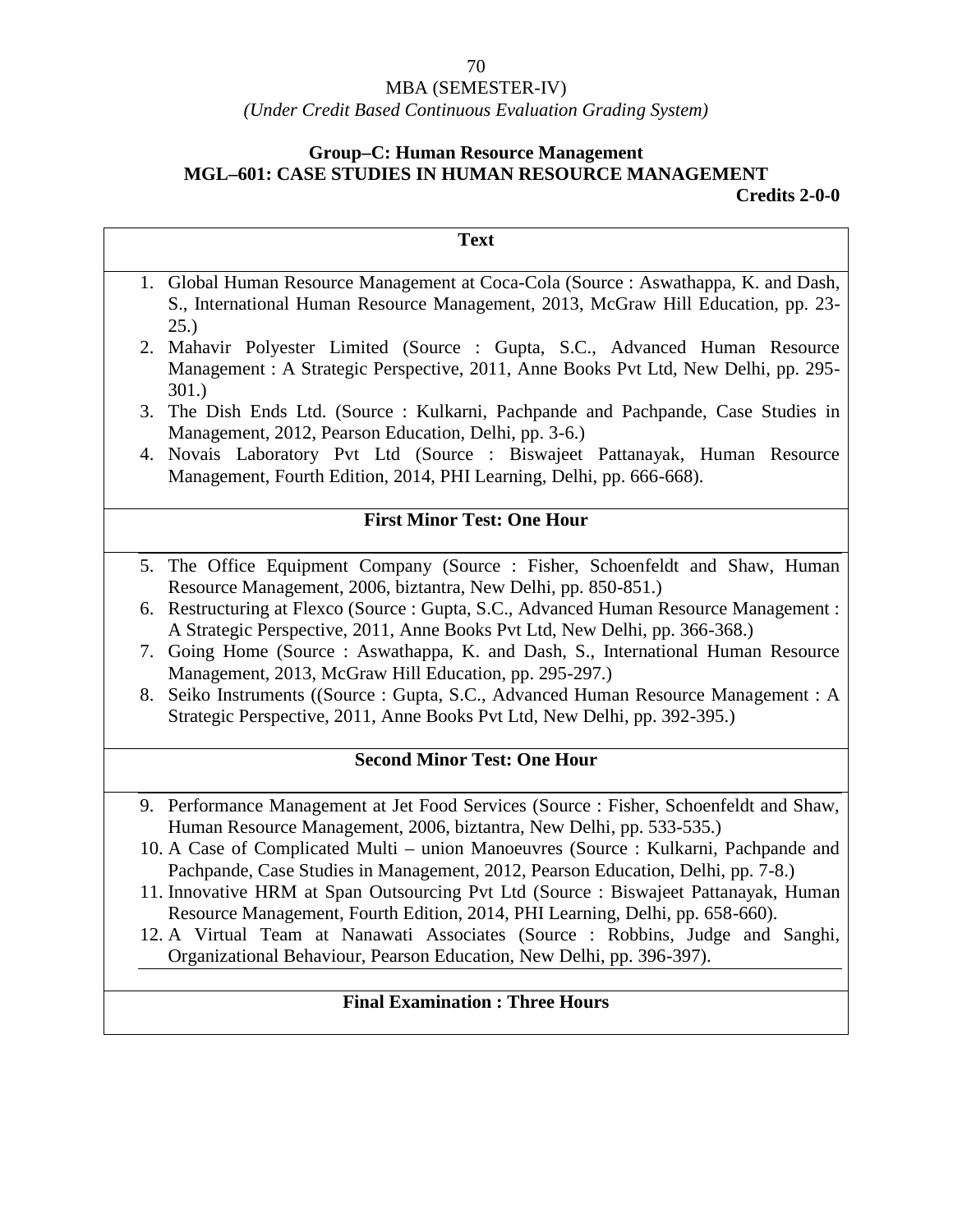MBA (SEMESTER-IV)

*(Under Credit Based Continuous Evaluation Grading System)*

**Group–C: Human Resource Management**

**MGL–601: CASE STUDIES IN HUMAN RESOURCE MANAGEMENT**

**Credits 2-0-0**

**Text**

1. Global Human Resource Management at Coca-Cola (Source : Aswathappa, K. and Dash, S., International Human Resource Management, 2013, McGraw Hill Education, pp. 23-25.)
2. Mahavir Polyester Limited (Source : Gupta, S.C., Advanced Human Resource Management : A Strategic Perspective, 2011, Anne Books Pvt Ltd, New Delhi, pp. 295-301.)
3. The Dish Ends Ltd. (Source : Kulkarni, Pachpande and Pachpande, Case Studies in Management, 2012, Pearson Education, Delhi, pp. 3-6.)
4. Novais Laboratory Pvt Ltd (Source : Biswajeet Pattanayak, Human Resource Management, Fourth Edition, 2014, PHI Learning, Delhi, pp. 666-668).

**First Minor Test: One Hour**

5. The Office Equipment Company (Source : Fisher, Schoenfeldt and Shaw, Human Resource Management, 2006, biztantra, New Delhi, pp. 850-851.)
6. Restructuring at Flexco (Source : Gupta, S.C., Advanced Human Resource Management : A Strategic Perspective, 2011, Anne Books Pvt Ltd, New Delhi, pp. 366-368.)
7. Going Home (Source : Aswathappa, K. and Dash, S., International Human Resource Management, 2013, McGraw Hill Education, pp. 295-297.)
8. Seiko Instruments ((Source : Gupta, S.C., Advanced Human Resource Management : A Strategic Perspective, 2011, Anne Books Pvt Ltd, New Delhi, pp. 392-395.)

**Second Minor Test: One Hour**

9. Performance Management at Jet Food Services (Source : Fisher, Schoenfeldt and Shaw, Human Resource Management, 2006, biztantra, New Delhi, pp. 533-535.)
10. A Case of Complicated Multi – union Manoeuvres (Source : Kulkarni, Pachpande and Pachpande, Case Studies in Management, 2012, Pearson Education, Delhi, pp. 7-8.)
11. Innovative HRM at Span Outsourcing Pvt Ltd (Source : Biswajeet Pattanayak, Human Resource Management, Fourth Edition, 2014, PHI Learning, Delhi, pp. 658-660).
12. A Virtual Team at Nanawati Associates (Source : Robbins, Judge and Sanghi, Organizational Behaviour, Pearson Education, New Delhi, pp. 396-397).

**Final Examination : Three Hours**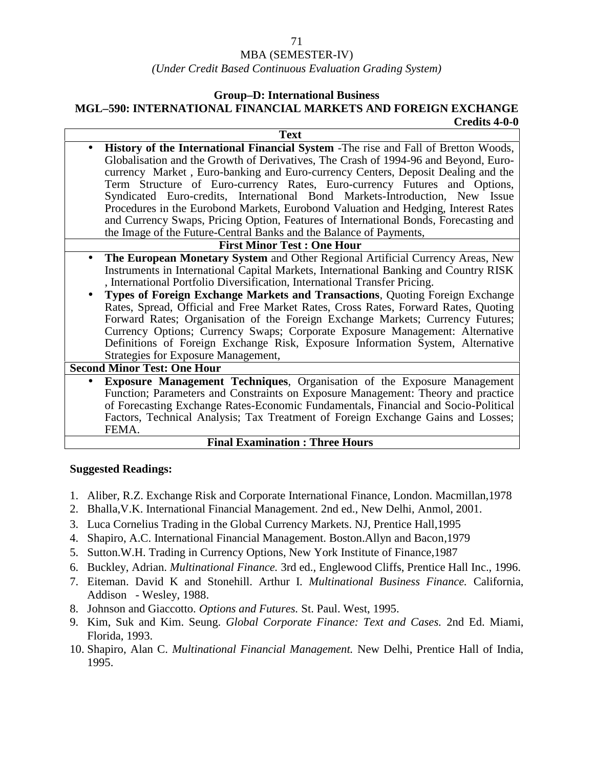MBA (SEMESTER-IV)

*(Under Credit Based Continuous Evaluation Grading System)*

**Group–D: International Business**

**MGL–590: INTERNATIONAL FINANCIAL MARKETS AND FOREIGN EXCHANGE**

**Credits 4-0-0**

| **Text** |
|---|
| • **History of the International Financial System** -The rise and Fall of Bretton Woods, Globalisation and the Growth of Derivatives, The Crash of 1994-96 and Beyond, Euro-currency Market , Euro-banking and Euro-currency Centers, Deposit Dealing and the Term Structure of Euro-currency Rates, Euro-currency Futures and Options, Syndicated Euro-credits, International Bond Markets-Introduction, New Issue Procedures in the Eurobond Markets, Eurobond Valuation and Hedging, Interest Rates and Currency Swaps, Pricing Option, Features of International Bonds, Forecasting and the Image of the Future-Central Banks and the Balance of Payments, |
| **First Minor Test : One Hour** |
| • **The European Monetary System** and Other Regional Artificial Currency Areas, New Instruments in International Capital Markets, International Banking and Country RISK , International Portfolio Diversification, International Transfer Pricing.<br>• **Types of Foreign Exchange Markets and Transactions**, Quoting Foreign Exchange Rates, Spread, Official and Free Market Rates, Cross Rates, Forward Rates, Quoting Forward Rates; Organisation of the Foreign Exchange Markets; Currency Futures; Currency Options; Currency Swaps; Corporate Exposure Management: Alternative Definitions of Foreign Exchange Risk, Exposure Information System, Alternative Strategies for Exposure Management, |
| **Second Minor Test: One Hour** |
| • **Exposure Management Techniques**, Organisation of the Exposure Management Function; Parameters and Constraints on Exposure Management: Theory and practice of Forecasting Exchange Rates-Economic Fundamentals, Financial and Socio-Political Factors, Technical Analysis; Tax Treatment of Foreign Exchange Gains and Losses; FEMA. |
| **Final Examination : Three Hours** |

**Suggested Readings:**

1. Aliber, R.Z. Exchange Risk and Corporate International Finance, London. Macmillan,1978
2. Bhalla,V.K. International Financial Management. 2nd ed., New Delhi, Anmol, 2001.
3. Luca Cornelius Trading in the Global Currency Markets. NJ, Prentice Hall,1995
4. Shapiro, A.C. International Financial Management. Boston.Allyn and Bacon,1979
5. Sutton.W.H. Trading in Currency Options, New York Institute of Finance,1987
6. Buckley, Adrian. *Multinational Finance.* 3rd ed., Englewood Cliffs, Prentice Hall Inc., 1996.
7. Eiteman. David K and Stonehill. Arthur I. *Multinational Business Finance.* California, Addison - Wesley, 1988.
8. Johnson and Giaccotto. *Options and Futures.* St. Paul. West, 1995.
9. Kim, Suk and Kim. Seung. *Global Corporate Finance: Text and Cases.* 2nd Ed. Miami, Florida, 1993.
10. Shapiro, Alan C. *Multinational Financial Management.* New Delhi, Prentice Hall of India, 1995.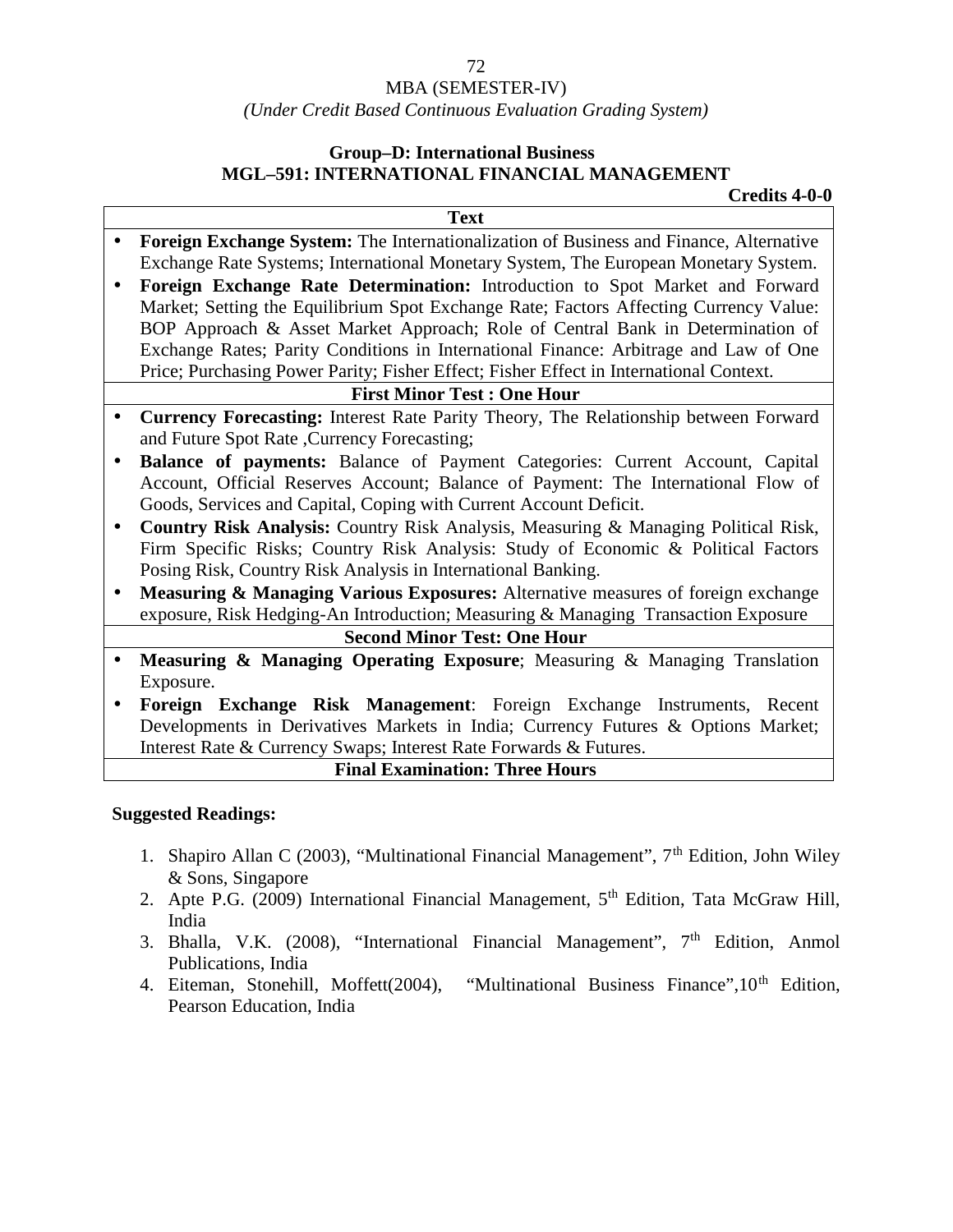MBA (SEMESTER-IV)

*(Under Credit Based Continuous Evaluation Grading System)*

**Group–D: International Business**

## MGL–591: INTERNATIONAL FINANCIAL MANAGEMENT

**Credits 4-0-0**

| Text |
|---|
| • **Foreign Exchange System:** The Internationalization of Business and Finance, Alternative Exchange Rate Systems; International Monetary System, The European Monetary System.<br>• **Foreign Exchange Rate Determination:** Introduction to Spot Market and Forward Market; Setting the Equilibrium Spot Exchange Rate; Factors Affecting Currency Value: BOP Approach & Asset Market Approach; Role of Central Bank in Determination of Exchange Rates; Parity Conditions in International Finance: Arbitrage and Law of One Price; Purchasing Power Parity; Fisher Effect; Fisher Effect in International Context. |
| **First Minor Test : One Hour** |
| • **Currency Forecasting:** Interest Rate Parity Theory, The Relationship between Forward and Future Spot Rate ,Currency Forecasting;<br>• **Balance of payments:** Balance of Payment Categories: Current Account, Capital Account, Official Reserves Account; Balance of Payment: The International Flow of Goods, Services and Capital, Coping with Current Account Deficit.<br>• **Country Risk Analysis:** Country Risk Analysis, Measuring & Managing Political Risk, Firm Specific Risks; Country Risk Analysis: Study of Economic & Political Factors Posing Risk, Country Risk Analysis in International Banking.<br>• **Measuring & Managing Various Exposures:** Alternative measures of foreign exchange exposure, Risk Hedging-An Introduction; Measuring & Managing Transaction Exposure |
| **Second Minor Test: One Hour** |
| • **Measuring & Managing Operating Exposure**; Measuring & Managing Translation Exposure.<br>• **Foreign Exchange Risk Management**: Foreign Exchange Instruments, Recent Developments in Derivatives Markets in India; Currency Futures & Options Market; Interest Rate & Currency Swaps; Interest Rate Forwards & Futures. |
| **Final Examination: Three Hours** |

**Suggested Readings:**

1. Shapiro Allan C (2003), "Multinational Financial Management", 7th Edition, John Wiley & Sons, Singapore
2. Apte P.G. (2009) International Financial Management, 5th Edition, Tata McGraw Hill, India
3. Bhalla, V.K. (2008), "International Financial Management", 7th Edition, Anmol Publications, India
4. Eiteman, Stonehill, Moffett(2004), "Multinational Business Finance",10th Edition, Pearson Education, India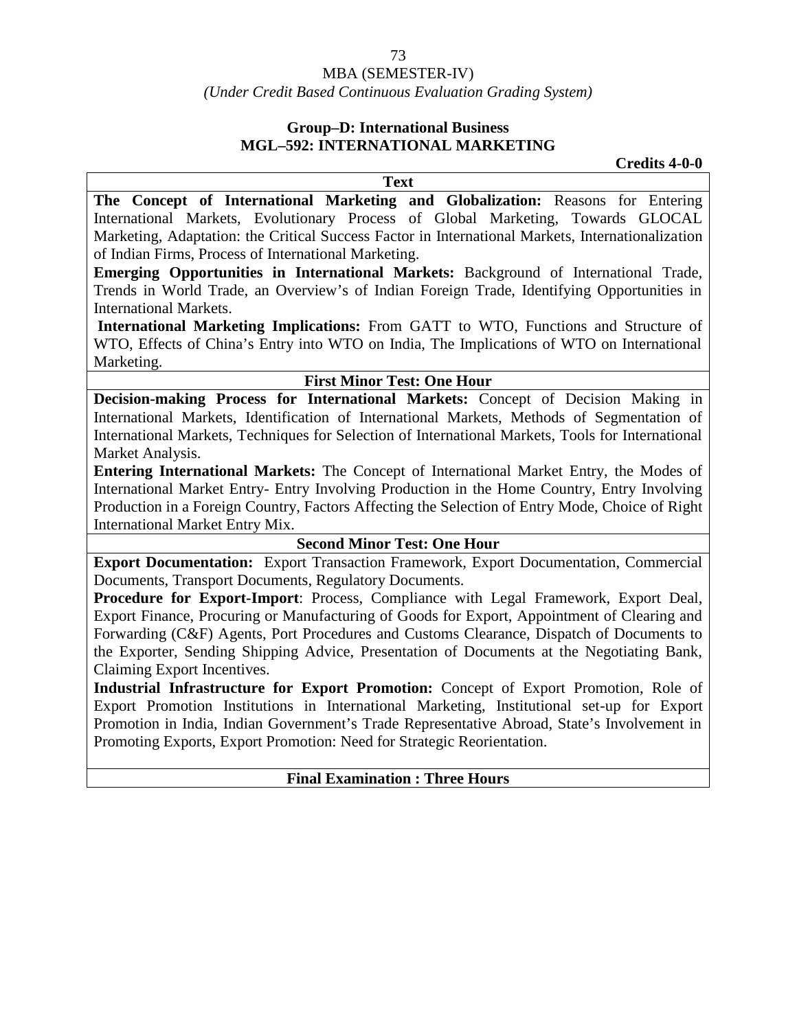MBA (SEMESTER-IV)

*(Under Credit Based Continuous Evaluation Grading System)*

## Group–D: International Business

## MGL–592: INTERNATIONAL MARKETING

**Credits 4-0-0**

**Text**

**The Concept of International Marketing and Globalization:** Reasons for Entering International Markets, Evolutionary Process of Global Marketing, Towards GLOCAL Marketing, Adaptation: the Critical Success Factor in International Markets, Internationalization of Indian Firms, Process of International Marketing.

**Emerging Opportunities in International Markets:** Background of International Trade, Trends in World Trade, an Overview's of Indian Foreign Trade, Identifying Opportunities in International Markets.

**International Marketing Implications:** From GATT to WTO, Functions and Structure of WTO, Effects of China's Entry into WTO on India, The Implications of WTO on International Marketing.

**First Minor Test: One Hour**

**Decision-making Process for International Markets:** Concept of Decision Making in International Markets, Identification of International Markets, Methods of Segmentation of International Markets, Techniques for Selection of International Markets, Tools for International Market Analysis.

**Entering International Markets:** The Concept of International Market Entry, the Modes of International Market Entry- Entry Involving Production in the Home Country, Entry Involving Production in a Foreign Country, Factors Affecting the Selection of Entry Mode, Choice of Right International Market Entry Mix.

**Second Minor Test: One Hour**

**Export Documentation:** Export Transaction Framework, Export Documentation, Commercial Documents, Transport Documents, Regulatory Documents.

**Procedure for Export-Import**: Process, Compliance with Legal Framework, Export Deal, Export Finance, Procuring or Manufacturing of Goods for Export, Appointment of Clearing and Forwarding (C&F) Agents, Port Procedures and Customs Clearance, Dispatch of Documents to the Exporter, Sending Shipping Advice, Presentation of Documents at the Negotiating Bank, Claiming Export Incentives.

**Industrial Infrastructure for Export Promotion:** Concept of Export Promotion, Role of Export Promotion Institutions in International Marketing, Institutional set-up for Export Promotion in India, Indian Government's Trade Representative Abroad, State's Involvement in Promoting Exports, Export Promotion: Need for Strategic Reorientation.

**Final Examination : Three Hours**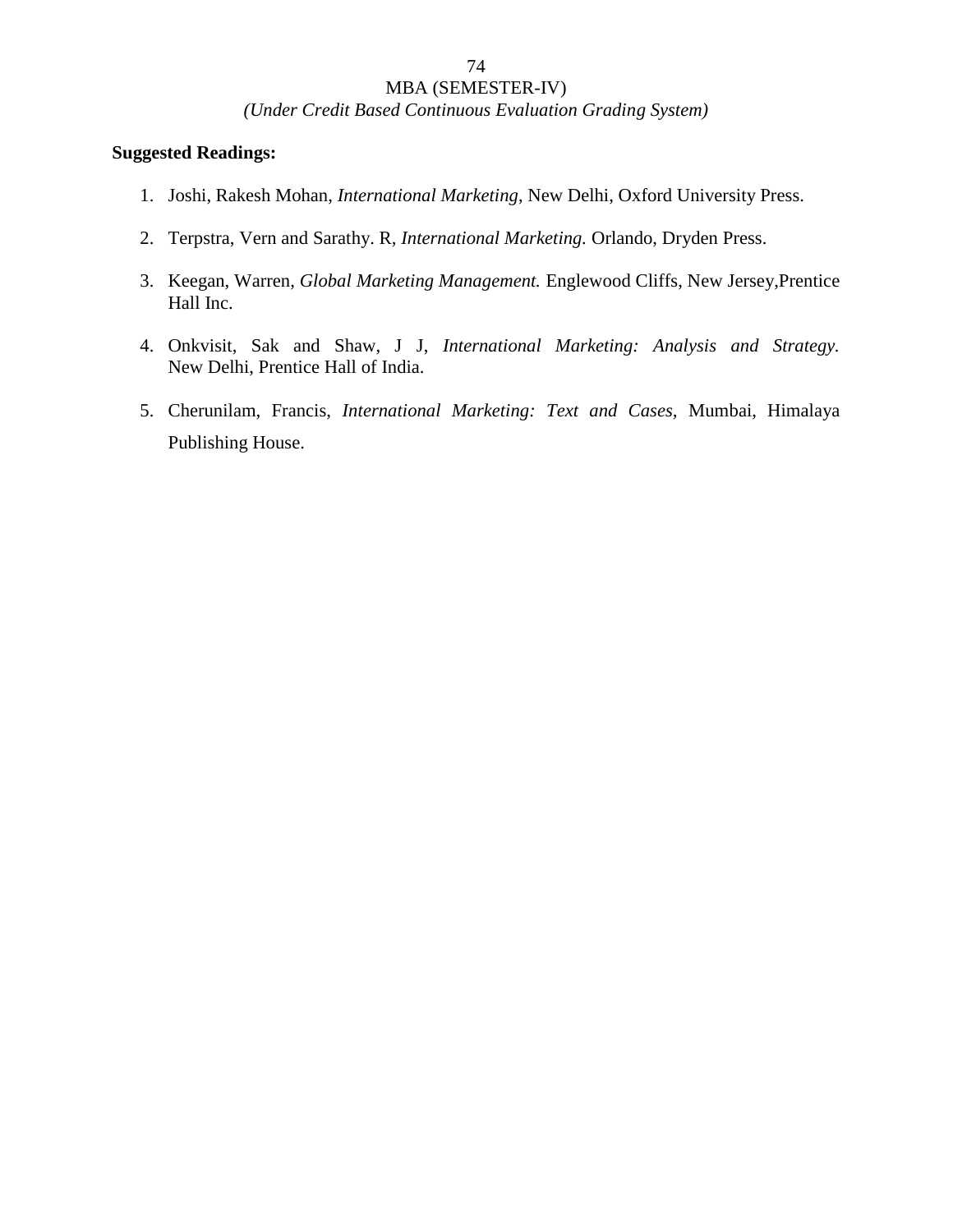**Suggested Readings:**

1. Joshi, Rakesh Mohan, *International Marketing*, New Delhi, Oxford University Press.
2. Terpstra, Vern and Sarathy. R, *International Marketing.* Orlando, Dryden Press.
3. Keegan, Warren, *Global Marketing Management.* Englewood Cliffs, New Jersey,Prentice Hall Inc.
4. Onkvisit, Sak and Shaw, J J, *International Marketing: Analysis and Strategy.* New Delhi, Prentice Hall of India.
5. Cherunilam, Francis, *International Marketing: Text and Cases,* Mumbai, Himalaya Publishing House.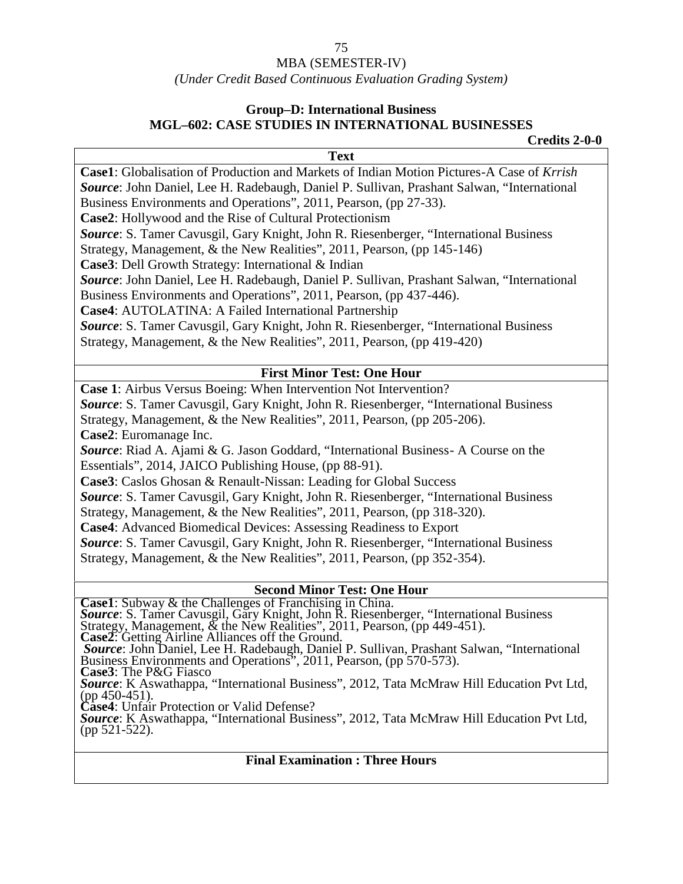MBA (SEMESTER-IV)

*(Under Credit Based Continuous Evaluation Grading System)*

**Group–D: International Business**

**MGL–602: CASE STUDIES IN INTERNATIONAL BUSINESSES**

**Credits 2-0-0**

**Text**

**Case1**: Globalisation of Production and Markets of Indian Motion Pictures-A Case of *Krrish*
***Source***: John Daniel, Lee H. Radebaugh, Daniel P. Sullivan, Prashant Salwan, "International Business Environments and Operations", 2011, Pearson, (pp 27-33).

**Case2**: Hollywood and the Rise of Cultural Protectionism
***Source***: S. Tamer Cavusgil, Gary Knight, John R. Riesenberger, "International Business Strategy, Management, & the New Realities", 2011, Pearson, (pp 145-146)

**Case3**: Dell Growth Strategy: International & Indian
***Source***: John Daniel, Lee H. Radebaugh, Daniel P. Sullivan, Prashant Salwan, "International Business Environments and Operations", 2011, Pearson, (pp 437-446).

**Case4**: AUTOLATINA: A Failed International Partnership
***Source***: S. Tamer Cavusgil, Gary Knight, John R. Riesenberger, "International Business Strategy, Management, & the New Realities", 2011, Pearson, (pp 419-420)

**First Minor Test: One Hour**

**Case 1**: Airbus Versus Boeing: When Intervention Not Intervention?
***Source***: S. Tamer Cavusgil, Gary Knight, John R. Riesenberger, "International Business Strategy, Management, & the New Realities", 2011, Pearson, (pp 205-206).

**Case2**: Euromanage Inc.
***Source***: Riad A. Ajami & G. Jason Goddard, "International Business- A Course on the Essentials", 2014, JAICO Publishing House, (pp 88-91).

**Case3**: Caslos Ghosan & Renault-Nissan: Leading for Global Success
***Source***: S. Tamer Cavusgil, Gary Knight, John R. Riesenberger, "International Business Strategy, Management, & the New Realities", 2011, Pearson, (pp 318-320).

**Case4**: Advanced Biomedical Devices: Assessing Readiness to Export
***Source***: S. Tamer Cavusgil, Gary Knight, John R. Riesenberger, "International Business Strategy, Management, & the New Realities", 2011, Pearson, (pp 352-354).

**Second Minor Test: One Hour**

**Case1**: Subway & the Challenges of Franchising in China.
***Source***: S. Tamer Cavusgil, Gary Knight, John R. Riesenberger, "International Business Strategy, Management, & the New Realities", 2011, Pearson, (pp 449-451).

**Case2**: Getting Airline Alliances off the Ground.
***Source***: John Daniel, Lee H. Radebaugh, Daniel P. Sullivan, Prashant Salwan, "International Business Environments and Operations", 2011, Pearson, (pp 570-573).

**Case3**: The P&G Fiasco
***Source***: K Aswathappa, "International Business", 2012, Tata McMraw Hill Education Pvt Ltd, (pp 450-451).

**Case4**: Unfair Protection or Valid Defense?
***Source***: K Aswathappa, "International Business", 2012, Tata McMraw Hill Education Pvt Ltd, (pp 521-522).

**Final Examination : Three Hours**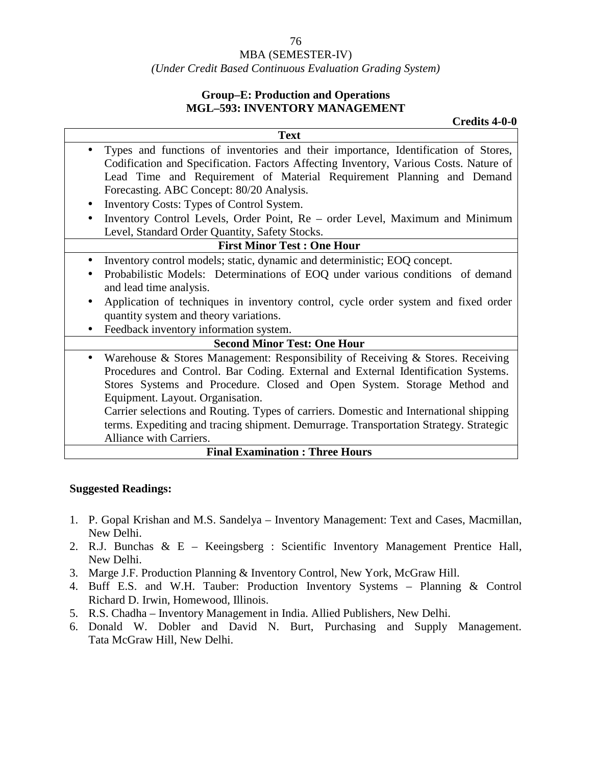MBA (SEMESTER-IV)

*(Under Credit Based Continuous Evaluation Grading System)*

**Group–E: Production and Operations**

**MGL–593: INVENTORY MANAGEMENT**

**Credits 4-0-0**

| **Text** |
|---|
| • Types and functions of inventories and their importance, Identification of Stores, Codification and Specification. Factors Affecting Inventory, Various Costs. Nature of Lead Time and Requirement of Material Requirement Planning and Demand Forecasting. ABC Concept: 80/20 Analysis.<br>• Inventory Costs: Types of Control System.<br>• Inventory Control Levels, Order Point, Re – order Level, Maximum and Minimum Level, Standard Order Quantity, Safety Stocks. |
| **First Minor Test : One Hour** |
| • Inventory control models; static, dynamic and deterministic; EOQ concept.<br>• Probabilistic Models: Determinations of EOQ under various conditions of demand and lead time analysis.<br>• Application of techniques in inventory control, cycle order system and fixed order quantity system and theory variations.<br>• Feedback inventory information system. |
| **Second Minor Test: One Hour** |
| • Warehouse & Stores Management: Responsibility of Receiving & Stores. Receiving Procedures and Control. Bar Coding. External and External Identification Systems. Stores Systems and Procedure. Closed and Open System. Storage Method and Equipment. Layout. Organisation.<br>Carrier selections and Routing. Types of carriers. Domestic and International shipping terms. Expediting and tracing shipment. Demurrage. Transportation Strategy. Strategic Alliance with Carriers. |
| **Final Examination : Three Hours** |

**Suggested Readings:**

1. P. Gopal Krishan and M.S. Sandelya – Inventory Management: Text and Cases, Macmillan, New Delhi.
2. R.J. Bunchas & E – Keeingsberg : Scientific Inventory Management Prentice Hall, New Delhi.
3. Marge J.F. Production Planning & Inventory Control, New York, McGraw Hill.
4. Buff E.S. and W.H. Tauber: Production Inventory Systems – Planning & Control Richard D. Irwin, Homewood, Illinois.
5. R.S. Chadha – Inventory Management in India. Allied Publishers, New Delhi.
6. Donald W. Dobler and David N. Burt, Purchasing and Supply Management. Tata McGraw Hill, New Delhi.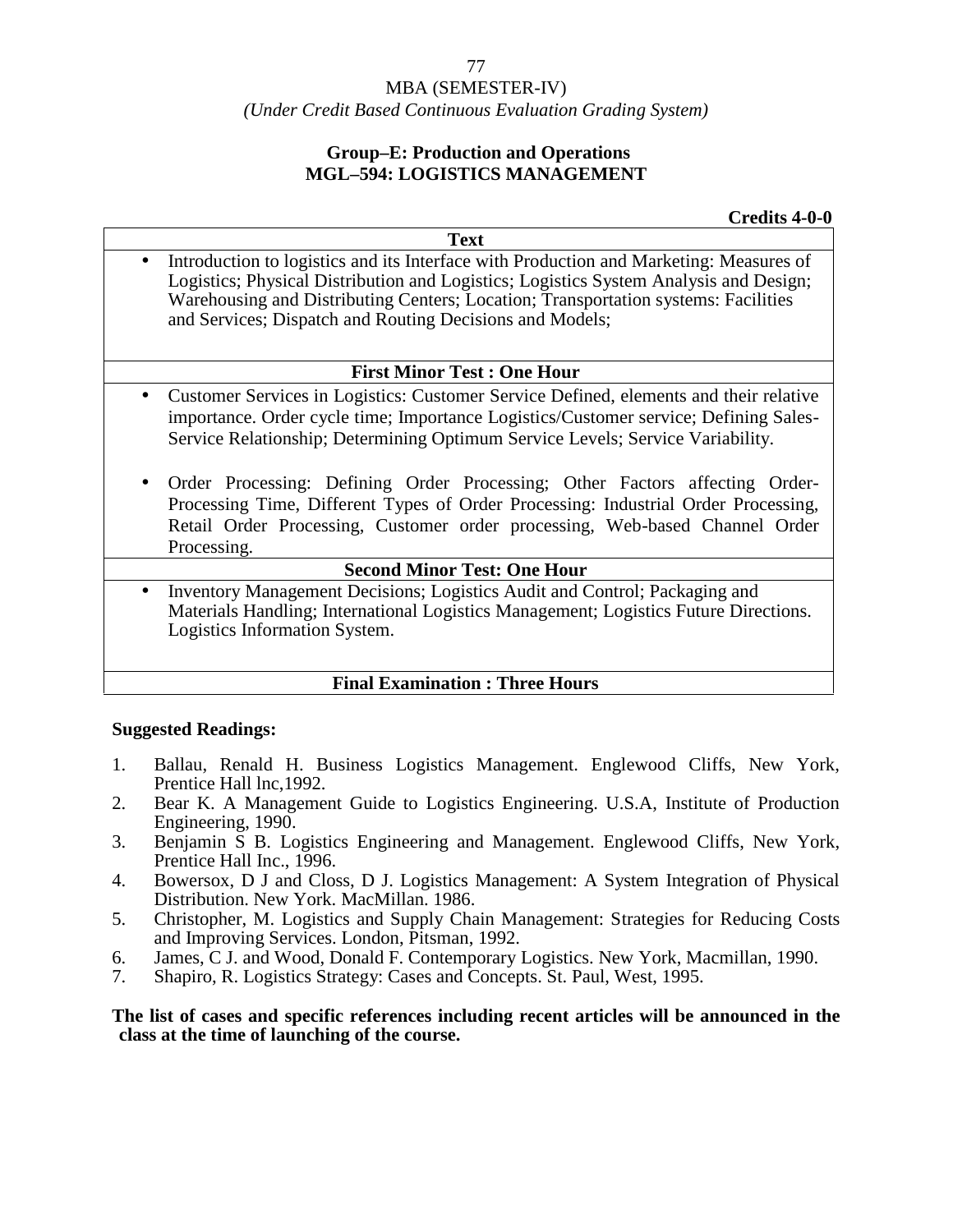MBA (SEMESTER-IV)

*(Under Credit Based Continuous Evaluation Grading System)*

## Group–E: Production and Operations

## MGL–594: LOGISTICS MANAGEMENT

**Credits 4-0-0**

| Text |
|---|
| • Introduction to logistics and its Interface with Production and Marketing: Measures of Logistics; Physical Distribution and Logistics; Logistics System Analysis and Design; Warehousing and Distributing Centers; Location; Transportation systems: Facilities and Services; Dispatch and Routing Decisions and Models; |
| **First Minor Test : One Hour** |
| • Customer Services in Logistics: Customer Service Defined, elements and their relative importance. Order cycle time; Importance Logistics/Customer service; Defining Sales-Service Relationship; Determining Optimum Service Levels; Service Variability. <br> • Order Processing: Defining Order Processing; Other Factors affecting Order-Processing Time, Different Types of Order Processing: Industrial Order Processing, Retail Order Processing, Customer order processing, Web-based Channel Order Processing. |
| **Second Minor Test: One Hour** |
| • Inventory Management Decisions; Logistics Audit and Control; Packaging and Materials Handling; International Logistics Management; Logistics Future Directions. Logistics Information System. |
| **Final Examination : Three Hours** |

**Suggested Readings:**

1. Ballau, Renald H. Business Logistics Management. Englewood Cliffs, New York, Prentice Hall lnc,1992.
2. Bear K. A Management Guide to Logistics Engineering. U.S.A, Institute of Production Engineering, 1990.
3. Benjamin S B. Logistics Engineering and Management. Englewood Cliffs, New York, Prentice Hall Inc., 1996.
4. Bowersox, D J and Closs, D J. Logistics Management: A System Integration of Physical Distribution. New York. MacMillan. 1986.
5. Christopher, M. Logistics and Supply Chain Management: Strategies for Reducing Costs and Improving Services. London, Pitsman, 1992.
6. James, C J. and Wood, Donald F. Contemporary Logistics. New York, Macmillan, 1990.
7. Shapiro, R. Logistics Strategy: Cases and Concepts. St. Paul, West, 1995.

**The list of cases and specific references including recent articles will be announced in the class at the time of launching of the course.**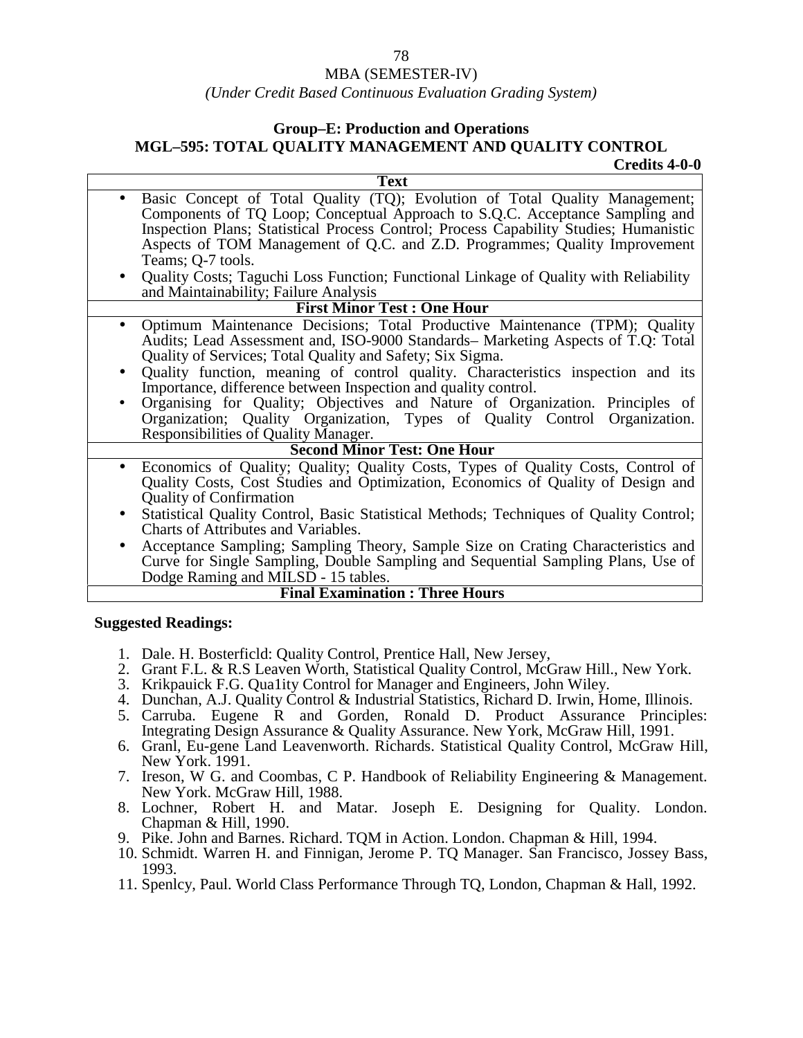MBA (SEMESTER-IV)

*(Under Credit Based Continuous Evaluation Grading System)*

## Group–E: Production and Operations

## MGL–595: TOTAL QUALITY MANAGEMENT AND QUALITY CONTROL

**Credits 4-0-0**

| **Text** |
|---|
| • Basic Concept of Total Quality (TQ); Evolution of Total Quality Management; Components of TQ Loop; Conceptual Approach to S.Q.C. Acceptance Sampling and Inspection Plans; Statistical Process Control; Process Capability Studies; Humanistic Aspects of TOM Management of Q.C. and Z.D. Programmes; Quality Improvement Teams; Q-7 tools.<br>• Quality Costs; Taguchi Loss Function; Functional Linkage of Quality with Reliability and Maintainability; Failure Analysis |
| **First Minor Test : One Hour** |
| • Optimum Maintenance Decisions; Total Productive Maintenance (TPM); Quality Audits; Lead Assessment and, ISO-9000 Standards– Marketing Aspects of T.Q: Total Quality of Services; Total Quality and Safety; Six Sigma.<br>• Quality function, meaning of control quality. Characteristics inspection and its Importance, difference between Inspection and quality control.<br>• Organising for Quality; Objectives and Nature of Organization. Principles of Organization; Quality Organization, Types of Quality Control Organization. Responsibilities of Quality Manager. |
| **Second Minor Test: One Hour** |
| • Economics of Quality; Quality; Quality Costs, Types of Quality Costs, Control of Quality Costs, Cost Studies and Optimization, Economics of Quality of Design and Quality of Confirmation<br>• Statistical Quality Control, Basic Statistical Methods; Techniques of Quality Control; Charts of Attributes and Variables.<br>• Acceptance Sampling; Sampling Theory, Sample Size on Crating Characteristics and Curve for Single Sampling, Double Sampling and Sequential Sampling Plans, Use of Dodge Raming and MILSD - 15 tables. |
| **Final Examination : Three Hours** |

**Suggested Readings:**

1. Dale. H. Bosterficld: Quality Control, Prentice Hall, New Jersey,
2. Grant F.L. & R.S Leaven Worth, Statistical Quality Control, McGraw Hill., New York.
3. Krikpauick F.G. Qua1ity Control for Manager and Engineers, John Wiley.
4. Dunchan, A.J. Quality Control & Industrial Statistics, Richard D. Irwin, Home, Illinois.
5. Carruba. Eugene R and Gorden, Ronald D. Product Assurance Principles: Integrating Design Assurance & Quality Assurance. New York, McGraw Hill, 1991.
6. Granl, Eu-gene Land Leavenworth. Richards. Statistical Quality Control, McGraw Hill, New York. 1991.
7. Ireson, W G. and Coombas, C P. Handbook of Reliability Engineering & Management. New York. McGraw Hill, 1988.
8. Lochner, Robert H. and Matar. Joseph E. Designing for Quality. London. Chapman & Hill, 1990.
9. Pike. John and Barnes. Richard. TQM in Action. London. Chapman & Hill, 1994.
10. Schmidt. Warren H. and Finnigan, Jerome P. TQ Manager. San Francisco, Jossey Bass, 1993.
11. Spenlcy, Paul. World Class Performance Through TQ, London, Chapman & Hall, 1992.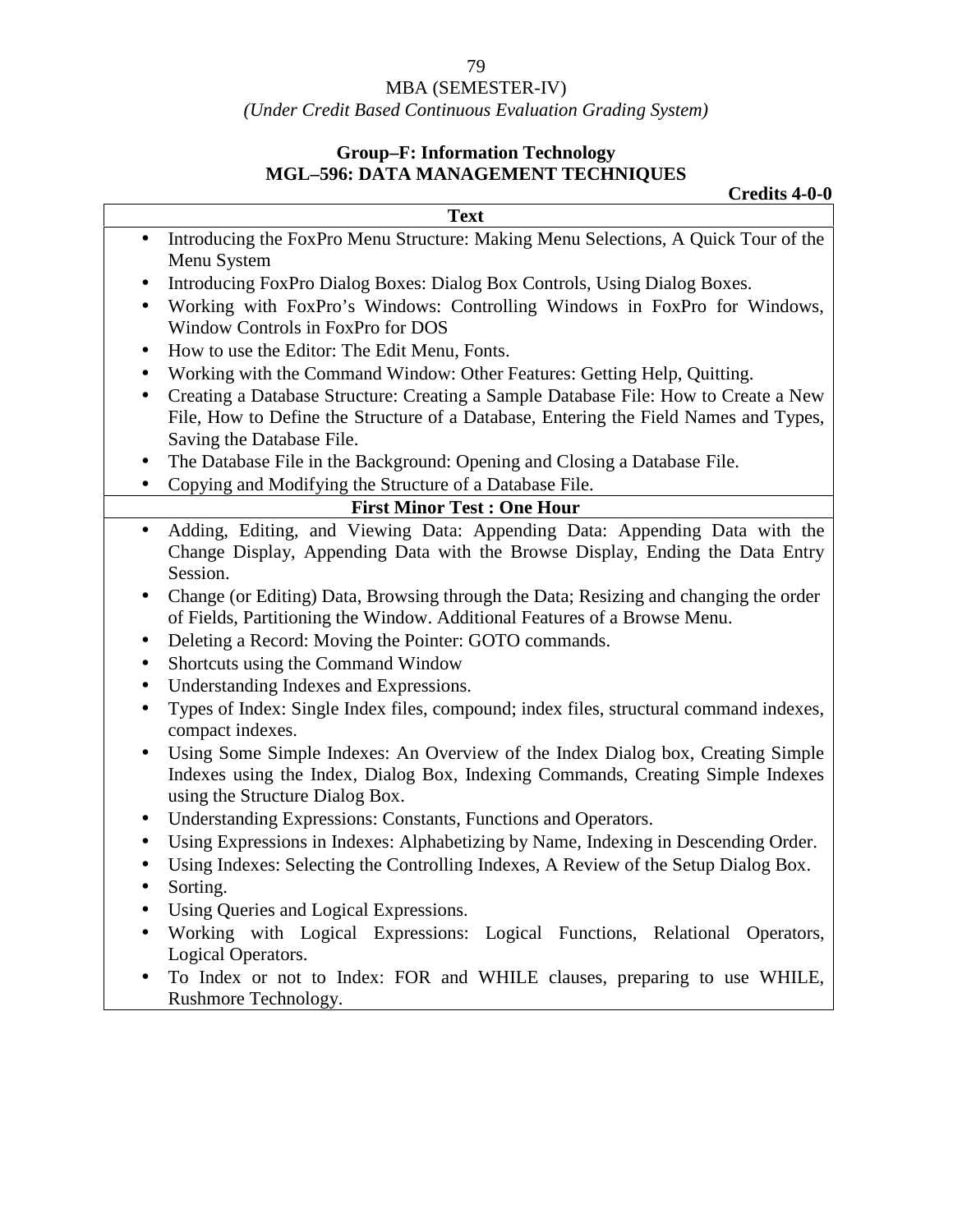MBA (SEMESTER-IV)

*(Under Credit Based Continuous Evaluation Grading System)*

**Group–F: Information Technology**

**MGL–596: DATA MANAGEMENT TECHNIQUES**

**Credits 4-0-0**

| **Text** |
|---|
| • Introducing the FoxPro Menu Structure: Making Menu Selections, A Quick Tour of the Menu System<br>• Introducing FoxPro Dialog Boxes: Dialog Box Controls, Using Dialog Boxes.<br>• Working with FoxPro's Windows: Controlling Windows in FoxPro for Windows, Window Controls in FoxPro for DOS<br>• How to use the Editor: The Edit Menu, Fonts.<br>• Working with the Command Window: Other Features: Getting Help, Quitting.<br>• Creating a Database Structure: Creating a Sample Database File: How to Create a New File, How to Define the Structure of a Database, Entering the Field Names and Types, Saving the Database File.<br>• The Database File in the Background: Opening and Closing a Database File.<br>• Copying and Modifying the Structure of a Database File. |
| **First Minor Test : One Hour** |
| • Adding, Editing, and Viewing Data: Appending Data: Appending Data with the Change Display, Appending Data with the Browse Display, Ending the Data Entry Session.<br>• Change (or Editing) Data, Browsing through the Data; Resizing and changing the order of Fields, Partitioning the Window. Additional Features of a Browse Menu.<br>• Deleting a Record: Moving the Pointer: GOTO commands.<br>• Shortcuts using the Command Window<br>• Understanding Indexes and Expressions.<br>• Types of Index: Single Index files, compound; index files, structural command indexes, compact indexes.<br>• Using Some Simple Indexes: An Overview of the Index Dialog box, Creating Simple Indexes using the Index, Dialog Box, Indexing Commands, Creating Simple Indexes using the Structure Dialog Box.<br>• Understanding Expressions: Constants, Functions and Operators.<br>• Using Expressions in Indexes: Alphabetizing by Name, Indexing in Descending Order.<br>• Using Indexes: Selecting the Controlling Indexes, A Review of the Setup Dialog Box.<br>• Sorting.<br>• Using Queries and Logical Expressions.<br>• Working with Logical Expressions: Logical Functions, Relational Operators, Logical Operators.<br>• To Index or not to Index: FOR and WHILE clauses, preparing to use WHILE, Rushmore Technology. |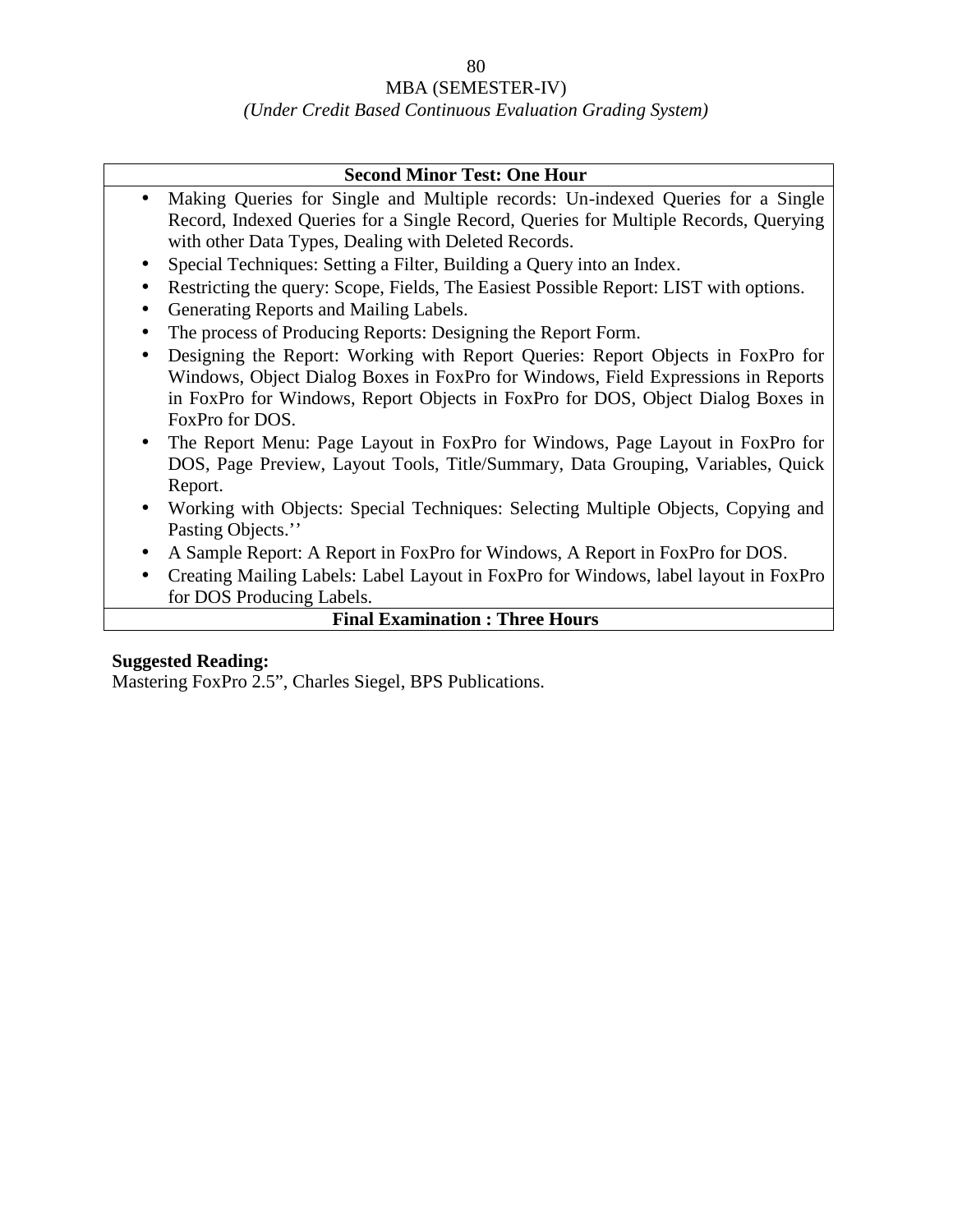MBA (SEMESTER-IV)

*(Under Credit Based Continuous Evaluation Grading System)*

| Second Minor Test: One Hour |
|---|
| • Making Queries for Single and Multiple records: Un-indexed Queries for a Single Record, Indexed Queries for a Single Record, Queries for Multiple Records, Querying with other Data Types, Dealing with Deleted Records.<br>• Special Techniques: Setting a Filter, Building a Query into an Index.<br>• Restricting the query: Scope, Fields, The Easiest Possible Report: LIST with options.<br>• Generating Reports and Mailing Labels.<br>• The process of Producing Reports: Designing the Report Form.<br>• Designing the Report: Working with Report Queries: Report Objects in FoxPro for Windows, Object Dialog Boxes in FoxPro for Windows, Field Expressions in Reports in FoxPro for Windows, Report Objects in FoxPro for DOS, Object Dialog Boxes in FoxPro for DOS.<br>• The Report Menu: Page Layout in FoxPro for Windows, Page Layout in FoxPro for DOS, Page Preview, Layout Tools, Title/Summary, Data Grouping, Variables, Quick Report.<br>• Working with Objects: Special Techniques: Selecting Multiple Objects, Copying and Pasting Objects.’’<br>• A Sample Report: A Report in FoxPro for Windows, A Report in FoxPro for DOS.<br>• Creating Mailing Labels: Label Layout in FoxPro for Windows, label layout in FoxPro for DOS Producing Labels. |
| **Final Examination : Three Hours** |

**Suggested Reading:**

Mastering FoxPro 2.5”, Charles Siegel, BPS Publications.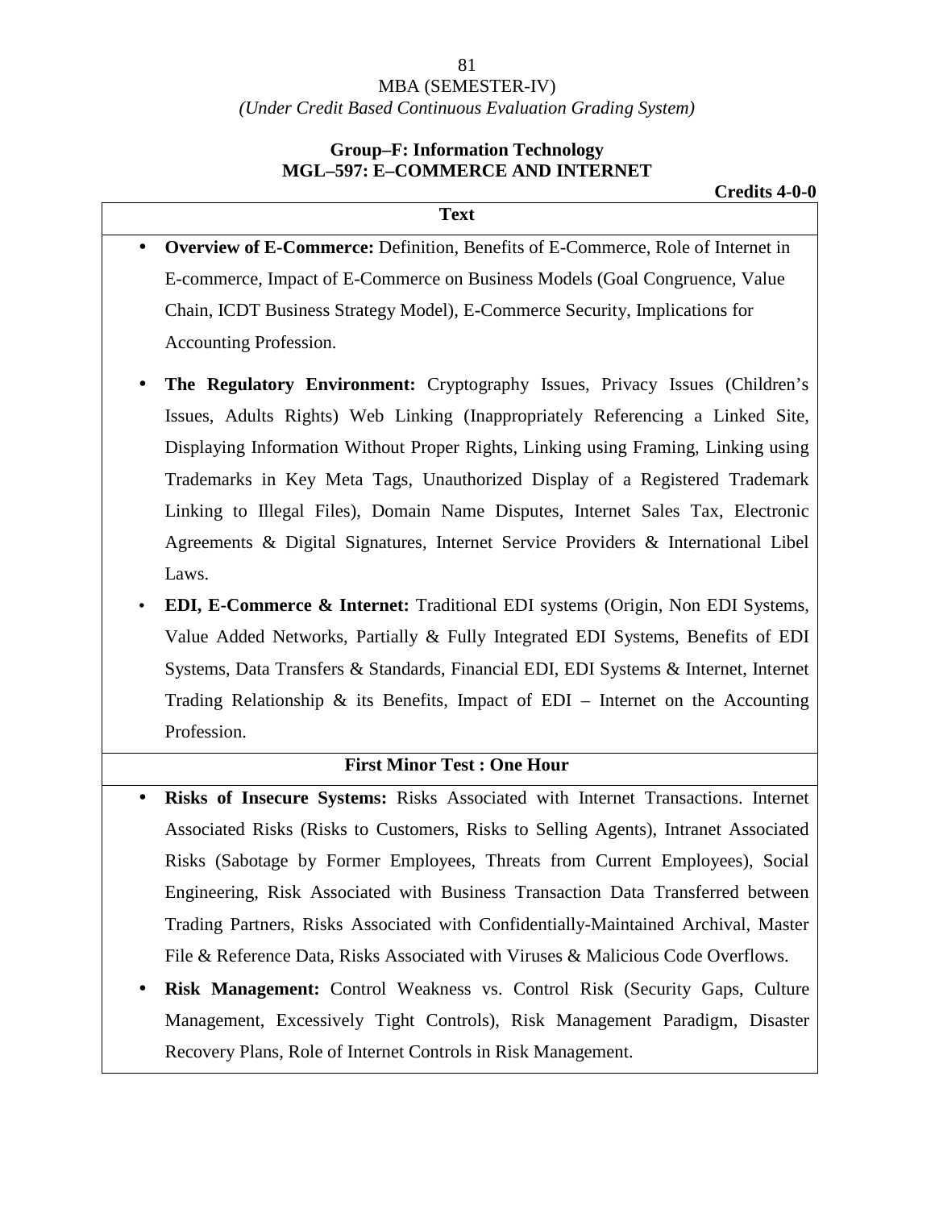MBA (SEMESTER-IV)

*(Under Credit Based Continuous Evaluation Grading System)*

## Group–F: Information Technology
## MGL–597: E–COMMERCE AND INTERNET

**Credits 4-0-0**

**Text**

- **Overview of E-Commerce:** Definition, Benefits of E-Commerce, Role of Internet in E-commerce, Impact of E-Commerce on Business Models (Goal Congruence, Value Chain, ICDT Business Strategy Model), E-Commerce Security, Implications for Accounting Profession.
- **The Regulatory Environment:** Cryptography Issues, Privacy Issues (Children's Issues, Adults Rights) Web Linking (Inappropriately Referencing a Linked Site, Displaying Information Without Proper Rights, Linking using Framing, Linking using Trademarks in Key Meta Tags, Unauthorized Display of a Registered Trademark Linking to Illegal Files), Domain Name Disputes, Internet Sales Tax, Electronic Agreements & Digital Signatures, Internet Service Providers & International Libel Laws.
- **EDI, E-Commerce & Internet:** Traditional EDI systems (Origin, Non EDI Systems, Value Added Networks, Partially & Fully Integrated EDI Systems, Benefits of EDI Systems, Data Transfers & Standards, Financial EDI, EDI Systems & Internet, Internet Trading Relationship & its Benefits, Impact of EDI – Internet on the Accounting Profession.

**First Minor Test : One Hour**

- **Risks of Insecure Systems:** Risks Associated with Internet Transactions. Internet Associated Risks (Risks to Customers, Risks to Selling Agents), Intranet Associated Risks (Sabotage by Former Employees, Threats from Current Employees), Social Engineering, Risk Associated with Business Transaction Data Transferred between Trading Partners, Risks Associated with Confidentially-Maintained Archival, Master File & Reference Data, Risks Associated with Viruses & Malicious Code Overflows.
- **Risk Management:** Control Weakness vs. Control Risk (Security Gaps, Culture Management, Excessively Tight Controls), Risk Management Paradigm, Disaster Recovery Plans, Role of Internet Controls in Risk Management.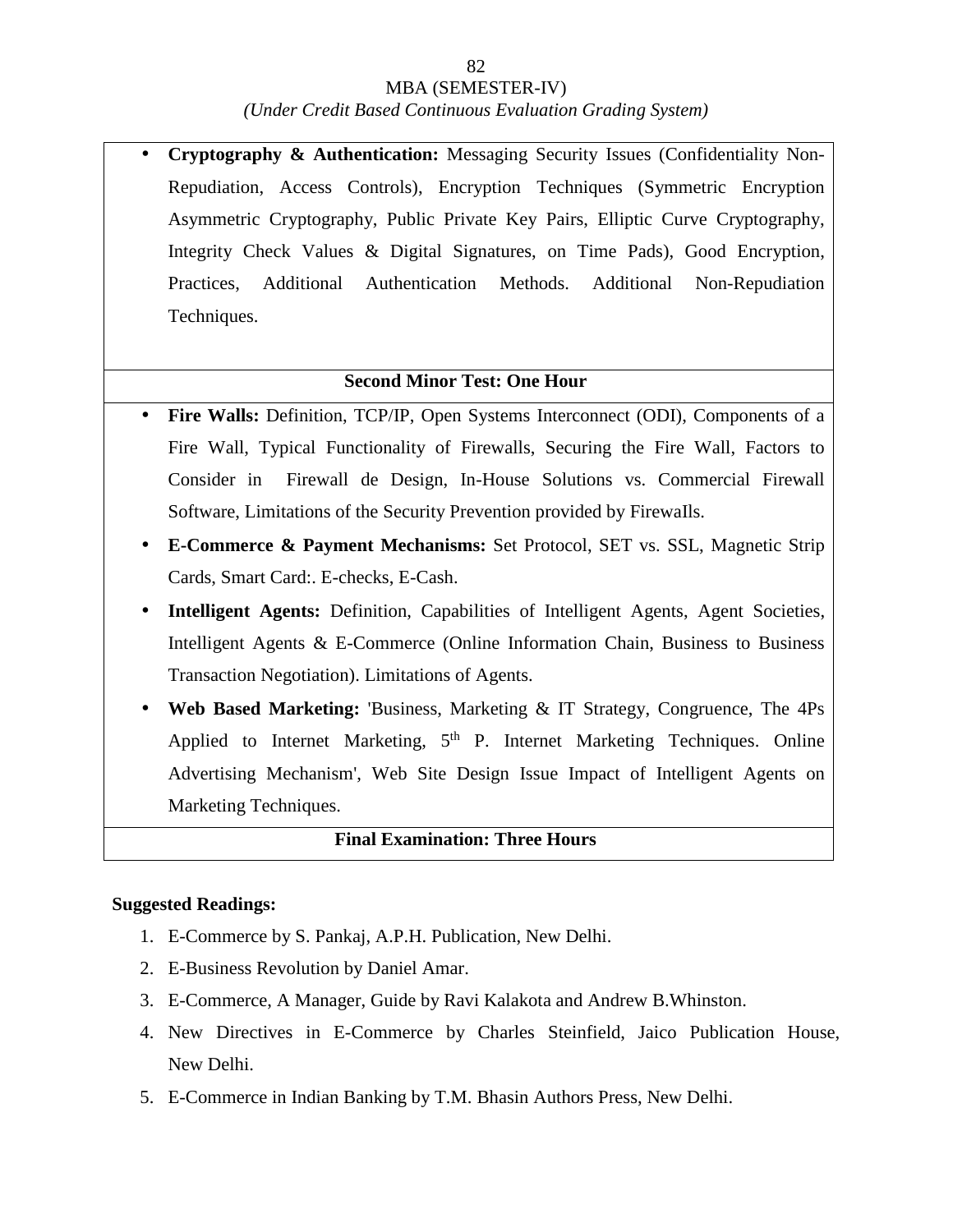- **Cryptography & Authentication:** Messaging Security Issues (Confidentiality Non-Repudiation, Access Controls), Encryption Techniques (Symmetric Encryption Asymmetric Cryptography, Public Private Key Pairs, Elliptic Curve Cryptography, Integrity Check Values & Digital Signatures, on Time Pads), Good Encryption, Practices, Additional Authentication Methods. Additional Non-Repudiation Techniques.

**Second Minor Test: One Hour**

- **Fire Walls:** Definition, TCP/IP, Open Systems Interconnect (ODI), Components of a Fire Wall, Typical Functionality of Firewalls, Securing the Fire Wall, Factors to Consider in Firewall de Design, In-House Solutions vs. Commercial Firewall Software, Limitations of the Security Prevention provided by FirewaIls.
- **E-Commerce & Payment Mechanisms:** Set Protocol, SET vs. SSL, Magnetic Strip Cards, Smart Card:. E-checks, E-Cash.
- **Intelligent Agents:** Definition, Capabilities of Intelligent Agents, Agent Societies, Intelligent Agents & E-Commerce (Online Information Chain, Business to Business Transaction Negotiation). Limitations of Agents.
- **Web Based Marketing:** 'Business, Marketing & IT Strategy, Congruence, The 4Ps Applied to Internet Marketing, 5th P. Internet Marketing Techniques. Online Advertising Mechanism', Web Site Design Issue Impact of Intelligent Agents on Marketing Techniques.

**Final Examination: Three Hours**

**Suggested Readings:**

1. E-Commerce by S. Pankaj, A.P.H. Publication, New Delhi.
2. E-Business Revolution by Daniel Amar.
3. E-Commerce, A Manager, Guide by Ravi Kalakota and Andrew B.Whinston.
4. New Directives in E-Commerce by Charles Steinfield, Jaico Publication House, New Delhi.
5. E-Commerce in Indian Banking by T.M. Bhasin Authors Press, New Delhi.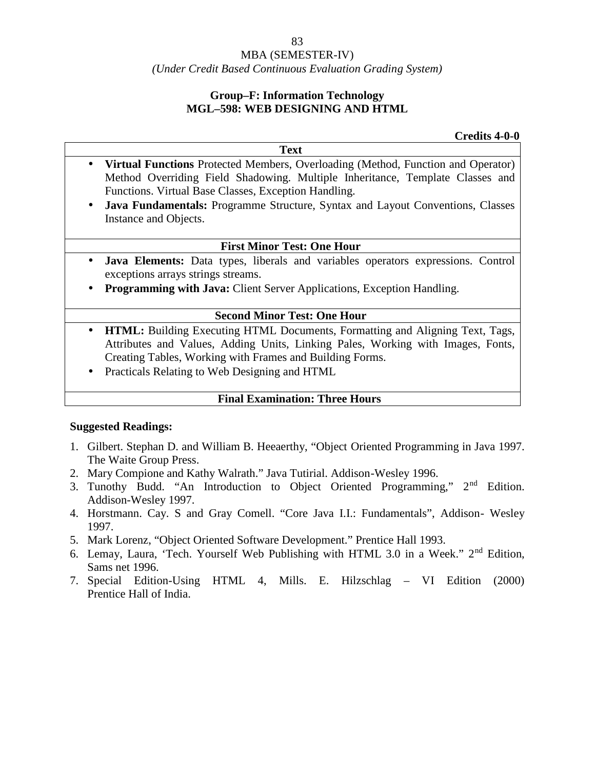MBA (SEMESTER-IV)

*(Under Credit Based Continuous Evaluation Grading System)*

**Group–F: Information Technology**

**MGL–598: WEB DESIGNING AND HTML**

**Credits 4-0-0**

**Text**

- **Virtual Functions** Protected Members, Overloading (Method, Function and Operator) Method Overriding Field Shadowing. Multiple Inheritance, Template Classes and Functions. Virtual Base Classes, Exception Handling.
- **Java Fundamentals:** Programme Structure, Syntax and Layout Conventions, Classes Instance and Objects.

**First Minor Test: One Hour**

- **Java Elements:** Data types, liberals and variables operators expressions. Control exceptions arrays strings streams.
- **Programming with Java:** Client Server Applications, Exception Handling.

**Second Minor Test: One Hour**

- **HTML:** Building Executing HTML Documents, Formatting and Aligning Text, Tags, Attributes and Values, Adding Units, Linking Pales, Working with Images, Fonts, Creating Tables, Working with Frames and Building Forms.
- Practicals Relating to Web Designing and HTML

**Final Examination: Three Hours**

**Suggested Readings:**

1. Gilbert. Stephan D. and William B. Heeaerthy, "Object Oriented Programming in Java 1997. The Waite Group Press.
2. Mary Compione and Kathy Walrath." Java Tutirial. Addison-Wesley 1996.
3. Tunothy Budd. "An Introduction to Object Oriented Programming," 2nd Edition. Addison-Wesley 1997.
4. Horstmann. Cay. S and Gray Comell. "Core Java I.I.: Fundamentals", Addison- Wesley 1997.
5. Mark Lorenz, "Object Oriented Software Development." Prentice Hall 1993.
6. Lemay, Laura, 'Tech. Yourself Web Publishing with HTML 3.0 in a Week." 2nd Edition, Sams net 1996.
7. Special Edition-Using HTML 4, Mills. E. Hilzschlag – VI Edition (2000) Prentice Hall of India.